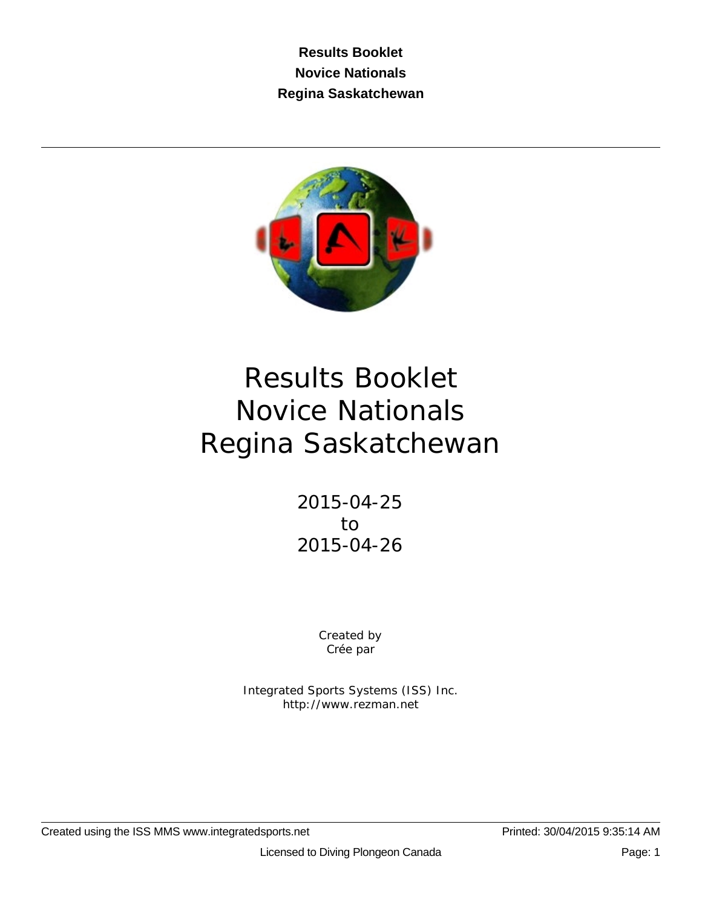**Results Booklet**
**Novice Nationals**
**Regina Saskatchewan**

---

# Results Booklet
# Novice Nationals
# Regina Saskatchewan

2015-04-25
to
2015-04-26

Created by
Crée par

Integrated Sports Systems (ISS) Inc.
http://www.rezman.net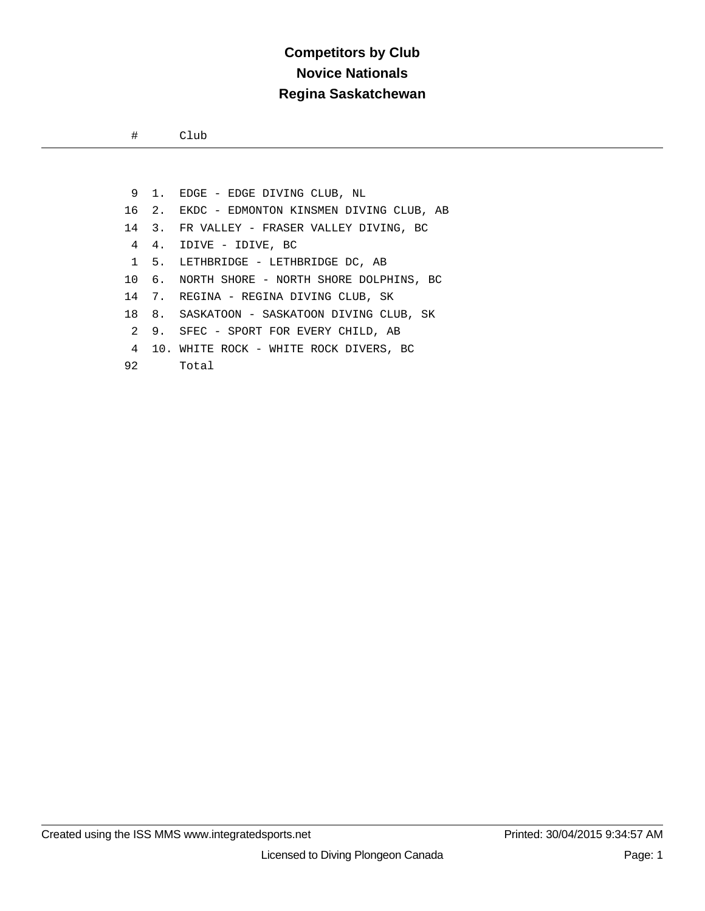# Competitors by Club

## Novice Nationals

## Regina Saskatchewan

| # | | Club |
|---|---|---|
| 9 | 1. | EDGE - EDGE DIVING CLUB, NL |
| 16 | 2. | EKDC - EDMONTON KINSMEN DIVING CLUB, AB |
| 14 | 3. | FR VALLEY - FRASER VALLEY DIVING, BC |
| 4 | 4. | IDIVE - IDIVE, BC |
| 1 | 5. | LETHBRIDGE - LETHBRIDGE DC, AB |
| 10 | 6. | NORTH SHORE - NORTH SHORE DOLPHINS, BC |
| 14 | 7. | REGINA - REGINA DIVING CLUB, SK |
| 18 | 8. | SASKATOON - SASKATOON DIVING CLUB, SK |
| 2 | 9. | SFEC - SPORT FOR EVERY CHILD, AB |
| 4 | 10. | WHITE ROCK - WHITE ROCK DIVERS, BC |
| 92 | | Total |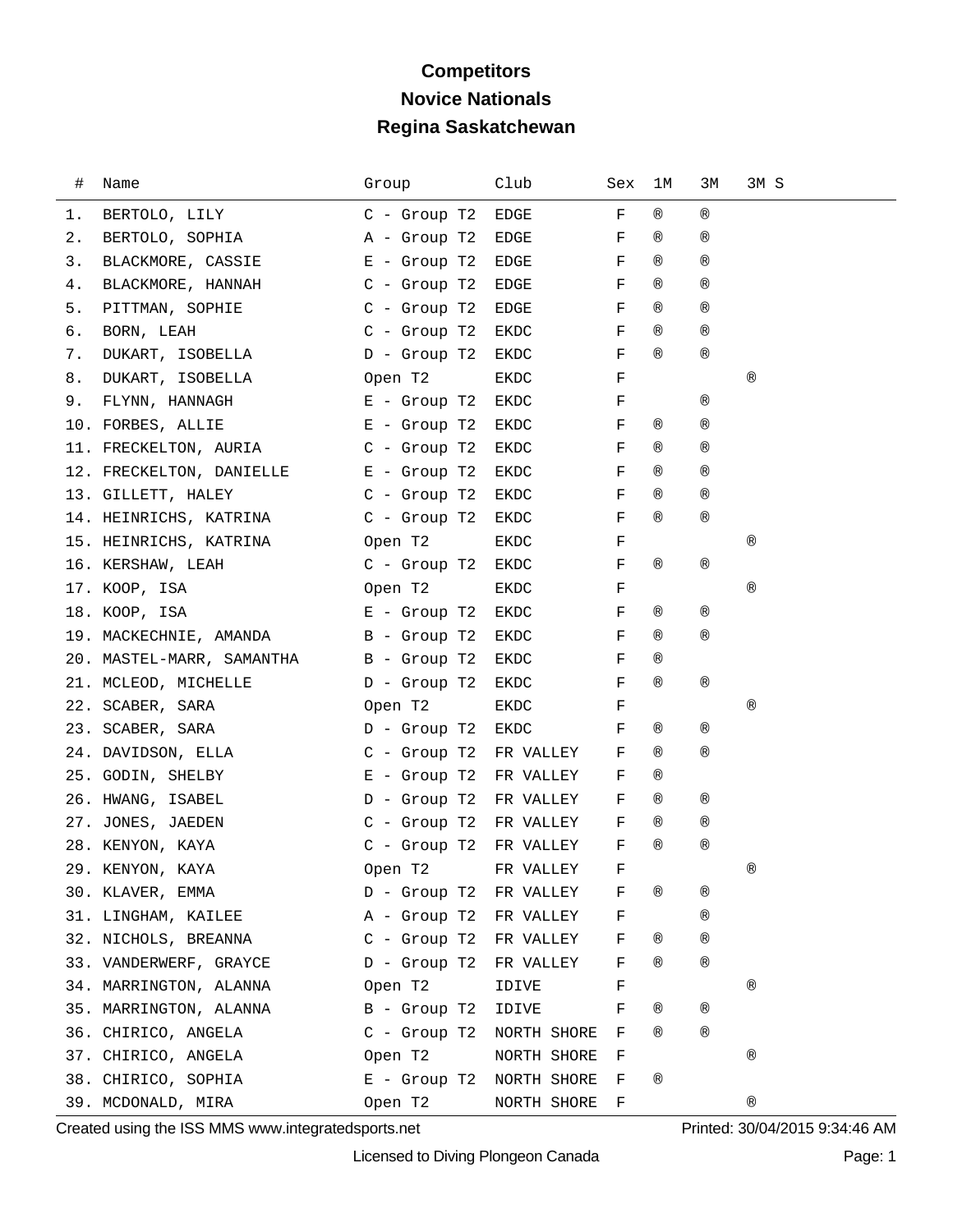# Competitors
## Novice Nationals
## Regina Saskatchewan

| # | Name | Group | Club | Sex | 1M | 3M | 3M S |
|---|---|---|---|---|---|---|---|
| 1. | BERTOLO, LILY | C - Group T2 | EDGE | F | ® | ® | |
| 2. | BERTOLO, SOPHIA | A - Group T2 | EDGE | F | ® | ® | |
| 3. | BLACKMORE, CASSIE | E - Group T2 | EDGE | F | ® | ® | |
| 4. | BLACKMORE, HANNAH | C - Group T2 | EDGE | F | ® | ® | |
| 5. | PITTMAN, SOPHIE | C - Group T2 | EDGE | F | ® | ® | |
| 6. | BORN, LEAH | C - Group T2 | EKDC | F | ® | ® | |
| 7. | DUKART, ISOBELLA | D - Group T2 | EKDC | F | ® | ® | |
| 8. | DUKART, ISOBELLA | Open T2 | EKDC | F | | | ® |
| 9. | FLYNN, HANNAGH | E - Group T2 | EKDC | F | | ® | |
| 10. | FORBES, ALLIE | E - Group T2 | EKDC | F | ® | ® | |
| 11. | FRECKELTON, AURIA | C - Group T2 | EKDC | F | ® | ® | |
| 12. | FRECKELTON, DANIELLE | E - Group T2 | EKDC | F | ® | ® | |
| 13. | GILLETT, HALEY | C - Group T2 | EKDC | F | ® | ® | |
| 14. | HEINRICHS, KATRINA | C - Group T2 | EKDC | F | ® | ® | |
| 15. | HEINRICHS, KATRINA | Open T2 | EKDC | F | | | ® |
| 16. | KERSHAW, LEAH | C - Group T2 | EKDC | F | ® | ® | |
| 17. | KOOP, ISA | Open T2 | EKDC | F | | | ® |
| 18. | KOOP, ISA | E - Group T2 | EKDC | F | ® | ® | |
| 19. | MACKECHNIE, AMANDA | B - Group T2 | EKDC | F | ® | ® | |
| 20. | MASTEL-MARR, SAMANTHA | B - Group T2 | EKDC | F | ® | | |
| 21. | MCLEOD, MICHELLE | D - Group T2 | EKDC | F | ® | ® | |
| 22. | SCABER, SARA | Open T2 | EKDC | F | | | ® |
| 23. | SCABER, SARA | D - Group T2 | EKDC | F | ® | ® | |
| 24. | DAVIDSON, ELLA | C - Group T2 | FR VALLEY | F | ® | ® | |
| 25. | GODIN, SHELBY | E - Group T2 | FR VALLEY | F | ® | | |
| 26. | HWANG, ISABEL | D - Group T2 | FR VALLEY | F | ® | ® | |
| 27. | JONES, JAEDEN | C - Group T2 | FR VALLEY | F | ® | ® | |
| 28. | KENYON, KAYA | C - Group T2 | FR VALLEY | F | ® | ® | |
| 29. | KENYON, KAYA | Open T2 | FR VALLEY | F | | | ® |
| 30. | KLAVER, EMMA | D - Group T2 | FR VALLEY | F | ® | ® | |
| 31. | LINGHAM, KAILEE | A - Group T2 | FR VALLEY | F | | ® | |
| 32. | NICHOLS, BREANNA | C - Group T2 | FR VALLEY | F | ® | ® | |
| 33. | VANDERWERF, GRAYCE | D - Group T2 | FR VALLEY | F | ® | ® | |
| 34. | MARRINGTON, ALANNA | Open T2 | IDIVE | F | | | ® |
| 35. | MARRINGTON, ALANNA | B - Group T2 | IDIVE | F | ® | ® | |
| 36. | CHIRICO, ANGELA | C - Group T2 | NORTH SHORE | F | ® | ® | |
| 37. | CHIRICO, ANGELA | Open T2 | NORTH SHORE | F | | | ® |
| 38. | CHIRICO, SOPHIA | E - Group T2 | NORTH SHORE | F | ® | | |
| 39. | MCDONALD, MIRA | Open T2 | NORTH SHORE | F | | | ® |

Created using the ISS MMS www.integratedsports.net Printed: 30/04/2015 9:34:46 AM

Licensed to Diving Plongeon Canada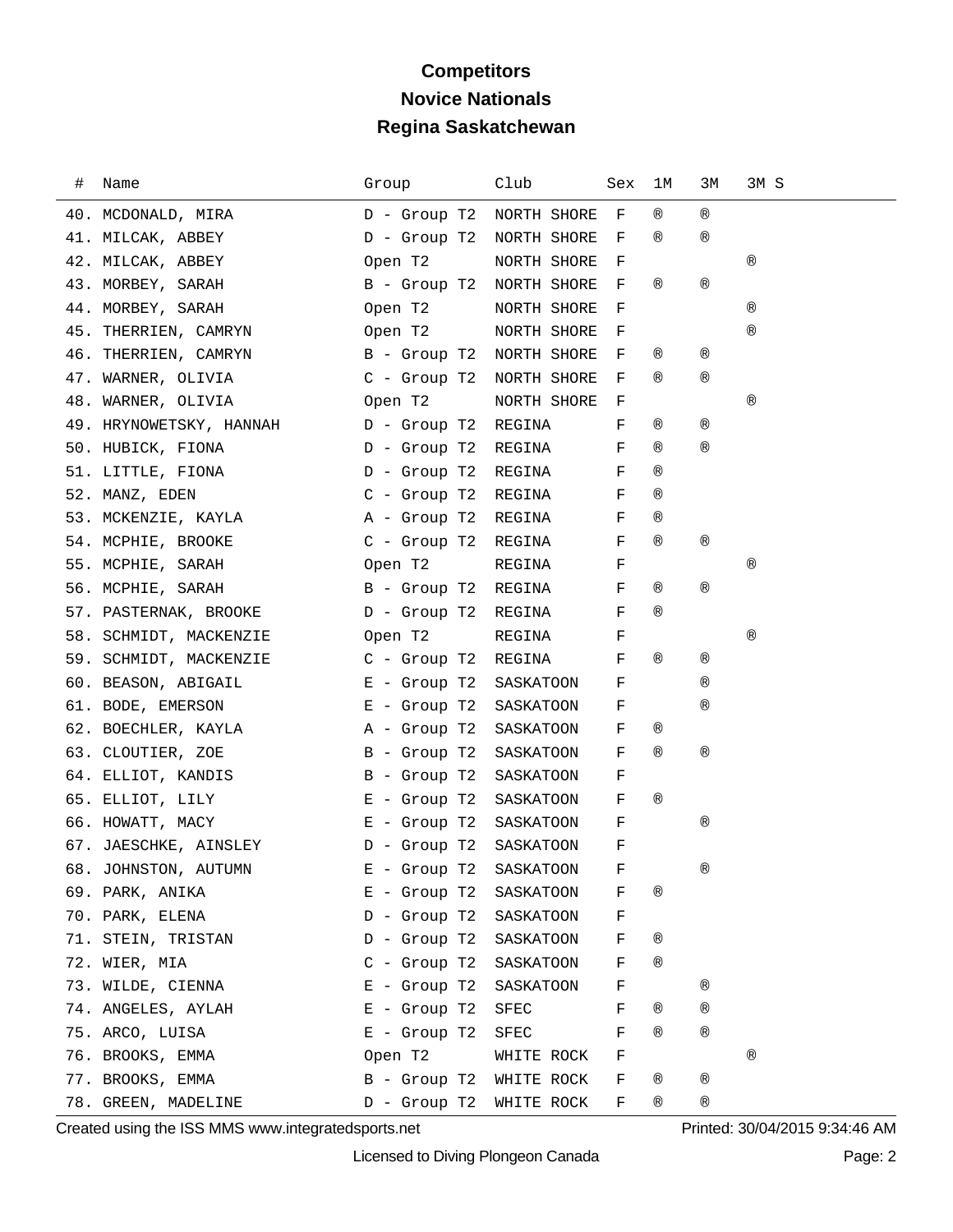# Competitors
## Novice Nationals
## Regina Saskatchewan

| # | Name | Group | Club | Sex | 1M | 3M | 3M S |
|---|---|---|---|---|---|---|---|
| 40. | MCDONALD, MIRA | D - Group T2 | NORTH SHORE | F | ® | ® | |
| 41. | MILCAK, ABBEY | D - Group T2 | NORTH SHORE | F | ® | ® | |
| 42. | MILCAK, ABBEY | Open T2 | NORTH SHORE | F | | | ® |
| 43. | MORBEY, SARAH | B - Group T2 | NORTH SHORE | F | ® | ® | |
| 44. | MORBEY, SARAH | Open T2 | NORTH SHORE | F | | | ® |
| 45. | THERRIEN, CAMRYN | Open T2 | NORTH SHORE | F | | | ® |
| 46. | THERRIEN, CAMRYN | B - Group T2 | NORTH SHORE | F | ® | ® | |
| 47. | WARNER, OLIVIA | C - Group T2 | NORTH SHORE | F | ® | ® | |
| 48. | WARNER, OLIVIA | Open T2 | NORTH SHORE | F | | | ® |
| 49. | HRYNOWETSKY, HANNAH | D - Group T2 | REGINA | F | ® | ® | |
| 50. | HUBICK, FIONA | D - Group T2 | REGINA | F | ® | ® | |
| 51. | LITTLE, FIONA | D - Group T2 | REGINA | F | ® | | |
| 52. | MANZ, EDEN | C - Group T2 | REGINA | F | ® | | |
| 53. | MCKENZIE, KAYLA | A - Group T2 | REGINA | F | ® | | |
| 54. | MCPHIE, BROOKE | C - Group T2 | REGINA | F | ® | ® | |
| 55. | MCPHIE, SARAH | Open T2 | REGINA | F | | | ® |
| 56. | MCPHIE, SARAH | B - Group T2 | REGINA | F | ® | ® | |
| 57. | PASTERNAK, BROOKE | D - Group T2 | REGINA | F | ® | | |
| 58. | SCHMIDT, MACKENZIE | Open T2 | REGINA | F | | | ® |
| 59. | SCHMIDT, MACKENZIE | C - Group T2 | REGINA | F | ® | ® | |
| 60. | BEASON, ABIGAIL | E - Group T2 | SASKATOON | F | | ® | |
| 61. | BODE, EMERSON | E - Group T2 | SASKATOON | F | | ® | |
| 62. | BOECHLER, KAYLA | A - Group T2 | SASKATOON | F | ® | | |
| 63. | CLOUTIER, ZOE | B - Group T2 | SASKATOON | F | ® | ® | |
| 64. | ELLIOT, KANDIS | B - Group T2 | SASKATOON | F | | | |
| 65. | ELLIOT, LILY | E - Group T2 | SASKATOON | F | ® | | |
| 66. | HOWATT, MACY | E - Group T2 | SASKATOON | F | | ® | |
| 67. | JAESCHKE, AINSLEY | D - Group T2 | SASKATOON | F | | | |
| 68. | JOHNSTON, AUTUMN | E - Group T2 | SASKATOON | F | | ® | |
| 69. | PARK, ANIKA | E - Group T2 | SASKATOON | F | ® | | |
| 70. | PARK, ELENA | D - Group T2 | SASKATOON | F | | | |
| 71. | STEIN, TRISTAN | D - Group T2 | SASKATOON | F | ® | | |
| 72. | WIER, MIA | C - Group T2 | SASKATOON | F | ® | | |
| 73. | WILDE, CIENNA | E - Group T2 | SASKATOON | F | | ® | |
| 74. | ANGELES, AYLAH | E - Group T2 | SFEC | F | ® | ® | |
| 75. | ARCO, LUISA | E - Group T2 | SFEC | F | ® | ® | |
| 76. | BROOKS, EMMA | Open T2 | WHITE ROCK | F | | | ® |
| 77. | BROOKS, EMMA | B - Group T2 | WHITE ROCK | F | ® | ® | |
| 78. | GREEN, MADELINE | D - Group T2 | WHITE ROCK | F | ® | ® | |

Created using the ISS MMS www.integratedsports.net Printed: 30/04/2015 9:34:46 AM

Licensed to Diving Plongeon Canada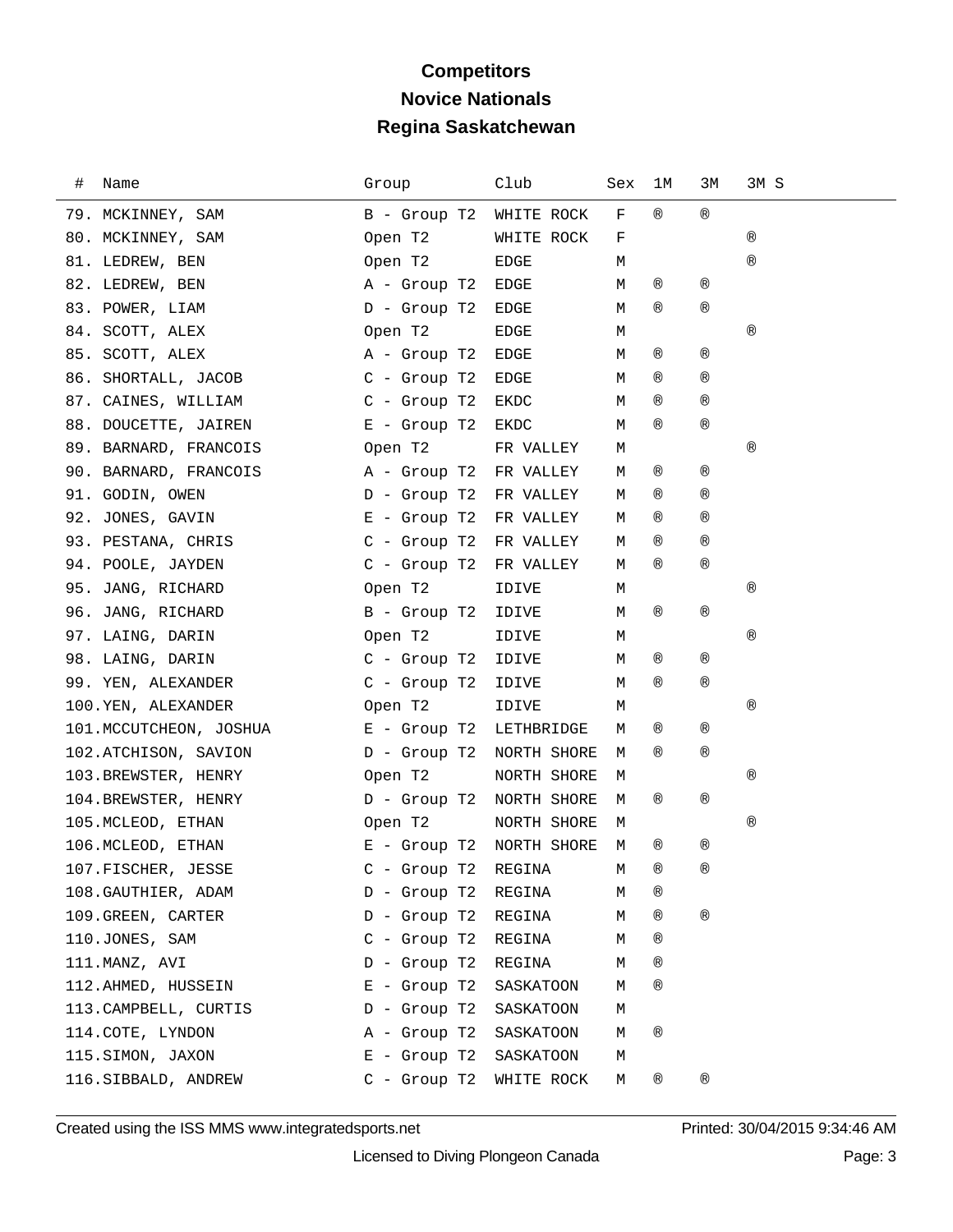# Competitors

## Novice Nationals

## Regina Saskatchewan

| # | Name | Group | Club | Sex | 1M | 3M | 3M S |
|---|---|---|---|---|---|---|---|
| 79. | MCKINNEY, SAM | B - Group T2 | WHITE ROCK | F | ® | ® | |
| 80. | MCKINNEY, SAM | Open T2 | WHITE ROCK | F | | | ® |
| 81. | LEDREW, BEN | Open T2 | EDGE | M | | | ® |
| 82. | LEDREW, BEN | A - Group T2 | EDGE | M | ® | ® | |
| 83. | POWER, LIAM | D - Group T2 | EDGE | M | ® | ® | |
| 84. | SCOTT, ALEX | Open T2 | EDGE | M | | | ® |
| 85. | SCOTT, ALEX | A - Group T2 | EDGE | M | ® | ® | |
| 86. | SHORTALL, JACOB | C - Group T2 | EDGE | M | ® | ® | |
| 87. | CAINES, WILLIAM | C - Group T2 | EKDC | M | ® | ® | |
| 88. | DOUCETTE, JAIREN | E - Group T2 | EKDC | M | ® | ® | |
| 89. | BARNARD, FRANCOIS | Open T2 | FR VALLEY | M | | | ® |
| 90. | BARNARD, FRANCOIS | A - Group T2 | FR VALLEY | M | ® | ® | |
| 91. | GODIN, OWEN | D - Group T2 | FR VALLEY | M | ® | ® | |
| 92. | JONES, GAVIN | E - Group T2 | FR VALLEY | M | ® | ® | |
| 93. | PESTANA, CHRIS | C - Group T2 | FR VALLEY | M | ® | ® | |
| 94. | POOLE, JAYDEN | C - Group T2 | FR VALLEY | M | ® | ® | |
| 95. | JANG, RICHARD | Open T2 | IDIVE | M | | | ® |
| 96. | JANG, RICHARD | B - Group T2 | IDIVE | M | ® | ® | |
| 97. | LAING, DARIN | Open T2 | IDIVE | M | | | ® |
| 98. | LAING, DARIN | C - Group T2 | IDIVE | M | ® | ® | |
| 99. | YEN, ALEXANDER | C - Group T2 | IDIVE | M | ® | ® | |
| 100. | YEN, ALEXANDER | Open T2 | IDIVE | M | | | ® |
| 101. | MCCUTCHEON, JOSHUA | E - Group T2 | LETHBRIDGE | M | ® | ® | |
| 102. | ATCHISON, SAVION | D - Group T2 | NORTH SHORE | M | ® | ® | |
| 103. | BREWSTER, HENRY | Open T2 | NORTH SHORE | M | | | ® |
| 104. | BREWSTER, HENRY | D - Group T2 | NORTH SHORE | M | ® | ® | |
| 105. | MCLEOD, ETHAN | Open T2 | NORTH SHORE | M | | | ® |
| 106. | MCLEOD, ETHAN | E - Group T2 | NORTH SHORE | M | ® | ® | |
| 107. | FISCHER, JESSE | C - Group T2 | REGINA | M | ® | ® | |
| 108. | GAUTHIER, ADAM | D - Group T2 | REGINA | M | ® | | |
| 109. | GREEN, CARTER | D - Group T2 | REGINA | M | ® | ® | |
| 110. | JONES, SAM | C - Group T2 | REGINA | M | ® | | |
| 111. | MANZ, AVI | D - Group T2 | REGINA | M | ® | | |
| 112. | AHMED, HUSSEIN | E - Group T2 | SASKATOON | M | ® | | |
| 113. | CAMPBELL, CURTIS | D - Group T2 | SASKATOON | M | | | |
| 114. | COTE, LYNDON | A - Group T2 | SASKATOON | M | ® | | |
| 115. | SIMON, JAXON | E - Group T2 | SASKATOON | M | | | |
| 116. | SIBBALD, ANDREW | C - Group T2 | WHITE ROCK | M | ® | ® | |

Created using the ISS MMS www.integratedsports.net    Printed: 30/04/2015 9:34:46 AM

Licensed to Diving Plongeon Canada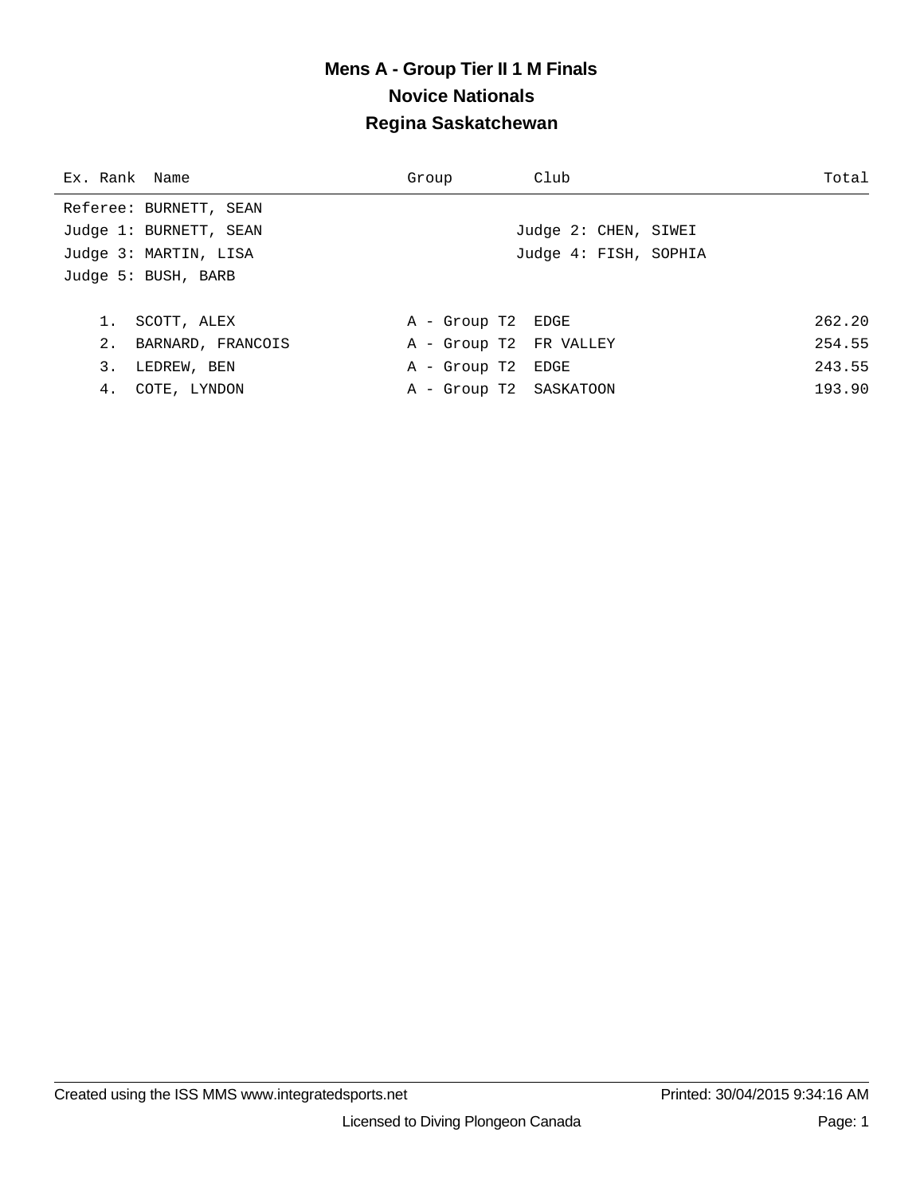# Mens A - Group Tier II 1 M Finals

## Novice Nationals

## Regina Saskatchewan

Referee: BURNETT, SEAN

Judge 1: BURNETT, SEAN

Judge 2: CHEN, SIWEI

Judge 3: MARTIN, LISA

Judge 4: FISH, SOPHIA

Judge 5: BUSH, BARB

| Ex. | Rank | Name | Group | Club | Total |
|---|---|---|---|---|---|
| | 1. | SCOTT, ALEX | A - Group T2 | EDGE | 262.20 |
| | 2. | BARNARD, FRANCOIS | A - Group T2 | FR VALLEY | 254.55 |
| | 3. | LEDREW, BEN | A - Group T2 | EDGE | 243.55 |
| | 4. | COTE, LYNDON | A - Group T2 | SASKATOON | 193.90 |

Created using the ISS MMS www.integratedsports.net

Printed: 30/04/2015 9:34:16 AM

Licensed to Diving Plongeon Canada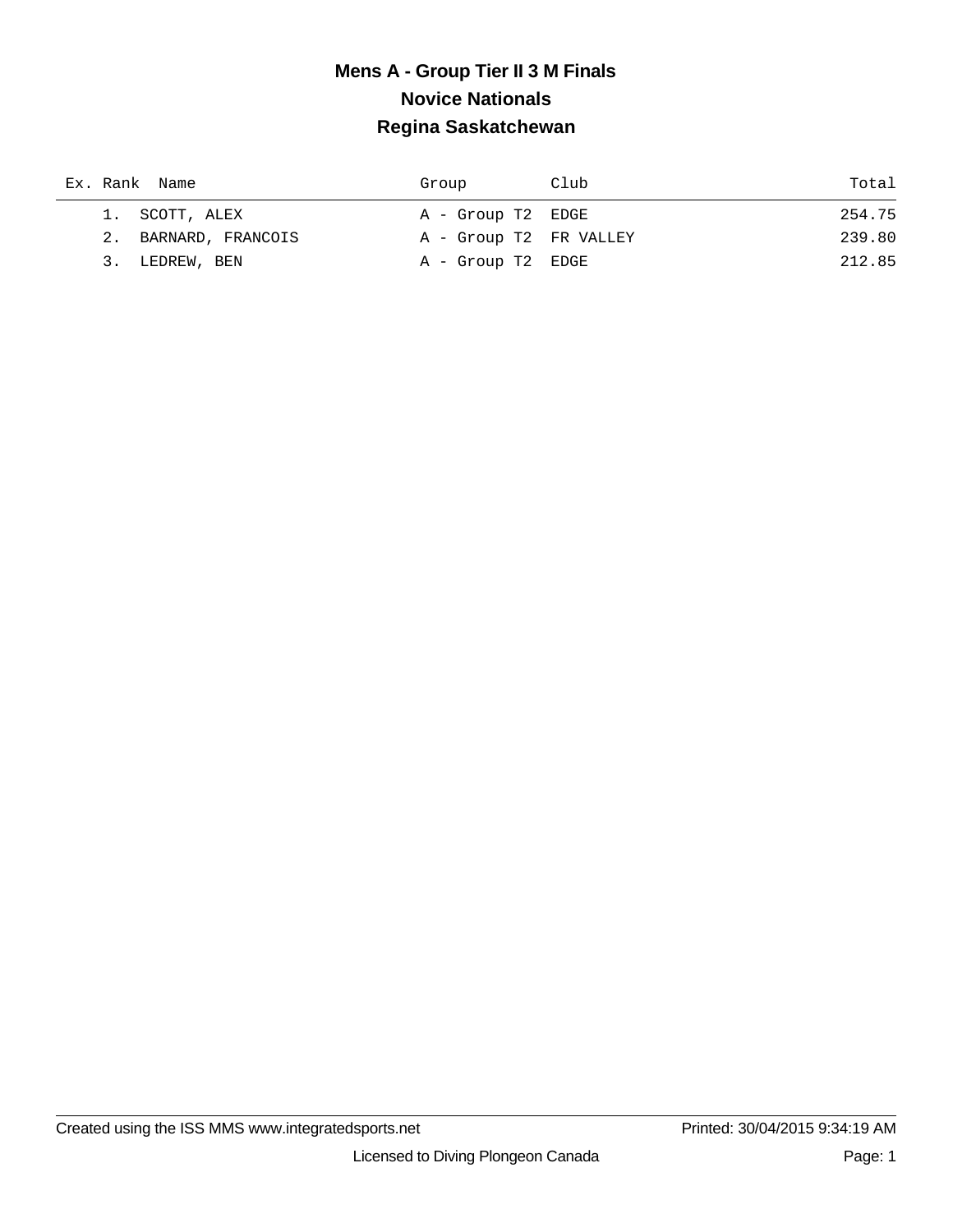# Mens A - Group Tier II 3 M Finals

## Novice Nationals

## Regina Saskatchewan

| Ex. | Rank | Name | Group | Club | Total |
|---|---|---|---|---|---|
| | 1. | SCOTT, ALEX | A - Group T2 | EDGE | 254.75 |
| | 2. | BARNARD, FRANCOIS | A - Group T2 | FR VALLEY | 239.80 |
| | 3. | LEDREW, BEN | A - Group T2 | EDGE | 212.85 |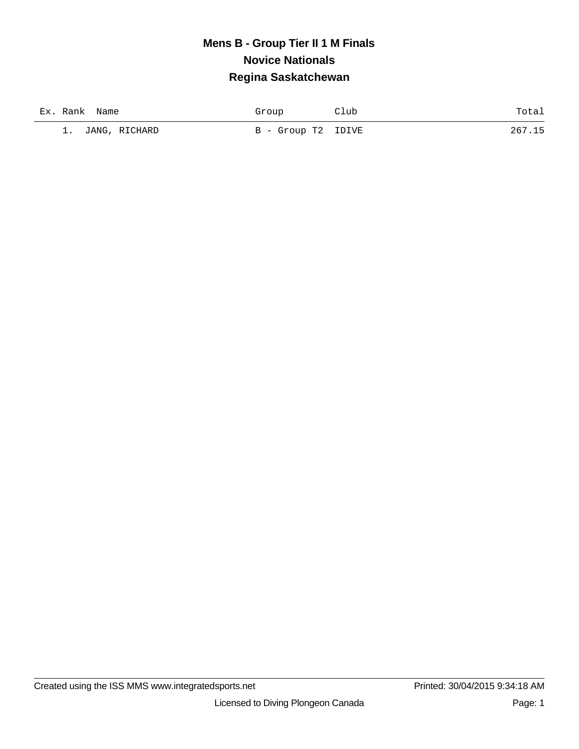# Mens B - Group Tier II 1 M Finals

## Novice Nationals

## Regina Saskatchewan

| Ex. | Rank | Name | Group | Club | Total |
|---|---|---|---|---|---|
| | 1. | JANG, RICHARD | B - Group T2 | IDIVE | 267.15 |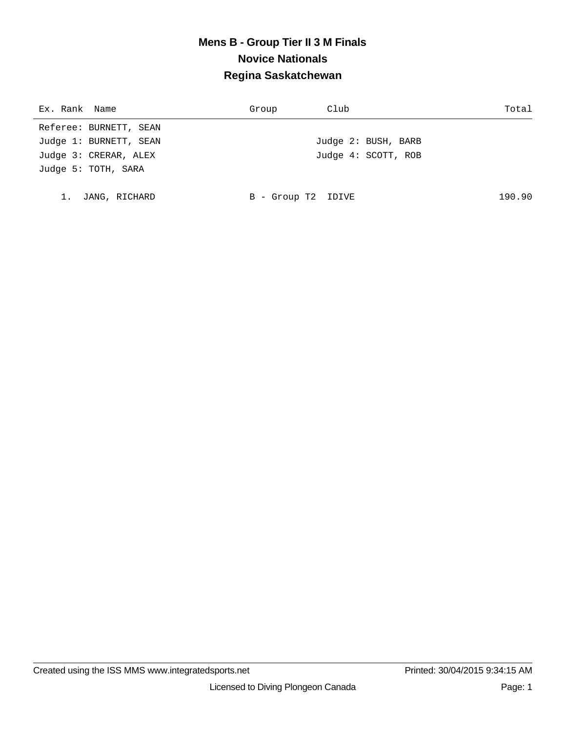# Mens B - Group Tier II 3 M Finals
## Novice Nationals
## Regina Saskatchewan

| Ex. Rank | Name | Group | Club | Total |
|---|---|---|---|---|

Referee: BURNETT, SEAN

Judge 1: BURNETT, SEAN — Judge 2: BUSH, BARB

Judge 3: CRERAR, ALEX — Judge 4: SCOTT, ROB

Judge 5: TOTH, SARA

| Ex. Rank | Name | Group | Club | Total |
|---|---|---|---|---|
| 1. | JANG, RICHARD | B - Group T2 | IDIVE | 190.90 |

Created using the ISS MMS www.integratedsports.net — Printed: 30/04/2015 9:34:15 AM

Licensed to Diving Plongeon Canada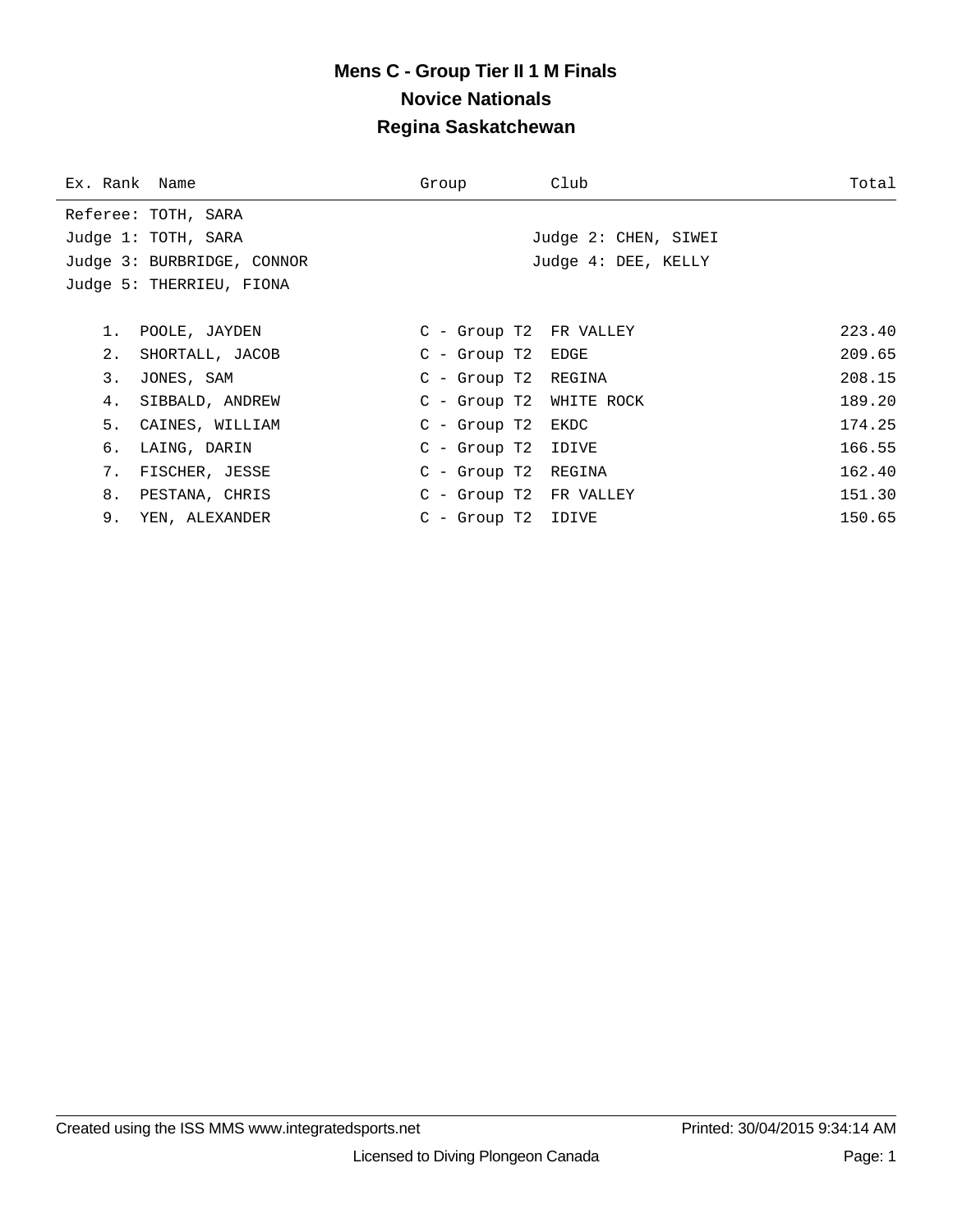# Mens C - Group Tier II 1 M Finals
## Novice Nationals
## Regina Saskatchewan

Referee: TOTH, SARA

Judge 1: TOTH, SARA
Judge 2: CHEN, SIWEI
Judge 3: BURBRIDGE, CONNOR
Judge 4: DEE, KELLY
Judge 5: THERRIEU, FIONA

| Ex. | Rank | Name | Group | Club | Total |
|---|---|---|---|---|---|
| | 1. | POOLE, JAYDEN | C - Group T2 | FR VALLEY | 223.40 |
| | 2. | SHORTALL, JACOB | C - Group T2 | EDGE | 209.65 |
| | 3. | JONES, SAM | C - Group T2 | REGINA | 208.15 |
| | 4. | SIBBALD, ANDREW | C - Group T2 | WHITE ROCK | 189.20 |
| | 5. | CAINES, WILLIAM | C - Group T2 | EKDC | 174.25 |
| | 6. | LAING, DARIN | C - Group T2 | IDIVE | 166.55 |
| | 7. | FISCHER, JESSE | C - Group T2 | REGINA | 162.40 |
| | 8. | PESTANA, CHRIS | C - Group T2 | FR VALLEY | 151.30 |
| | 9. | YEN, ALEXANDER | C - Group T2 | IDIVE | 150.65 |

Created using the ISS MMS www.integratedsports.net  Printed: 30/04/2015 9:34:14 AM

Licensed to Diving Plongeon Canada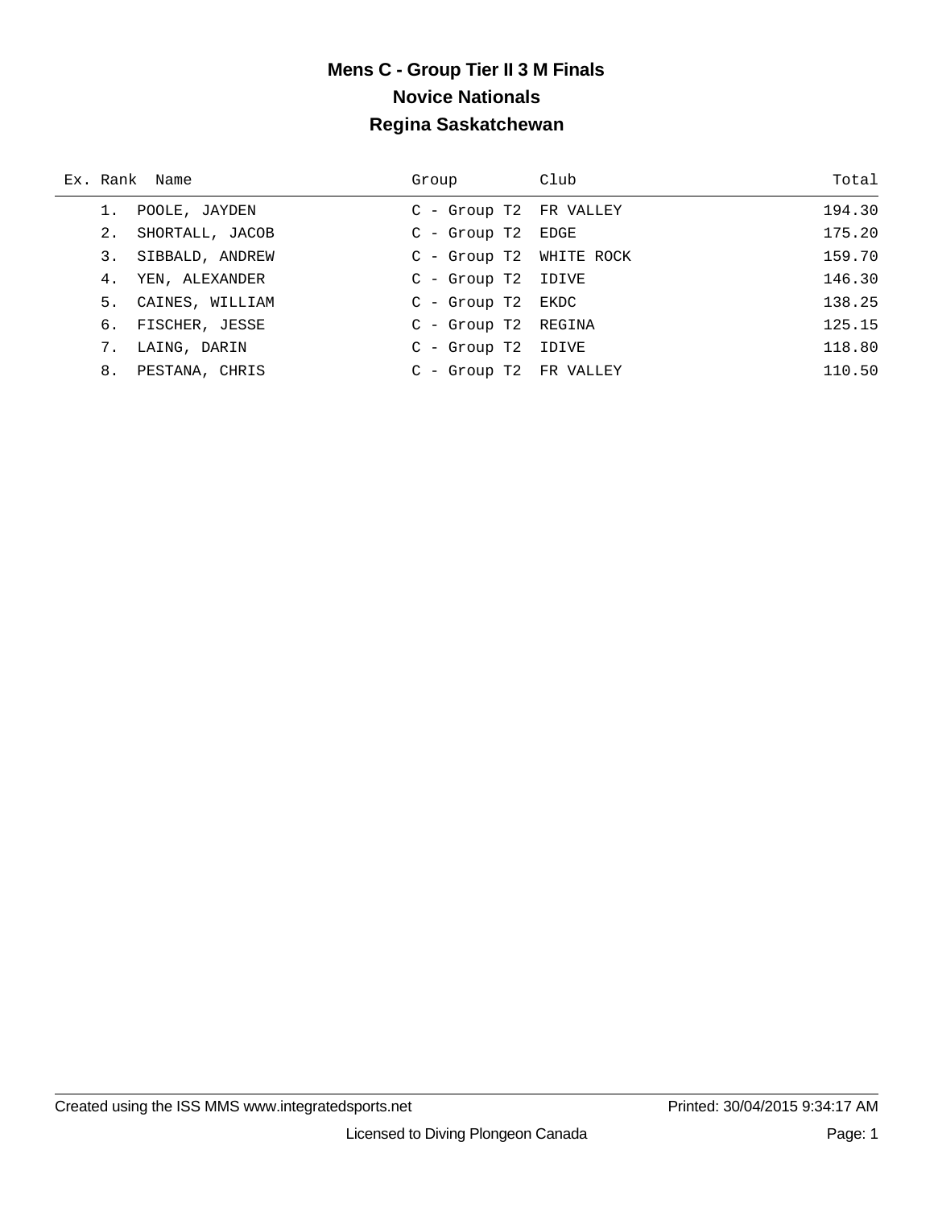# Mens C - Group Tier II 3 M Finals

## Novice Nationals

## Regina Saskatchewan

| Ex. | Rank | Name | Group | Club | Total |
|---|---|---|---|---|---|
| | 1. | POOLE, JAYDEN | C - Group T2 | FR VALLEY | 194.30 |
| | 2. | SHORTALL, JACOB | C - Group T2 | EDGE | 175.20 |
| | 3. | SIBBALD, ANDREW | C - Group T2 | WHITE ROCK | 159.70 |
| | 4. | YEN, ALEXANDER | C - Group T2 | IDIVE | 146.30 |
| | 5. | CAINES, WILLIAM | C - Group T2 | EKDC | 138.25 |
| | 6. | FISCHER, JESSE | C - Group T2 | REGINA | 125.15 |
| | 7. | LAING, DARIN | C - Group T2 | IDIVE | 118.80 |
| | 8. | PESTANA, CHRIS | C - Group T2 | FR VALLEY | 110.50 |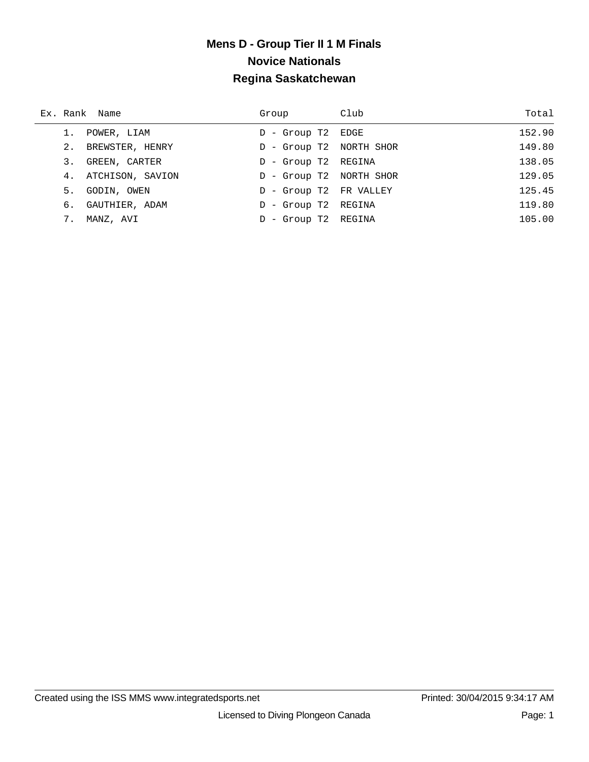# Mens D - Group Tier II 1 M Finals
## Novice Nationals
## Regina Saskatchewan

| Ex. | Rank | Name | Group | Club | Total |
|---|---|---|---|---|---|
| | 1. | POWER, LIAM | D - Group T2 | EDGE | 152.90 |
| | 2. | BREWSTER, HENRY | D - Group T2 | NORTH SHOR | 149.80 |
| | 3. | GREEN, CARTER | D - Group T2 | REGINA | 138.05 |
| | 4. | ATCHISON, SAVION | D - Group T2 | NORTH SHOR | 129.05 |
| | 5. | GODIN, OWEN | D - Group T2 | FR VALLEY | 125.45 |
| | 6. | GAUTHIER, ADAM | D - Group T2 | REGINA | 119.80 |
| | 7. | MANZ, AVI | D - Group T2 | REGINA | 105.00 |

Created using the ISS MMS www.integratedsports.net Printed: 30/04/2015 9:34:17 AM

Licensed to Diving Plongeon Canada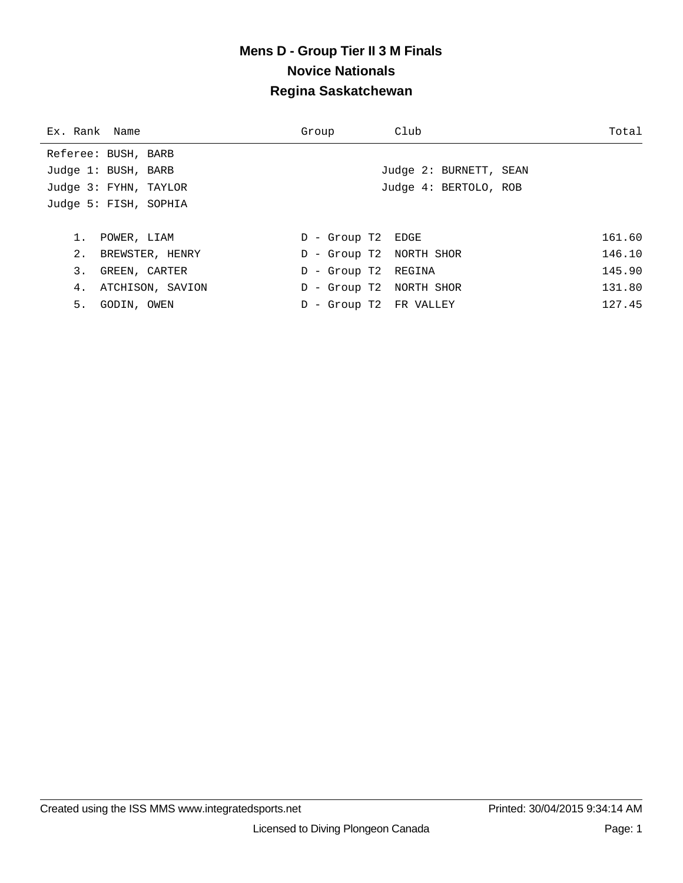# Mens D - Group Tier II 3 M Finals

## Novice Nationals

## Regina Saskatchewan

Referee: BUSH, BARB

Judge 1: BUSH, BARB

Judge 2: BURNETT, SEAN

Judge 3: FYHN, TAYLOR

Judge 4: BERTOLO, ROB

Judge 5: FISH, SOPHIA

| Ex. | Rank | Name | Group | Club | Total |
|---|---|---|---|---|---|
| | 1. | POWER, LIAM | D - Group T2 | EDGE | 161.60 |
| | 2. | BREWSTER, HENRY | D - Group T2 | NORTH SHOR | 146.10 |
| | 3. | GREEN, CARTER | D - Group T2 | REGINA | 145.90 |
| | 4. | ATCHISON, SAVION | D - Group T2 | NORTH SHOR | 131.80 |
| | 5. | GODIN, OWEN | D - Group T2 | FR VALLEY | 127.45 |

Created using the ISS MMS www.integratedsports.net    Printed: 30/04/2015 9:34:14 AM

Licensed to Diving Plongeon Canada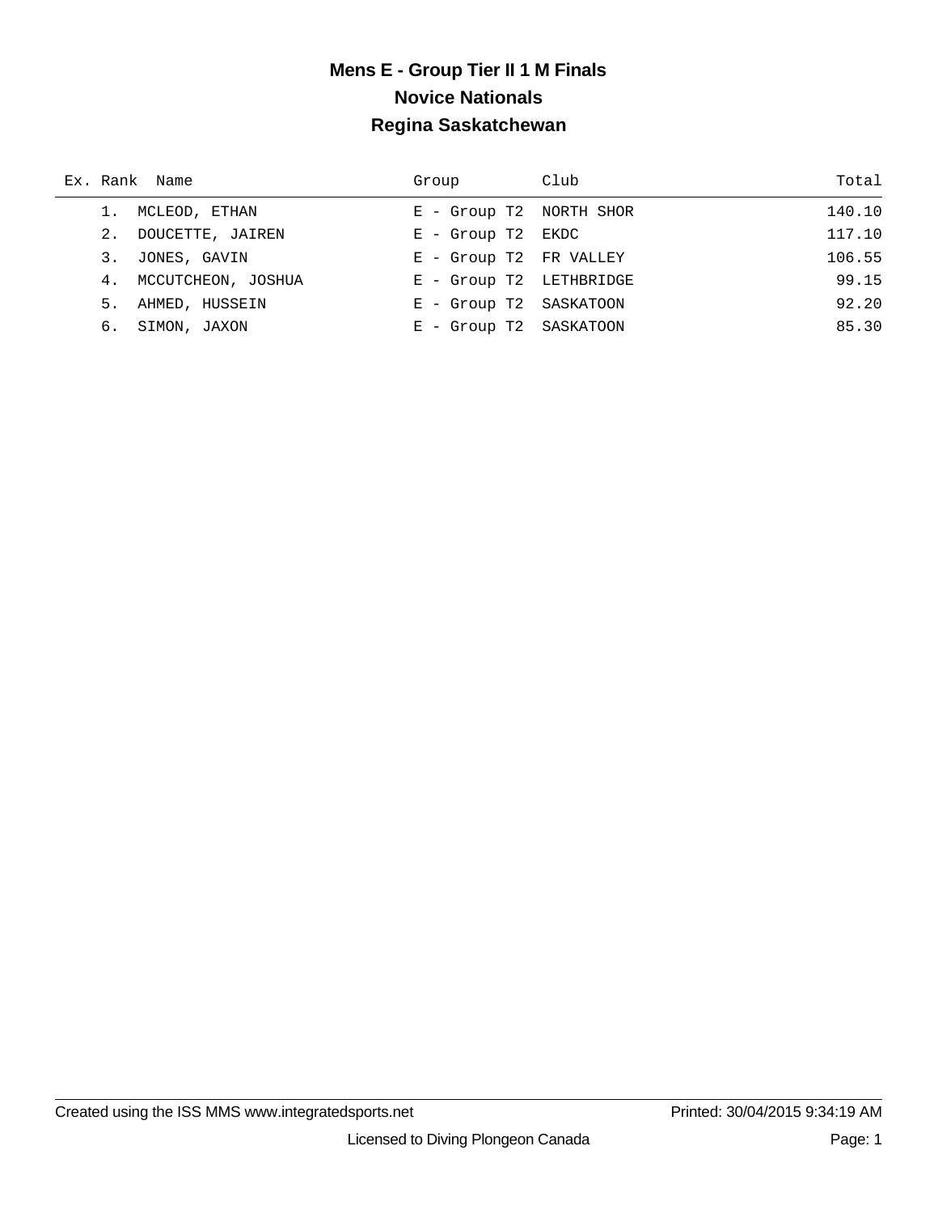# Mens E - Group Tier II 1 M Finals

## Novice Nationals

## Regina Saskatchewan

| Ex. | Rank | Name | Group | Club | Total |
|---|---|---|---|---|---|
| | 1. | MCLEOD, ETHAN | E - Group T2 | NORTH SHOR | 140.10 |
| | 2. | DOUCETTE, JAIREN | E - Group T2 | EKDC | 117.10 |
| | 3. | JONES, GAVIN | E - Group T2 | FR VALLEY | 106.55 |
| | 4. | MCCUTCHEON, JOSHUA | E - Group T2 | LETHBRIDGE | 99.15 |
| | 5. | AHMED, HUSSEIN | E - Group T2 | SASKATOON | 92.20 |
| | 6. | SIMON, JAXON | E - Group T2 | SASKATOON | 85.30 |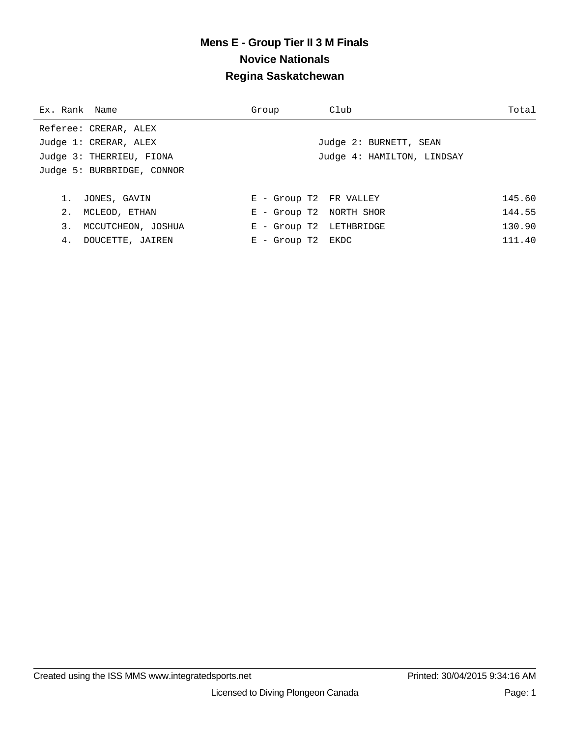# Mens E - Group Tier II 3 M Finals
## Novice Nationals
## Regina Saskatchewan

Referee: CRERAR, ALEX
Judge 1: CRERAR, ALEX
Judge 2: BURNETT, SEAN
Judge 3: THERRIEU, FIONA
Judge 4: HAMILTON, LINDSAY
Judge 5: BURBRIDGE, CONNOR

| Ex. | Rank | Name | Group | Club | Total |
|---|---|---|---|---|---|
| | 1. | JONES, GAVIN | E - Group T2 | FR VALLEY | 145.60 |
| | 2. | MCLEOD, ETHAN | E - Group T2 | NORTH SHOR | 144.55 |
| | 3. | MCCUTCHEON, JOSHUA | E - Group T2 | LETHBRIDGE | 130.90 |
| | 4. | DOUCETTE, JAIREN | E - Group T2 | EKDC | 111.40 |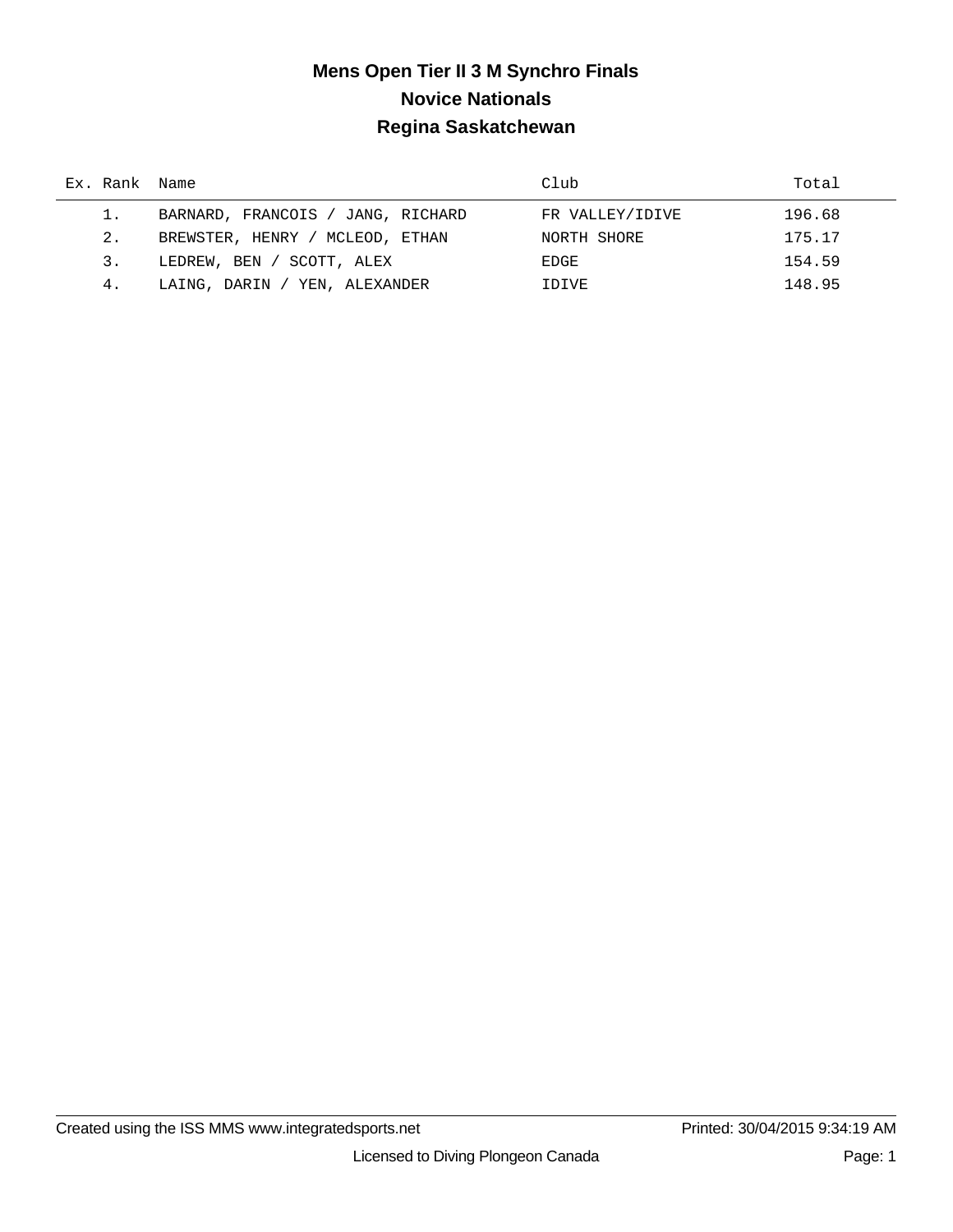# Mens Open Tier II 3 M Synchro Finals

## Novice Nationals

## Regina Saskatchewan

| Ex. | Rank | Name | Club | Total |
|---|---|---|---|---|
| | 1. | BARNARD, FRANCOIS / JANG, RICHARD | FR VALLEY/IDIVE | 196.68 |
| | 2. | BREWSTER, HENRY / MCLEOD, ETHAN | NORTH SHORE | 175.17 |
| | 3. | LEDREW, BEN / SCOTT, ALEX | EDGE | 154.59 |
| | 4. | LAING, DARIN / YEN, ALEXANDER | IDIVE | 148.95 |

Created using the ISS MMS www.integratedsports.net Printed: 30/04/2015 9:34:19 AM

Licensed to Diving Plongeon Canada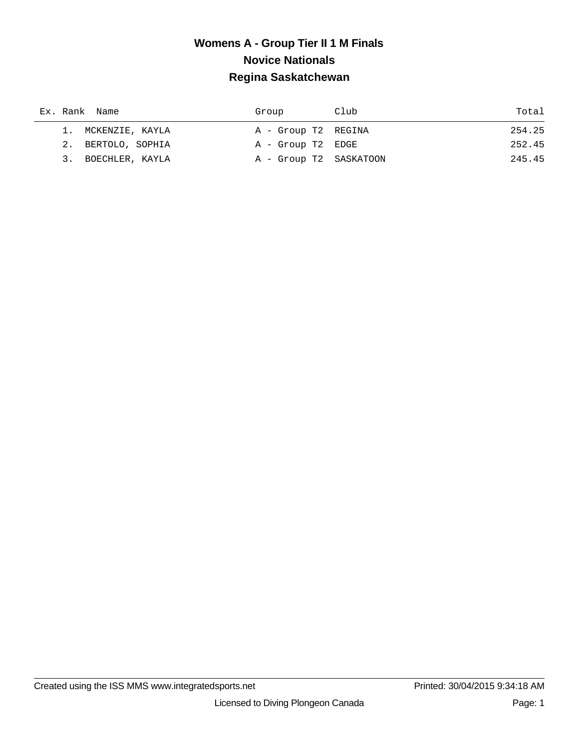# Womens A - Group Tier II 1 M Finals

## Novice Nationals

## Regina Saskatchewan

| Ex. | Rank | Name | Group | Club | Total |
|---|---|---|---|---|---|
| | 1. | MCKENZIE, KAYLA | A - Group T2 | REGINA | 254.25 |
| | 2. | BERTOLO, SOPHIA | A - Group T2 | EDGE | 252.45 |
| | 3. | BOECHLER, KAYLA | A - Group T2 | SASKATOON | 245.45 |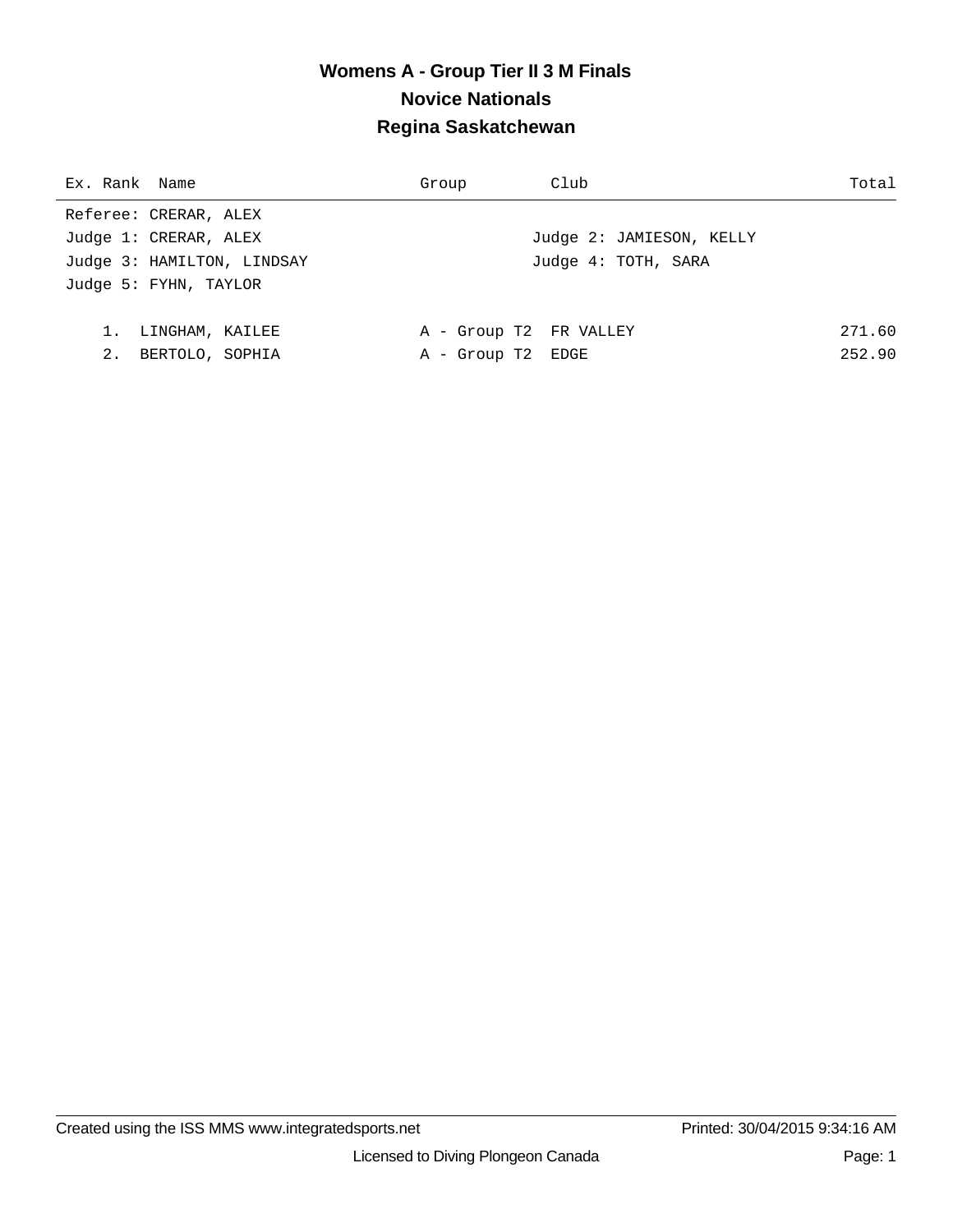# Womens A - Group Tier II 3 M Finals
## Novice Nationals
## Regina Saskatchewan

Referee: CRERAR, ALEX
Judge 1: CRERAR, ALEX
Judge 2: JAMIESON, KELLY
Judge 3: HAMILTON, LINDSAY
Judge 4: TOTH, SARA
Judge 5: FYHN, TAYLOR

| Ex. | Rank | Name | Group | Club | Total |
|---|---|---|---|---|---|
| | 1. | LINGHAM, KAILEE | A - Group T2 | FR VALLEY | 271.60 |
| | 2. | BERTOLO, SOPHIA | A - Group T2 | EDGE | 252.90 |

Created using the ISS MMS www.integratedsports.net
Printed: 30/04/2015 9:34:16 AM
Licensed to Diving Plongeon Canada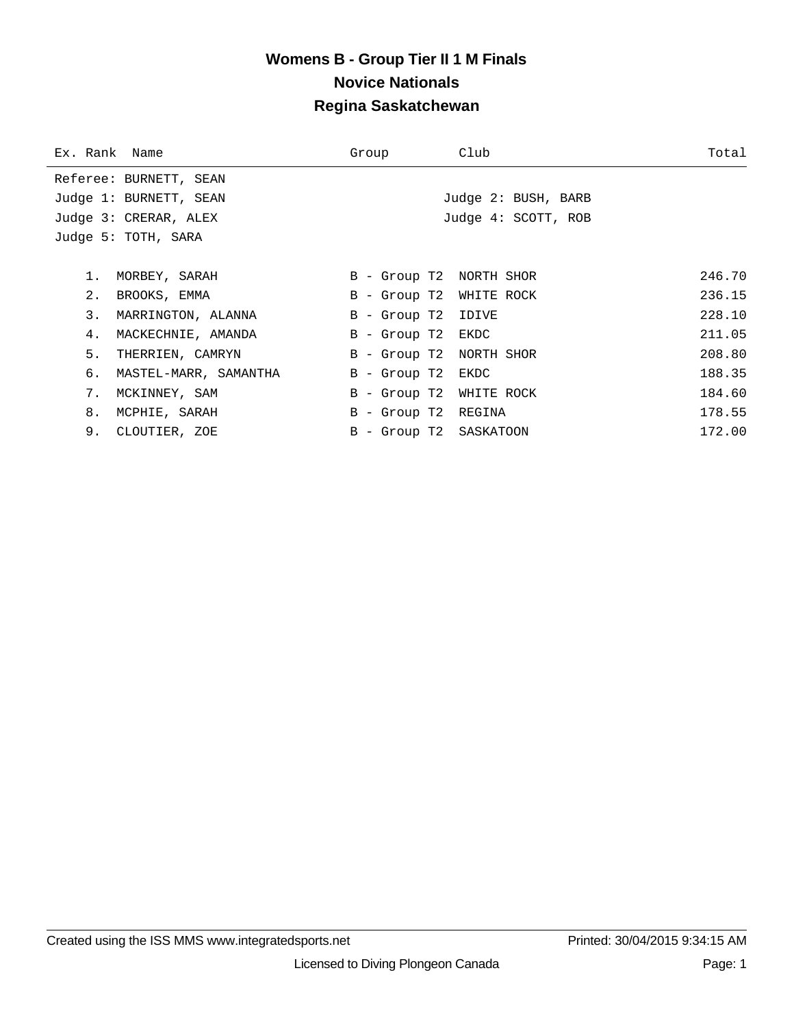# Womens B - Group Tier II 1 M Finals

## Novice Nationals

## Regina Saskatchewan

Referee: BURNETT, SEAN

Judge 1: BURNETT, SEAN

Judge 2: BUSH, BARB

Judge 3: CRERAR, ALEX

Judge 4: SCOTT, ROB

Judge 5: TOTH, SARA

| Ex. Rank | Name | Group | Club | Total |
|---|---|---|---|---|
| 1. | MORBEY, SARAH | B - Group T2 | NORTH SHOR | 246.70 |
| 2. | BROOKS, EMMA | B - Group T2 | WHITE ROCK | 236.15 |
| 3. | MARRINGTON, ALANNA | B - Group T2 | IDIVE | 228.10 |
| 4. | MACKECHNIE, AMANDA | B - Group T2 | EKDC | 211.05 |
| 5. | THERRIEN, CAMRYN | B - Group T2 | NORTH SHOR | 208.80 |
| 6. | MASTEL-MARR, SAMANTHA | B - Group T2 | EKDC | 188.35 |
| 7. | MCKINNEY, SAM | B - Group T2 | WHITE ROCK | 184.60 |
| 8. | MCPHIE, SARAH | B - Group T2 | REGINA | 178.55 |
| 9. | CLOUTIER, ZOE | B - Group T2 | SASKATOON | 172.00 |

Created using the ISS MMS www.integratedsports.net  Printed: 30/04/2015 9:34:15 AM

Licensed to Diving Plongeon Canada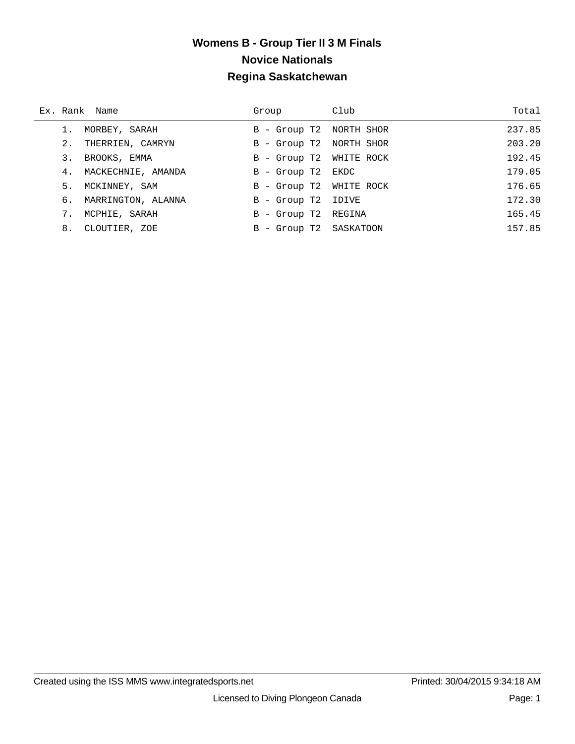# Womens B - Group Tier II 3 M Finals

## Novice Nationals

## Regina Saskatchewan

| Ex. | Rank | Name | Group | Club | Total |
|---|---|---|---|---|---|
| | 1. | MORBEY, SARAH | B - Group T2 | NORTH SHOR | 237.85 |
| | 2. | THERRIEN, CAMRYN | B - Group T2 | NORTH SHOR | 203.20 |
| | 3. | BROOKS, EMMA | B - Group T2 | WHITE ROCK | 192.45 |
| | 4. | MACKECHNIE, AMANDA | B - Group T2 | EKDC | 179.05 |
| | 5. | MCKINNEY, SAM | B - Group T2 | WHITE ROCK | 176.65 |
| | 6. | MARRINGTON, ALANNA | B - Group T2 | IDIVE | 172.30 |
| | 7. | MCPHIE, SARAH | B - Group T2 | REGINA | 165.45 |
| | 8. | CLOUTIER, ZOE | B - Group T2 | SASKATOON | 157.85 |

Created using the ISS MMS www.integratedsports.net — Printed: 30/04/2015 9:34:18 AM

Licensed to Diving Plongeon Canada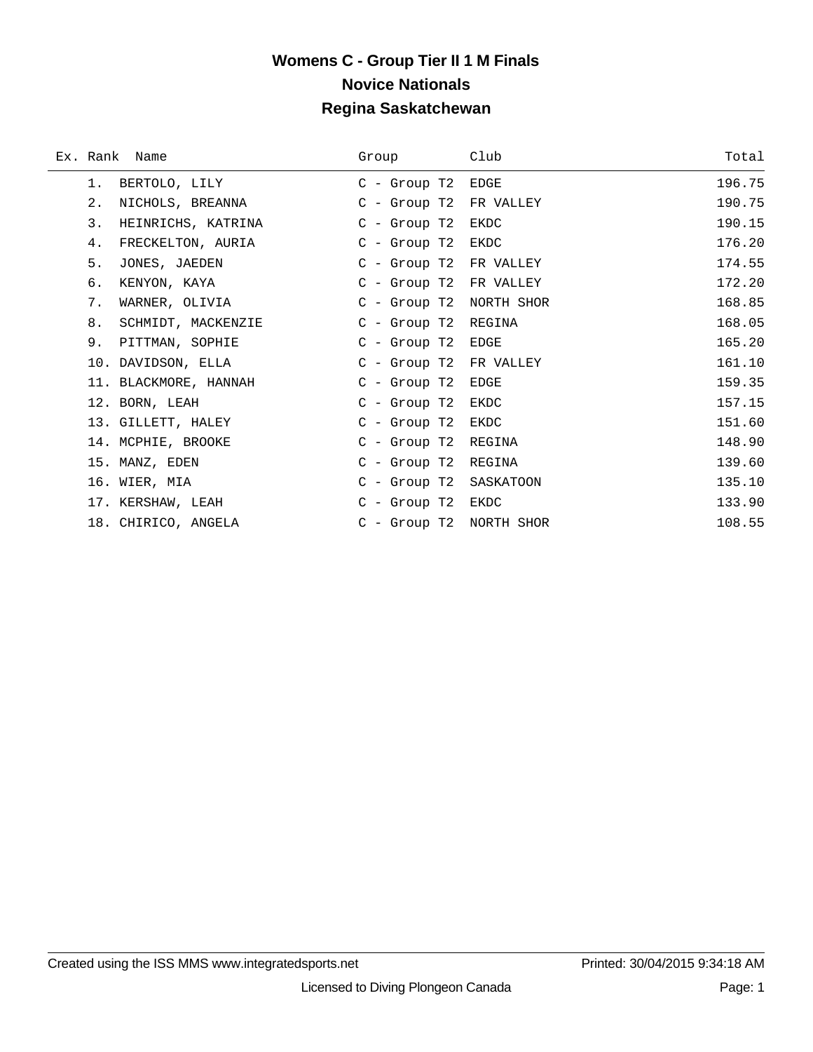# Womens C - Group Tier II 1 M Finals

## Novice Nationals

## Regina Saskatchewan

| Ex. | Rank | Name | Group | Club | Total |
|---|---|---|---|---|---|
| | 1. | BERTOLO, LILY | C - Group T2 | EDGE | 196.75 |
| | 2. | NICHOLS, BREANNA | C - Group T2 | FR VALLEY | 190.75 |
| | 3. | HEINRICHS, KATRINA | C - Group T2 | EKDC | 190.15 |
| | 4. | FRECKELTON, AURIA | C - Group T2 | EKDC | 176.20 |
| | 5. | JONES, JAEDEN | C - Group T2 | FR VALLEY | 174.55 |
| | 6. | KENYON, KAYA | C - Group T2 | FR VALLEY | 172.20 |
| | 7. | WARNER, OLIVIA | C - Group T2 | NORTH SHOR | 168.85 |
| | 8. | SCHMIDT, MACKENZIE | C - Group T2 | REGINA | 168.05 |
| | 9. | PITTMAN, SOPHIE | C - Group T2 | EDGE | 165.20 |
| | 10. | DAVIDSON, ELLA | C - Group T2 | FR VALLEY | 161.10 |
| | 11. | BLACKMORE, HANNAH | C - Group T2 | EDGE | 159.35 |
| | 12. | BORN, LEAH | C - Group T2 | EKDC | 157.15 |
| | 13. | GILLETT, HALEY | C - Group T2 | EKDC | 151.60 |
| | 14. | MCPHIE, BROOKE | C - Group T2 | REGINA | 148.90 |
| | 15. | MANZ, EDEN | C - Group T2 | REGINA | 139.60 |
| | 16. | WIER, MIA | C - Group T2 | SASKATOON | 135.10 |
| | 17. | KERSHAW, LEAH | C - Group T2 | EKDC | 133.90 |
| | 18. | CHIRICO, ANGELA | C - Group T2 | NORTH SHOR | 108.55 |

Created using the ISS MMS www.integratedsports.net Printed: 30/04/2015 9:34:18 AM

Licensed to Diving Plongeon Canada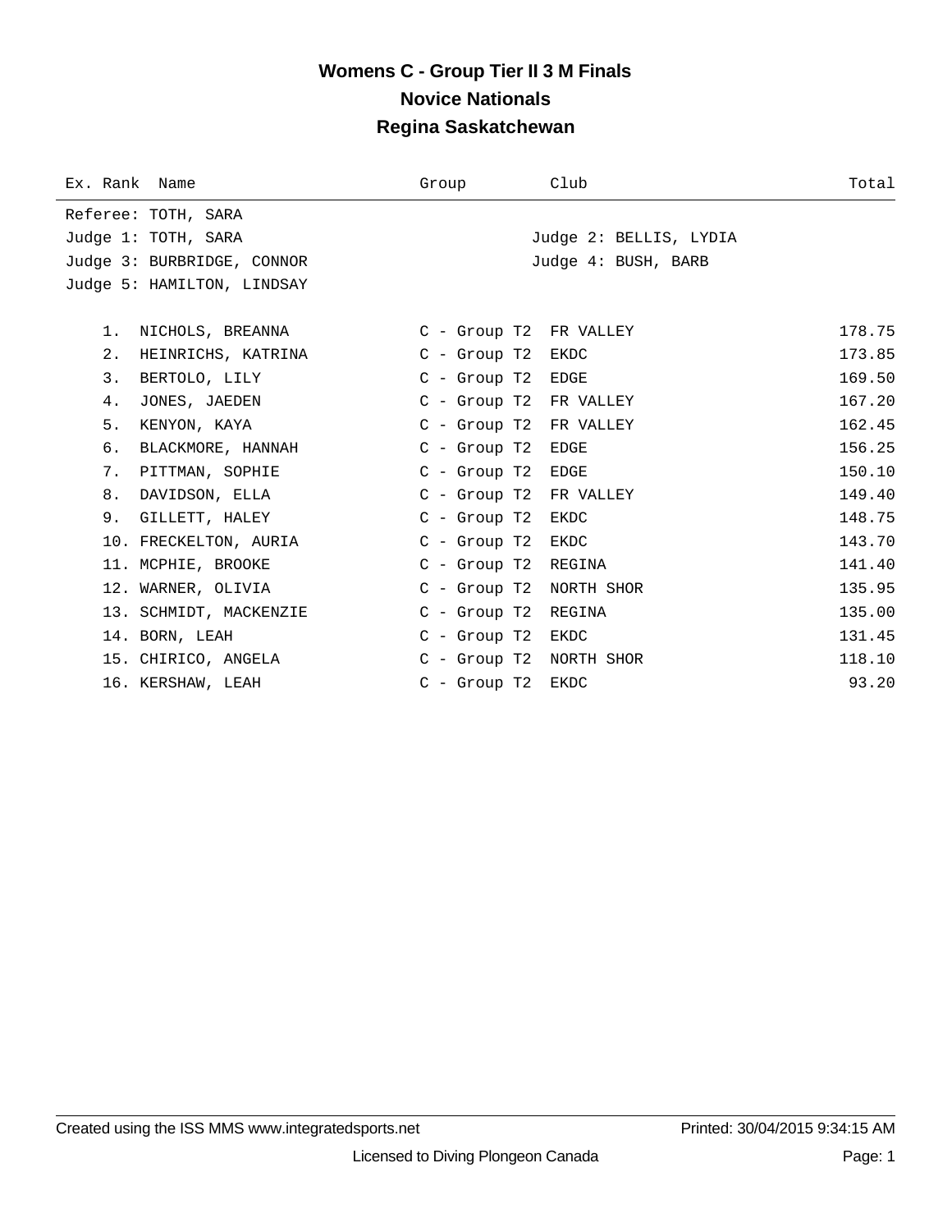# Womens C - Group Tier II 3 M Finals

## Novice Nationals

## Regina Saskatchewan

Referee: TOTH, SARA

Judge 1: TOTH, SARA
Judge 2: BELLIS, LYDIA
Judge 3: BURBRIDGE, CONNOR
Judge 4: BUSH, BARB
Judge 5: HAMILTON, LINDSAY

| Ex. Rank | Name | Group | Club | Total |
|---|---|---|---|---|
| 1. | NICHOLS, BREANNA | C - Group T2 | FR VALLEY | 178.75 |
| 2. | HEINRICHS, KATRINA | C - Group T2 | EKDC | 173.85 |
| 3. | BERTOLO, LILY | C - Group T2 | EDGE | 169.50 |
| 4. | JONES, JAEDEN | C - Group T2 | FR VALLEY | 167.20 |
| 5. | KENYON, KAYA | C - Group T2 | FR VALLEY | 162.45 |
| 6. | BLACKMORE, HANNAH | C - Group T2 | EDGE | 156.25 |
| 7. | PITTMAN, SOPHIE | C - Group T2 | EDGE | 150.10 |
| 8. | DAVIDSON, ELLA | C - Group T2 | FR VALLEY | 149.40 |
| 9. | GILLETT, HALEY | C - Group T2 | EKDC | 148.75 |
| 10. | FRECKELTON, AURIA | C - Group T2 | EKDC | 143.70 |
| 11. | MCPHIE, BROOKE | C - Group T2 | REGINA | 141.40 |
| 12. | WARNER, OLIVIA | C - Group T2 | NORTH SHOR | 135.95 |
| 13. | SCHMIDT, MACKENZIE | C - Group T2 | REGINA | 135.00 |
| 14. | BORN, LEAH | C - Group T2 | EKDC | 131.45 |
| 15. | CHIRICO, ANGELA | C - Group T2 | NORTH SHOR | 118.10 |
| 16. | KERSHAW, LEAH | C - Group T2 | EKDC | 93.20 |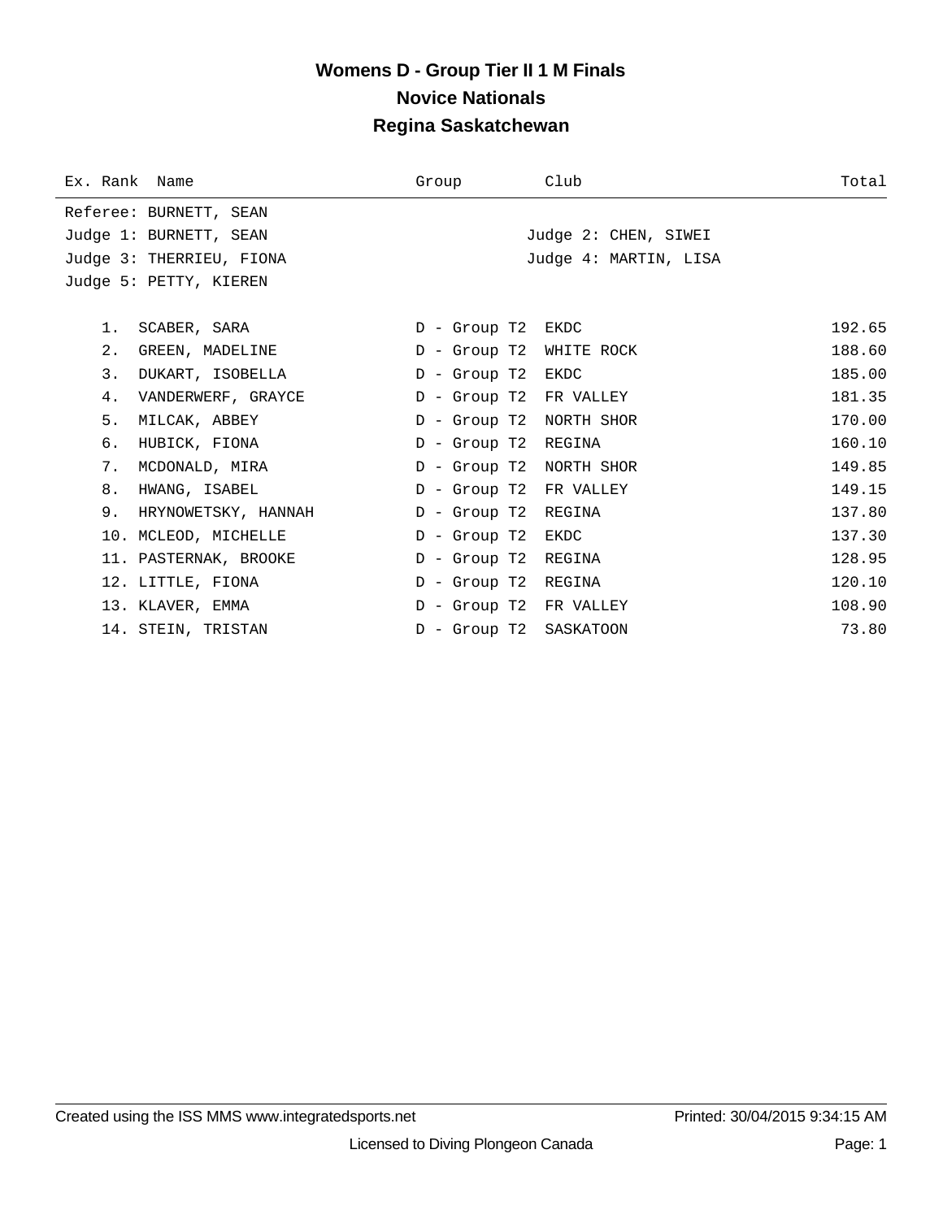# Womens D - Group Tier II 1 M Finals

## Novice Nationals

## Regina Saskatchewan

Referee: BURNETT, SEAN

Judge 1: BURNETT, SEAN — Judge 2: CHEN, SIWEI

Judge 3: THERRIEU, FIONA — Judge 4: MARTIN, LISA

Judge 5: PETTY, KIEREN

| Ex. Rank | Name | Group | Club | Total |
|---|---|---|---|---|
| 1. | SCABER, SARA | D - Group T2 | EKDC | 192.65 |
| 2. | GREEN, MADELINE | D - Group T2 | WHITE ROCK | 188.60 |
| 3. | DUKART, ISOBELLA | D - Group T2 | EKDC | 185.00 |
| 4. | VANDERWERF, GRAYCE | D - Group T2 | FR VALLEY | 181.35 |
| 5. | MILCAK, ABBEY | D - Group T2 | NORTH SHOR | 170.00 |
| 6. | HUBICK, FIONA | D - Group T2 | REGINA | 160.10 |
| 7. | MCDONALD, MIRA | D - Group T2 | NORTH SHOR | 149.85 |
| 8. | HWANG, ISABEL | D - Group T2 | FR VALLEY | 149.15 |
| 9. | HRYNOWETSKY, HANNAH | D - Group T2 | REGINA | 137.80 |
| 10. | MCLEOD, MICHELLE | D - Group T2 | EKDC | 137.30 |
| 11. | PASTERNAK, BROOKE | D - Group T2 | REGINA | 128.95 |
| 12. | LITTLE, FIONA | D - Group T2 | REGINA | 120.10 |
| 13. | KLAVER, EMMA | D - Group T2 | FR VALLEY | 108.90 |
| 14. | STEIN, TRISTAN | D - Group T2 | SASKATOON | 73.80 |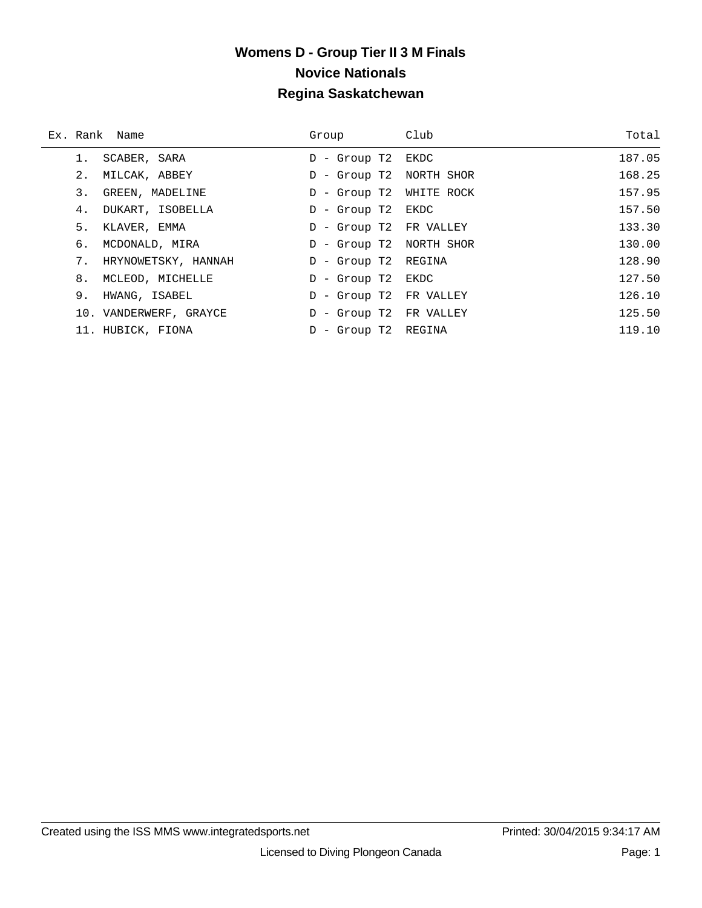# Womens D - Group Tier II 3 M Finals

## Novice Nationals

## Regina Saskatchewan

| Ex. | Rank | Name | Group | Club | Total |
|---|---|---|---|---|---|
| | 1. | SCABER, SARA | D - Group T2 | EKDC | 187.05 |
| | 2. | MILCAK, ABBEY | D - Group T2 | NORTH SHOR | 168.25 |
| | 3. | GREEN, MADELINE | D - Group T2 | WHITE ROCK | 157.95 |
| | 4. | DUKART, ISOBELLA | D - Group T2 | EKDC | 157.50 |
| | 5. | KLAVER, EMMA | D - Group T2 | FR VALLEY | 133.30 |
| | 6. | MCDONALD, MIRA | D - Group T2 | NORTH SHOR | 130.00 |
| | 7. | HRYNOWETSKY, HANNAH | D - Group T2 | REGINA | 128.90 |
| | 8. | MCLEOD, MICHELLE | D - Group T2 | EKDC | 127.50 |
| | 9. | HWANG, ISABEL | D - Group T2 | FR VALLEY | 126.10 |
| | 10. | VANDERWERF, GRAYCE | D - Group T2 | FR VALLEY | 125.50 |
| | 11. | HUBICK, FIONA | D - Group T2 | REGINA | 119.10 |

Created using the ISS MMS www.integratedsports.net Printed: 30/04/2015 9:34:17 AM

Licensed to Diving Plongeon Canada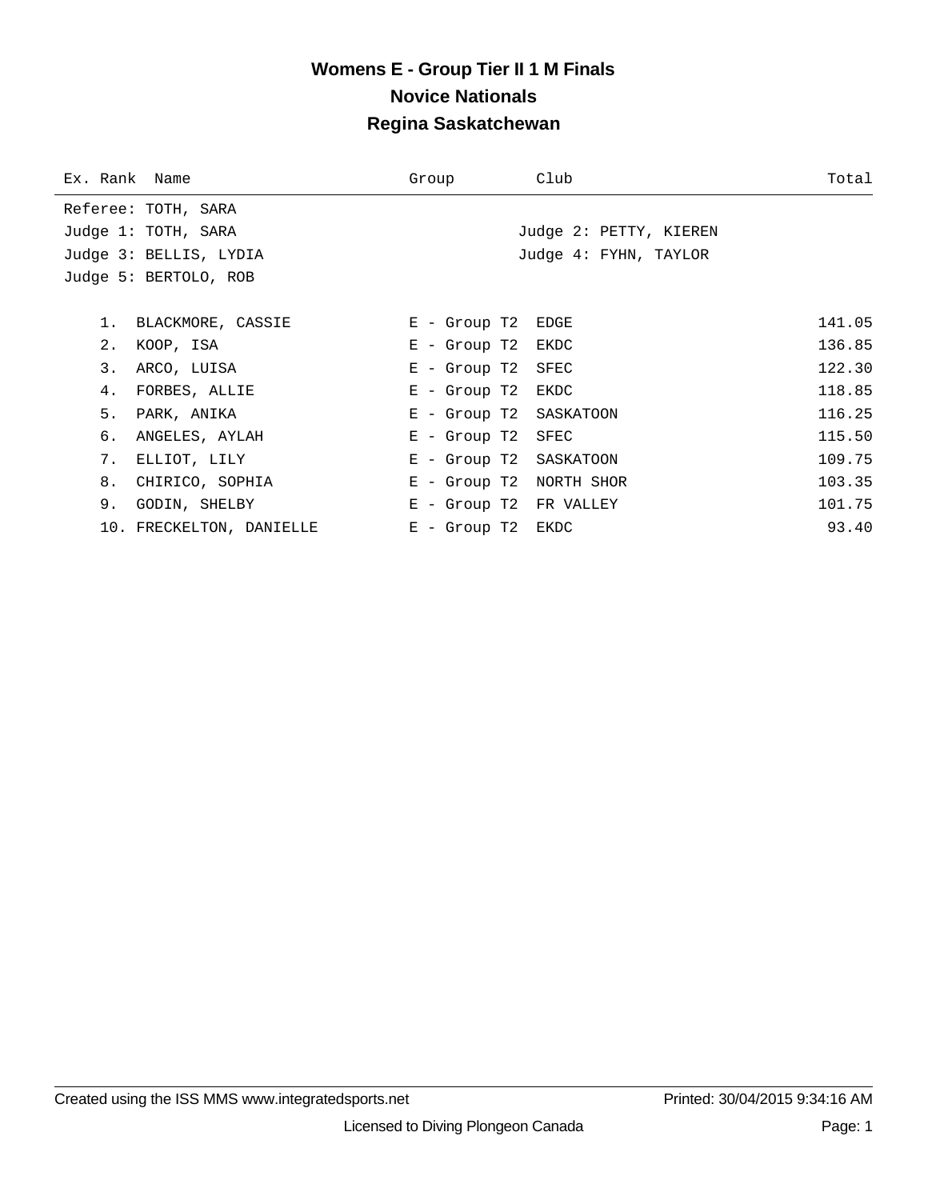# Womens E - Group Tier II 1 M Finals

## Novice Nationals

## Regina Saskatchewan

Referee: TOTH, SARA

Judge 1: TOTH, SARA

Judge 2: PETTY, KIEREN

Judge 3: BELLIS, LYDIA

Judge 4: FYHN, TAYLOR

Judge 5: BERTOLO, ROB

| Ex. Rank | Name | Group | Club | Total |
|---|---|---|---|---|
| 1. | BLACKMORE, CASSIE | E - Group T2 | EDGE | 141.05 |
| 2. | KOOP, ISA | E - Group T2 | EKDC | 136.85 |
| 3. | ARCO, LUISA | E - Group T2 | SFEC | 122.30 |
| 4. | FORBES, ALLIE | E - Group T2 | EKDC | 118.85 |
| 5. | PARK, ANIKA | E - Group T2 | SASKATOON | 116.25 |
| 6. | ANGELES, AYLAH | E - Group T2 | SFEC | 115.50 |
| 7. | ELLIOT, LILY | E - Group T2 | SASKATOON | 109.75 |
| 8. | CHIRICO, SOPHIA | E - Group T2 | NORTH SHOR | 103.35 |
| 9. | GODIN, SHELBY | E - Group T2 | FR VALLEY | 101.75 |
| 10. | FRECKELTON, DANIELLE | E - Group T2 | EKDC | 93.40 |

Created using the ISS MMS www.integratedsports.net

Printed: 30/04/2015 9:34:16 AM

Licensed to Diving Plongeon Canada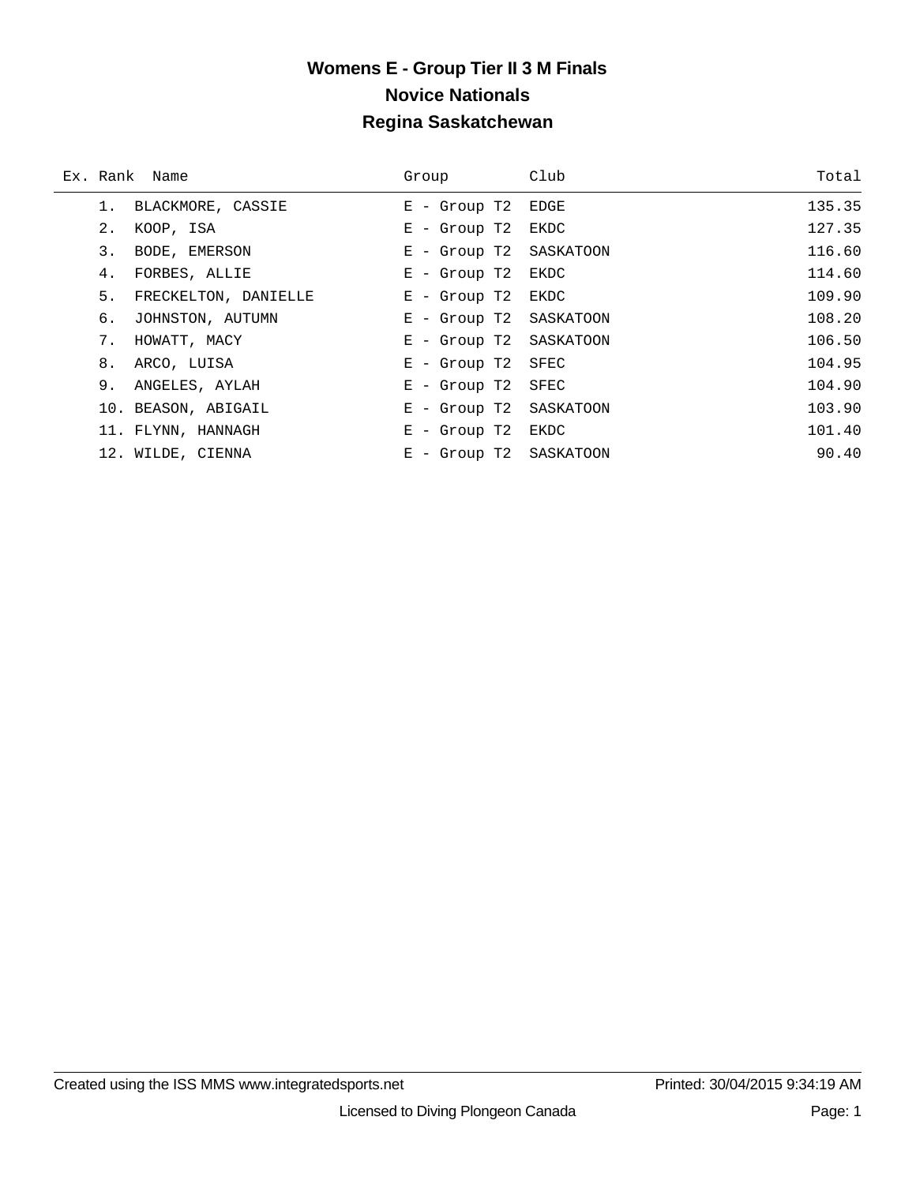# Womens E - Group Tier II 3 M Finals
## Novice Nationals
## Regina Saskatchewan

| Ex. Rank | Name | Group | Club | Total |
|---|---|---|---|---|
| 1. | BLACKMORE, CASSIE | E - Group T2 | EDGE | 135.35 |
| 2. | KOOP, ISA | E - Group T2 | EKDC | 127.35 |
| 3. | BODE, EMERSON | E - Group T2 | SASKATOON | 116.60 |
| 4. | FORBES, ALLIE | E - Group T2 | EKDC | 114.60 |
| 5. | FRECKELTON, DANIELLE | E - Group T2 | EKDC | 109.90 |
| 6. | JOHNSTON, AUTUMN | E - Group T2 | SASKATOON | 108.20 |
| 7. | HOWATT, MACY | E - Group T2 | SASKATOON | 106.50 |
| 8. | ARCO, LUISA | E - Group T2 | SFEC | 104.95 |
| 9. | ANGELES, AYLAH | E - Group T2 | SFEC | 104.90 |
| 10. | BEASON, ABIGAIL | E - Group T2 | SASKATOON | 103.90 |
| 11. | FLYNN, HANNAGH | E - Group T2 | EKDC | 101.40 |
| 12. | WILDE, CIENNA | E - Group T2 | SASKATOON | 90.40 |

Created using the ISS MMS www.integratedsports.net Printed: 30/04/2015 9:34:19 AM

Licensed to Diving Plongeon Canada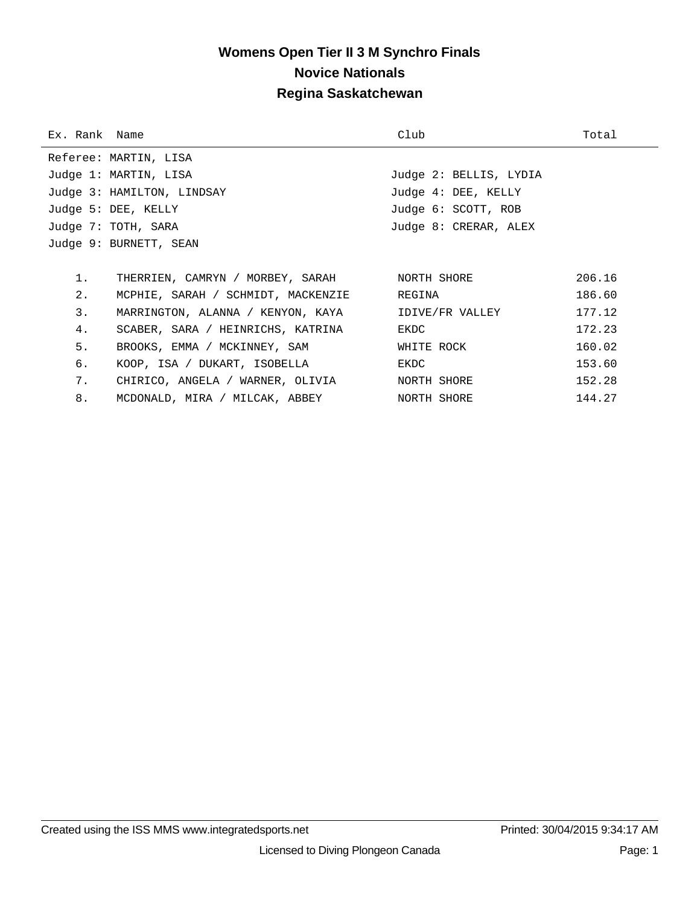# Womens Open Tier II 3 M Synchro Finals
## Novice Nationals
## Regina Saskatchewan

| Ex. Rank | Name | Club | Total |
|---|---|---|---|

Referee: MARTIN, LISA

Judge 1: MARTIN, LISA
Judge 2: BELLIS, LYDIA
Judge 3: HAMILTON, LINDSAY
Judge 4: DEE, KELLY
Judge 5: DEE, KELLY
Judge 6: SCOTT, ROB
Judge 7: TOTH, SARA
Judge 8: CRERAR, ALEX
Judge 9: BURNETT, SEAN

| Ex. Rank | Name | Club | Total |
|---|---|---|---|
| 1. | THERRIEN, CAMRYN / MORBEY, SARAH | NORTH SHORE | 206.16 |
| 2. | MCPHIE, SARAH / SCHMIDT, MACKENZIE | REGINA | 186.60 |
| 3. | MARRINGTON, ALANNA / KENYON, KAYA | IDIVE/FR VALLEY | 177.12 |
| 4. | SCABER, SARA / HEINRICHS, KATRINA | EKDC | 172.23 |
| 5. | BROOKS, EMMA / MCKINNEY, SAM | WHITE ROCK | 160.02 |
| 6. | KOOP, ISA / DUKART, ISOBELLA | EKDC | 153.60 |
| 7. | CHIRICO, ANGELA / WARNER, OLIVIA | NORTH SHORE | 152.28 |
| 8. | MCDONALD, MIRA / MILCAK, ABBEY | NORTH SHORE | 144.27 |

Created using the ISS MMS www.integratedsports.net — Printed: 30/04/2015 9:34:17 AM

Licensed to Diving Plongeon Canada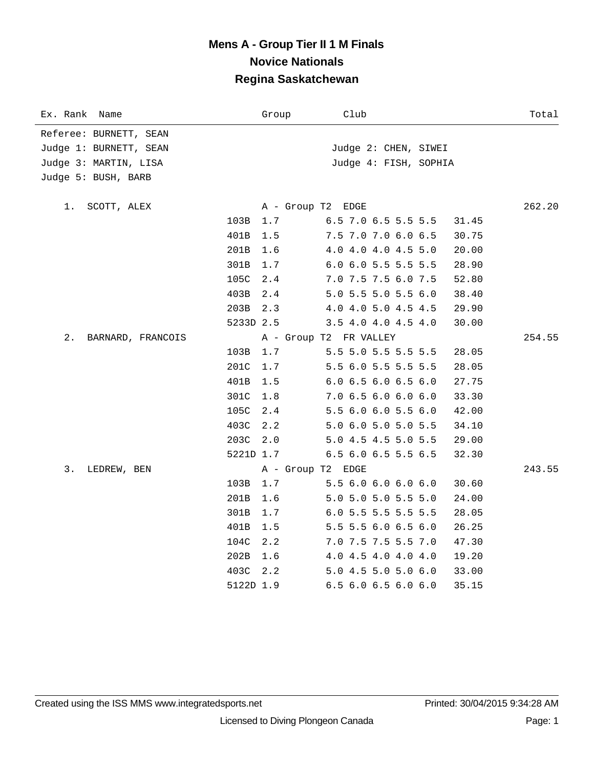# Mens A - Group Tier II 1 M Finals

## Novice Nationals

## Regina Saskatchewan

| Ex. Rank | Name | Dive | DD | Group | Club | Scores | Points | Total |
|---|---|---|---|---|---|---|---|---|

Referee: BURNETT, SEAN
Judge 1: BURNETT, SEAN
Judge 2: CHEN, SIWEI
Judge 3: MARTIN, LISA
Judge 4: FISH, SOPHIA
Judge 5: BUSH, BARB

| Ex. Rank | Name | Dive | DD | Group | Club | Scores | Points | Total |
|---|---|---|---|---|---|---|---|---|
| 1. | SCOTT, ALEX | | | A - Group T2 | EDGE | | | 262.20 |
| | | 103B | 1.7 | | | 6.5 7.0 6.5 5.5 5.5 | 31.45 | |
| | | 401B | 1.5 | | | 7.5 7.0 7.0 6.0 6.5 | 30.75 | |
| | | 201B | 1.6 | | | 4.0 4.0 4.0 4.5 5.0 | 20.00 | |
| | | 301B | 1.7 | | | 6.0 6.0 5.5 5.5 5.5 | 28.90 | |
| | | 105C | 2.4 | | | 7.0 7.5 7.5 6.0 7.5 | 52.80 | |
| | | 403B | 2.4 | | | 5.0 5.5 5.0 5.5 6.0 | 38.40 | |
| | | 203B | 2.3 | | | 4.0 4.0 5.0 4.5 4.5 | 29.90 | |
| | | 5233D | 2.5 | | | 3.5 4.0 4.0 4.5 4.0 | 30.00 | |
| 2. | BARNARD, FRANCOIS | | | A - Group T2 | FR VALLEY | | | 254.55 |
| | | 103B | 1.7 | | | 5.5 5.0 5.5 5.5 5.5 | 28.05 | |
| | | 201C | 1.7 | | | 5.5 6.0 5.5 5.5 5.5 | 28.05 | |
| | | 401B | 1.5 | | | 6.0 6.5 6.0 6.5 6.0 | 27.75 | |
| | | 301C | 1.8 | | | 7.0 6.5 6.0 6.0 6.0 | 33.30 | |
| | | 105C | 2.4 | | | 5.5 6.0 6.0 5.5 6.0 | 42.00 | |
| | | 403C | 2.2 | | | 5.0 6.0 5.0 5.0 5.5 | 34.10 | |
| | | 203C | 2.0 | | | 5.0 4.5 4.5 5.0 5.5 | 29.00 | |
| | | 5221D | 1.7 | | | 6.5 6.0 6.5 5.5 6.5 | 32.30 | |
| 3. | LEDREW, BEN | | | A - Group T2 | EDGE | | | 243.55 |
| | | 103B | 1.7 | | | 5.5 6.0 6.0 6.0 6.0 | 30.60 | |
| | | 201B | 1.6 | | | 5.0 5.0 5.0 5.5 5.0 | 24.00 | |
| | | 301B | 1.7 | | | 6.0 5.5 5.5 5.5 5.5 | 28.05 | |
| | | 401B | 1.5 | | | 5.5 5.5 6.0 6.5 6.0 | 26.25 | |
| | | 104C | 2.2 | | | 7.0 7.5 7.5 5.5 7.0 | 47.30 | |
| | | 202B | 1.6 | | | 4.0 4.5 4.0 4.0 4.0 | 19.20 | |
| | | 403C | 2.2 | | | 5.0 4.5 5.0 5.0 6.0 | 33.00 | |
| | | 5122D | 1.9 | | | 6.5 6.0 6.5 6.0 6.0 | 35.15 | |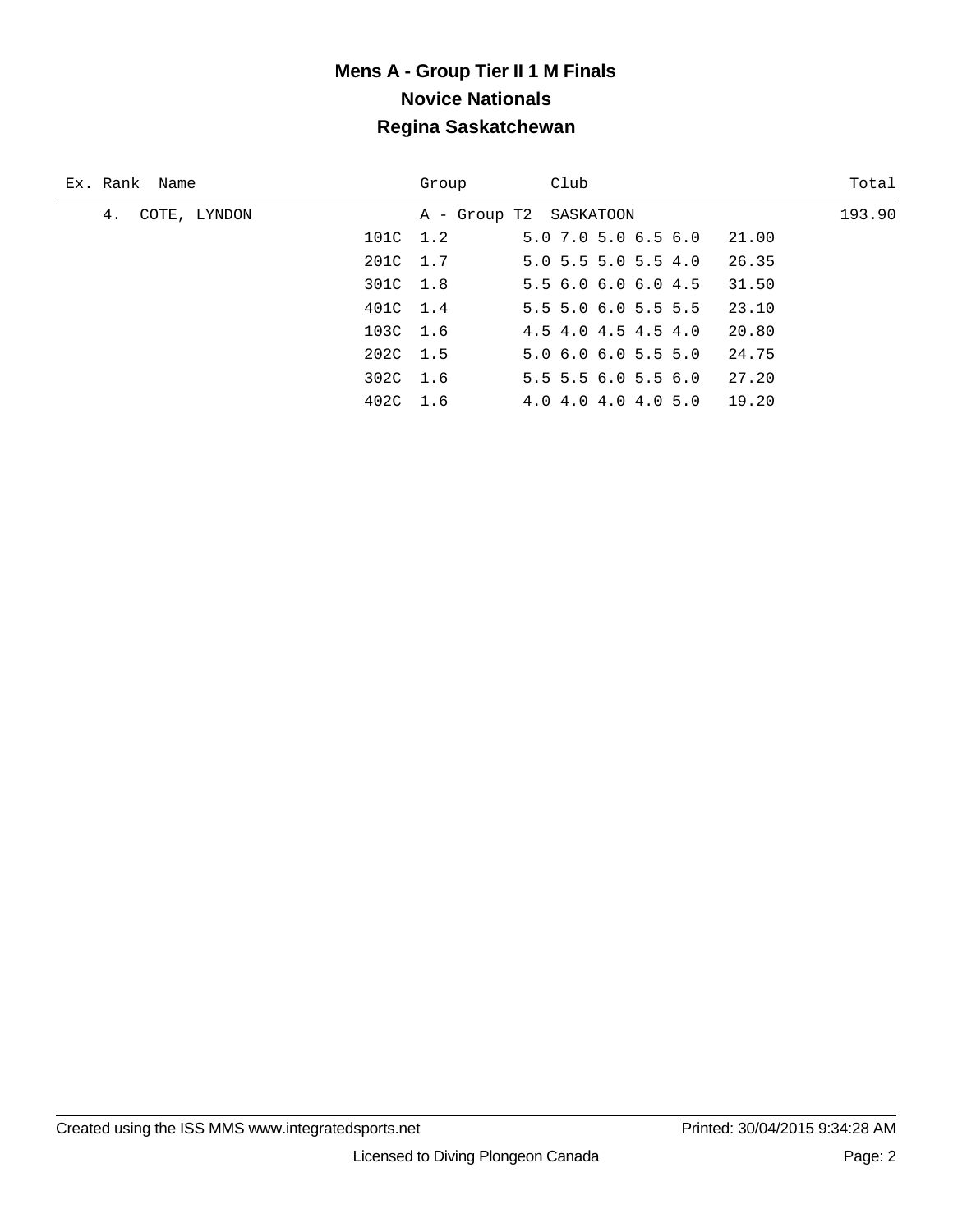# Mens A - Group Tier II 1 M Finals
## Novice Nationals
## Regina Saskatchewan

| Ex. | Rank | Name | Group | Club | Total |
|---|---|---|---|---|---|
| | 4. | COTE, LYNDON | A - Group T2 | SASKATOON | 193.90 |

| Dive | DD | Scores | Points |
|---|---|---|---|
| 101C | 1.2 | 5.0 7.0 5.0 6.5 6.0 | 21.00 |
| 201C | 1.7 | 5.0 5.5 5.0 5.5 4.0 | 26.35 |
| 301C | 1.8 | 5.5 6.0 6.0 6.0 4.5 | 31.50 |
| 401C | 1.4 | 5.5 5.0 6.0 5.5 5.5 | 23.10 |
| 103C | 1.6 | 4.5 4.0 4.5 4.5 4.0 | 20.80 |
| 202C | 1.5 | 5.0 6.0 6.0 5.5 5.0 | 24.75 |
| 302C | 1.6 | 5.5 5.5 6.0 5.5 6.0 | 27.20 |
| 402C | 1.6 | 4.0 4.0 4.0 4.0 5.0 | 19.20 |

Created using the ISS MMS www.integratedsports.net Printed: 30/04/2015 9:34:28 AM

Licensed to Diving Plongeon Canada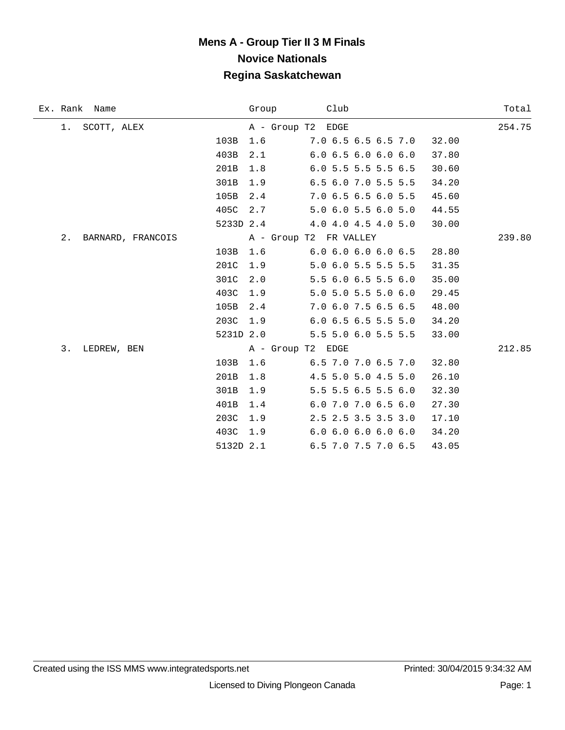# Mens A - Group Tier II 3 M Finals
## Novice Nationals
## Regina Saskatchewan

| Ex. | Rank | Name | Dive | Group | Club | Scores | Points | Total |
|---|---|---|---|---|---|---|---|---|
| | 1. | SCOTT, ALEX | | A - Group T2 | EDGE | | | 254.75 |
| | | | 103B | 1.6 | | 7.0 6.5 6.5 6.5 7.0 | 32.00 | |
| | | | 403B | 2.1 | | 6.0 6.5 6.0 6.0 6.0 | 37.80 | |
| | | | 201B | 1.8 | | 6.0 5.5 5.5 5.5 6.5 | 30.60 | |
| | | | 301B | 1.9 | | 6.5 6.0 7.0 5.5 5.5 | 34.20 | |
| | | | 105B | 2.4 | | 7.0 6.5 6.5 6.0 5.5 | 45.60 | |
| | | | 405C | 2.7 | | 5.0 6.0 5.5 6.0 5.0 | 44.55 | |
| | | | 5233D | 2.4 | | 4.0 4.0 4.5 4.0 5.0 | 30.00 | |
| | 2. | BARNARD, FRANCOIS | | A - Group T2 | FR VALLEY | | | 239.80 |
| | | | 103B | 1.6 | | 6.0 6.0 6.0 6.0 6.5 | 28.80 | |
| | | | 201C | 1.9 | | 5.0 6.0 5.5 5.5 5.5 | 31.35 | |
| | | | 301C | 2.0 | | 5.5 6.0 6.5 5.5 6.0 | 35.00 | |
| | | | 403C | 1.9 | | 5.0 5.0 5.5 5.0 6.0 | 29.45 | |
| | | | 105B | 2.4 | | 7.0 6.0 7.5 6.5 6.5 | 48.00 | |
| | | | 203C | 1.9 | | 6.0 6.5 6.5 5.5 5.0 | 34.20 | |
| | | | 5231D | 2.0 | | 5.5 5.0 6.0 5.5 5.5 | 33.00 | |
| | 3. | LEDREW, BEN | | A - Group T2 | EDGE | | | 212.85 |
| | | | 103B | 1.6 | | 6.5 7.0 7.0 6.5 7.0 | 32.80 | |
| | | | 201B | 1.8 | | 4.5 5.0 5.0 4.5 5.0 | 26.10 | |
| | | | 301B | 1.9 | | 5.5 5.5 6.5 5.5 6.0 | 32.30 | |
| | | | 401B | 1.4 | | 6.0 7.0 7.0 6.5 6.0 | 27.30 | |
| | | | 203C | 1.9 | | 2.5 2.5 3.5 3.5 3.0 | 17.10 | |
| | | | 403C | 1.9 | | 6.0 6.0 6.0 6.0 6.0 | 34.20 | |
| | | | 5132D | 2.1 | | 6.5 7.0 7.5 7.0 6.5 | 43.05 | |

Created using the ISS MMS www.integratedsports.net — Printed: 30/04/2015 9:34:32 AM

Licensed to Diving Plongeon Canada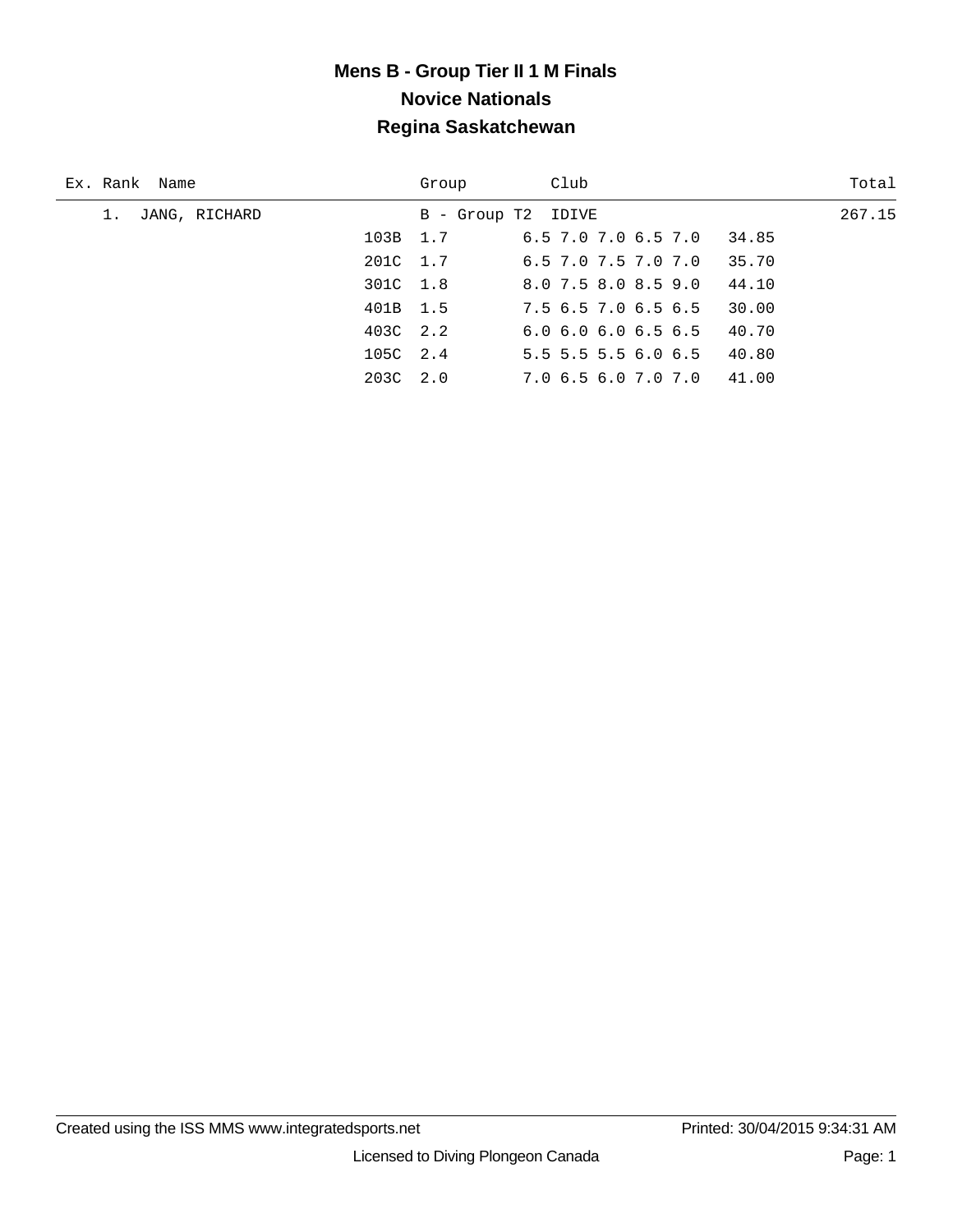# Mens B - Group Tier II 1 M Finals

## Novice Nationals

## Regina Saskatchewan

| Ex. | Rank | Name | Dive | DD | Group | Club | Scores | Points | Total |
|---|---|---|---|---|---|---|---|---|---|
| | 1. | JANG, RICHARD | | | B - Group T2 | IDIVE | | | 267.15 |
| | | | 103B | 1.7 | | | 6.5 7.0 7.0 6.5 7.0 | 34.85 | |
| | | | 201C | 1.7 | | | 6.5 7.0 7.5 7.0 7.0 | 35.70 | |
| | | | 301C | 1.8 | | | 8.0 7.5 8.0 8.5 9.0 | 44.10 | |
| | | | 401B | 1.5 | | | 7.5 6.5 7.0 6.5 6.5 | 30.00 | |
| | | | 403C | 2.2 | | | 6.0 6.0 6.0 6.5 6.5 | 40.70 | |
| | | | 105C | 2.4 | | | 5.5 5.5 5.5 6.0 6.5 | 40.80 | |
| | | | 203C | 2.0 | | | 7.0 6.5 6.0 7.0 7.0 | 41.00 | |

Created using the ISS MMS www.integratedsports.net | Printed: 30/04/2015 9:34:31 AM

Licensed to Diving Plongeon Canada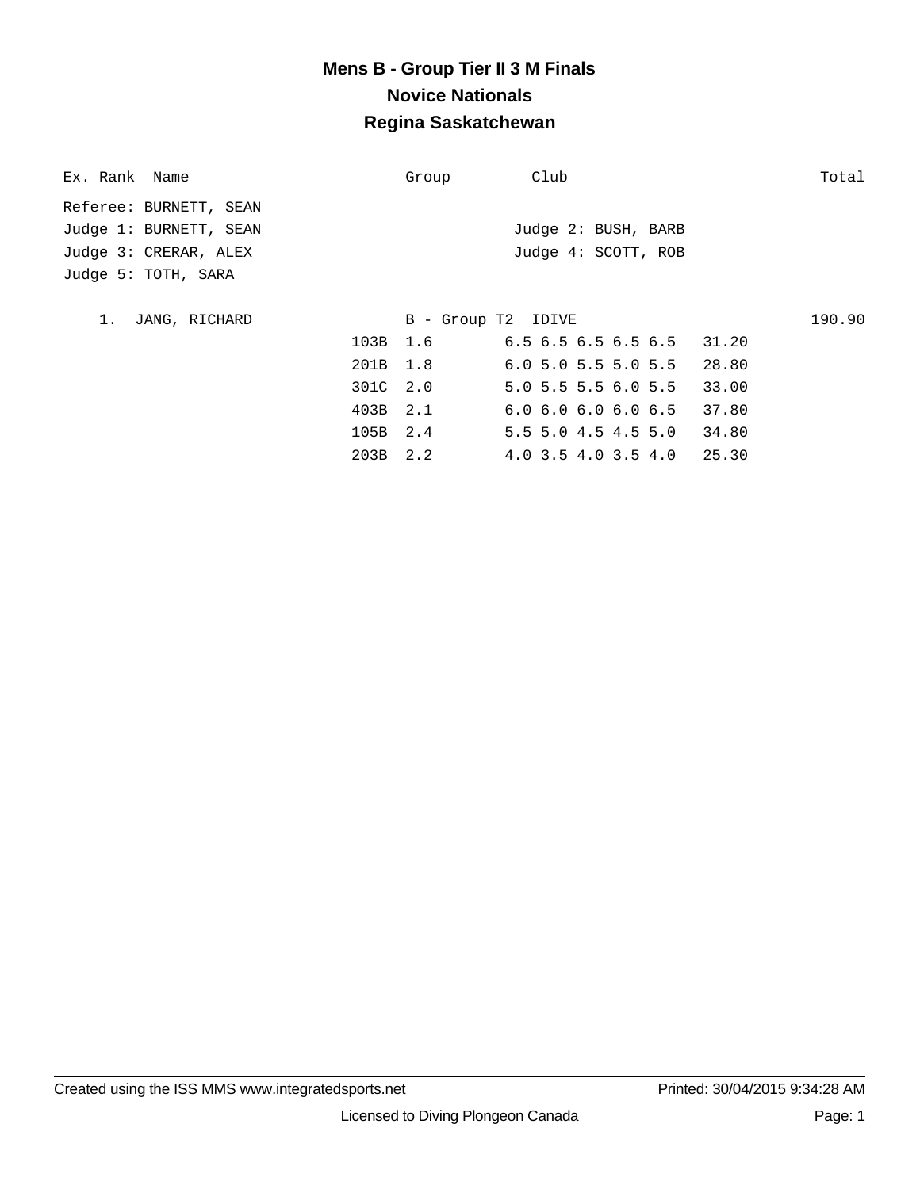# Mens B - Group Tier II 3 M Finals

## Novice Nationals

## Regina Saskatchewan

| Ex. Rank | Name | Group | Club | Total |
|---|---|---|---|---|

Referee: BURNETT, SEAN

Judge 1: BURNETT, SEAN    Judge 2: BUSH, BARB

Judge 3: CRERAR, ALEX    Judge 4: SCOTT, ROB

Judge 5: TOTH, SARA

| Rank | Name | Dive | DD | Scores | Points | Total |
|---|---|---|---|---|---|---|
| 1. | JANG, RICHARD | B - Group T2 | IDIVE | | | 190.90 |
| | | 103B | 1.6 | 6.5 6.5 6.5 6.5 6.5 | 31.20 | |
| | | 201B | 1.8 | 6.0 5.0 5.5 5.0 5.5 | 28.80 | |
| | | 301C | 2.0 | 5.0 5.5 5.5 6.0 5.5 | 33.00 | |
| | | 403B | 2.1 | 6.0 6.0 6.0 6.0 6.5 | 37.80 | |
| | | 105B | 2.4 | 5.5 5.0 4.5 4.5 5.0 | 34.80 | |
| | | 203B | 2.2 | 4.0 3.5 4.0 3.5 4.0 | 25.30 | |

Created using the ISS MMS www.integratedsports.net    Printed: 30/04/2015 9:34:28 AM

Licensed to Diving Plongeon Canada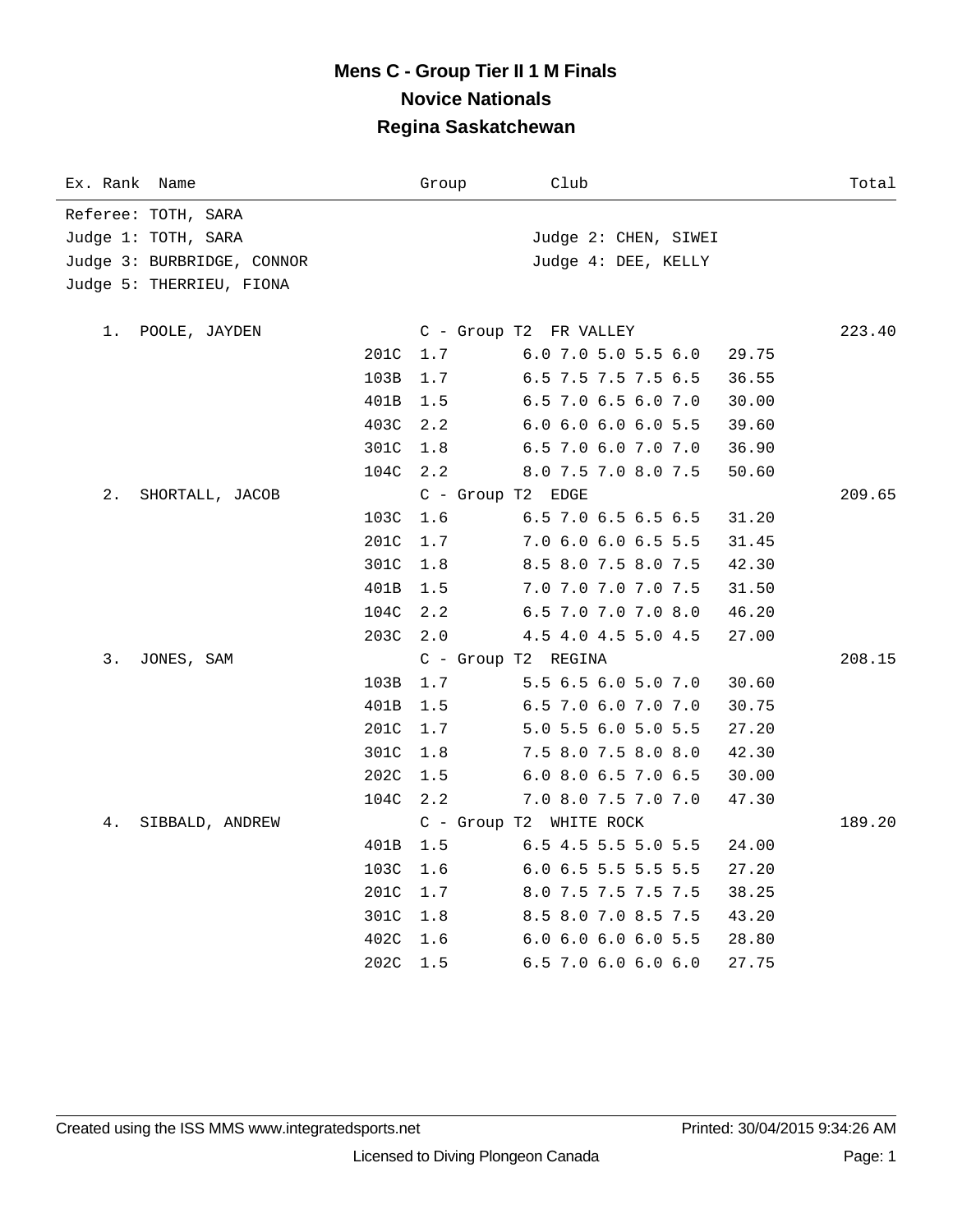# Mens C - Group Tier II 1 M Finals

## Novice Nationals

## Regina Saskatchewan

| Ex. Rank | Name | Dive | DD | Group | Club | Scores | Points | Total |
|---|---|---|---|---|---|---|---|---|
| Referee: TOTH, SARA | | | | | | | | |
| Judge 1: TOTH, SARA | | | | | Judge 2: CHEN, SIWEI | | | |
| Judge 3: BURBRIDGE, CONNOR | | | | | Judge 4: DEE, KELLY | | | |
| Judge 5: THERRIEU, FIONA | | | | | | | | |
| 1. | POOLE, JAYDEN | | | C - Group T2 | FR VALLEY | | | 223.40 |
| | | 201C | 1.7 | | | 6.0 7.0 5.0 5.5 6.0 | 29.75 | |
| | | 103B | 1.7 | | | 6.5 7.5 7.5 7.5 6.5 | 36.55 | |
| | | 401B | 1.5 | | | 6.5 7.0 6.5 6.0 7.0 | 30.00 | |
| | | 403C | 2.2 | | | 6.0 6.0 6.0 6.0 5.5 | 39.60 | |
| | | 301C | 1.8 | | | 6.5 7.0 6.0 7.0 7.0 | 36.90 | |
| | | 104C | 2.2 | | | 8.0 7.5 7.0 8.0 7.5 | 50.60 | |
| 2. | SHORTALL, JACOB | | | C - Group T2 | EDGE | | | 209.65 |
| | | 103C | 1.6 | | | 6.5 7.0 6.5 6.5 6.5 | 31.20 | |
| | | 201C | 1.7 | | | 7.0 6.0 6.0 6.5 5.5 | 31.45 | |
| | | 301C | 1.8 | | | 8.5 8.0 7.5 8.0 7.5 | 42.30 | |
| | | 401B | 1.5 | | | 7.0 7.0 7.0 7.0 7.5 | 31.50 | |
| | | 104C | 2.2 | | | 6.5 7.0 7.0 7.0 8.0 | 46.20 | |
| | | 203C | 2.0 | | | 4.5 4.0 4.5 5.0 4.5 | 27.00 | |
| 3. | JONES, SAM | | | C - Group T2 | REGINA | | | 208.15 |
| | | 103B | 1.7 | | | 5.5 6.5 6.0 5.0 7.0 | 30.60 | |
| | | 401B | 1.5 | | | 6.5 7.0 6.0 7.0 7.0 | 30.75 | |
| | | 201C | 1.7 | | | 5.0 5.5 6.0 5.0 5.5 | 27.20 | |
| | | 301C | 1.8 | | | 7.5 8.0 7.5 8.0 8.0 | 42.30 | |
| | | 202C | 1.5 | | | 6.0 8.0 6.5 7.0 6.5 | 30.00 | |
| | | 104C | 2.2 | | | 7.0 8.0 7.5 7.0 7.0 | 47.30 | |
| 4. | SIBBALD, ANDREW | | | C - Group T2 | WHITE ROCK | | | 189.20 |
| | | 401B | 1.5 | | | 6.5 4.5 5.5 5.0 5.5 | 24.00 | |
| | | 103C | 1.6 | | | 6.0 6.5 5.5 5.5 5.5 | 27.20 | |
| | | 201C | 1.7 | | | 8.0 7.5 7.5 7.5 7.5 | 38.25 | |
| | | 301C | 1.8 | | | 8.5 8.0 7.0 8.5 7.5 | 43.20 | |
| | | 402C | 1.6 | | | 6.0 6.0 6.0 6.0 5.5 | 28.80 | |
| | | 202C | 1.5 | | | 6.5 7.0 6.0 6.0 6.0 | 27.75 | |

Created using the ISS MMS www.integratedsports.net — Printed: 30/04/2015 9:34:26 AM

Licensed to Diving Plongeon Canada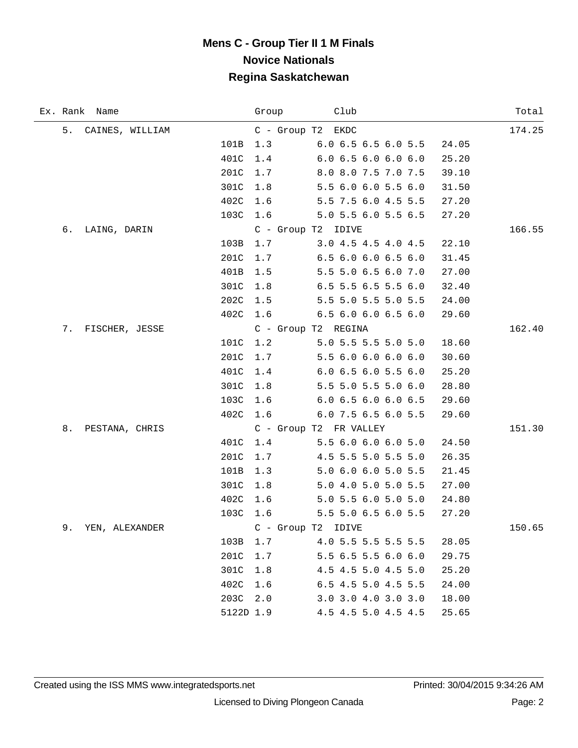# Mens C - Group Tier II 1 M Finals
## Novice Nationals
## Regina Saskatchewan

| Ex. Rank | Name | | Group | Club | | Total |
|---|---|---|---|---|---|---|
| 5. | CAINES, WILLIAM | | C - Group T2 | EKDC | | 174.25 |
| | | 101B | 1.3 | 6.0 6.5 6.5 6.0 5.5 | 24.05 | |
| | | 401C | 1.4 | 6.0 6.5 6.0 6.0 6.0 | 25.20 | |
| | | 201C | 1.7 | 8.0 8.0 7.5 7.0 7.5 | 39.10 | |
| | | 301C | 1.8 | 5.5 6.0 6.0 5.5 6.0 | 31.50 | |
| | | 402C | 1.6 | 5.5 7.5 6.0 4.5 5.5 | 27.20 | |
| | | 103C | 1.6 | 5.0 5.5 6.0 5.5 6.5 | 27.20 | |
| 6. | LAING, DARIN | | C - Group T2 | IDIVE | | 166.55 |
| | | 103B | 1.7 | 3.0 4.5 4.5 4.0 4.5 | 22.10 | |
| | | 201C | 1.7 | 6.5 6.0 6.0 6.5 6.0 | 31.45 | |
| | | 401B | 1.5 | 5.5 5.0 6.5 6.0 7.0 | 27.00 | |
| | | 301C | 1.8 | 6.5 5.5 6.5 5.5 6.0 | 32.40 | |
| | | 202C | 1.5 | 5.5 5.0 5.5 5.0 5.5 | 24.00 | |
| | | 402C | 1.6 | 6.5 6.0 6.0 6.5 6.0 | 29.60 | |
| 7. | FISCHER, JESSE | | C - Group T2 | REGINA | | 162.40 |
| | | 101C | 1.2 | 5.0 5.5 5.5 5.0 5.0 | 18.60 | |
| | | 201C | 1.7 | 5.5 6.0 6.0 6.0 6.0 | 30.60 | |
| | | 401C | 1.4 | 6.0 6.5 6.0 5.5 6.0 | 25.20 | |
| | | 301C | 1.8 | 5.5 5.0 5.5 5.0 6.0 | 28.80 | |
| | | 103C | 1.6 | 6.0 6.5 6.0 6.0 6.5 | 29.60 | |
| | | 402C | 1.6 | 6.0 7.5 6.5 6.0 5.5 | 29.60 | |
| 8. | PESTANA, CHRIS | | C - Group T2 | FR VALLEY | | 151.30 |
| | | 401C | 1.4 | 5.5 6.0 6.0 6.0 5.0 | 24.50 | |
| | | 201C | 1.7 | 4.5 5.5 5.0 5.5 5.0 | 26.35 | |
| | | 101B | 1.3 | 5.0 6.0 6.0 5.0 5.5 | 21.45 | |
| | | 301C | 1.8 | 5.0 4.0 5.0 5.0 5.5 | 27.00 | |
| | | 402C | 1.6 | 5.0 5.5 6.0 5.0 5.0 | 24.80 | |
| | | 103C | 1.6 | 5.5 5.0 6.5 6.0 5.5 | 27.20 | |
| 9. | YEN, ALEXANDER | | C - Group T2 | IDIVE | | 150.65 |
| | | 103B | 1.7 | 4.0 5.5 5.5 5.5 5.5 | 28.05 | |
| | | 201C | 1.7 | 5.5 6.5 5.5 6.0 6.0 | 29.75 | |
| | | 301C | 1.8 | 4.5 4.5 5.0 4.5 5.0 | 25.20 | |
| | | 402C | 1.6 | 6.5 4.5 5.0 4.5 5.5 | 24.00 | |
| | | 203C | 2.0 | 3.0 3.0 4.0 3.0 3.0 | 18.00 | |
| | | 5122D | 1.9 | 4.5 4.5 5.0 4.5 4.5 | 25.65 | |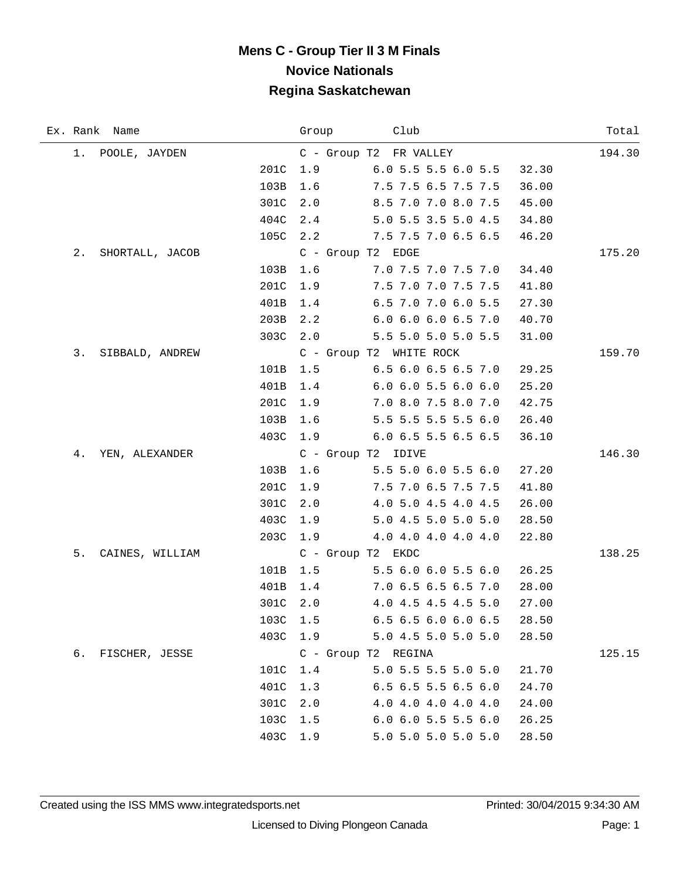# Mens C - Group Tier II 3 M Finals
## Novice Nationals
## Regina Saskatchewan

| Ex. | Rank | Name | Dive | Group | Club | Scores | Points | Total |
|---|---|---|---|---|---|---|---|---|
| | 1. | POOLE, JAYDEN | | C - Group T2 | FR VALLEY | | | 194.30 |
| | | | 201C | 1.9 | | 6.0 5.5 5.5 6.0 5.5 | 32.30 | |
| | | | 103B | 1.6 | | 7.5 7.5 6.5 7.5 7.5 | 36.00 | |
| | | | 301C | 2.0 | | 8.5 7.0 7.0 8.0 7.5 | 45.00 | |
| | | | 404C | 2.4 | | 5.0 5.5 3.5 5.0 4.5 | 34.80 | |
| | | | 105C | 2.2 | | 7.5 7.5 7.0 6.5 6.5 | 46.20 | |
| | 2. | SHORTALL, JACOB | | C - Group T2 | EDGE | | | 175.20 |
| | | | 103B | 1.6 | | 7.0 7.5 7.0 7.5 7.0 | 34.40 | |
| | | | 201C | 1.9 | | 7.5 7.0 7.0 7.5 7.5 | 41.80 | |
| | | | 401B | 1.4 | | 6.5 7.0 7.0 6.0 5.5 | 27.30 | |
| | | | 203B | 2.2 | | 6.0 6.0 6.0 6.5 7.0 | 40.70 | |
| | | | 303C | 2.0 | | 5.5 5.0 5.0 5.0 5.5 | 31.00 | |
| | 3. | SIBBALD, ANDREW | | C - Group T2 | WHITE ROCK | | | 159.70 |
| | | | 101B | 1.5 | | 6.5 6.0 6.5 6.5 7.0 | 29.25 | |
| | | | 401B | 1.4 | | 6.0 6.0 5.5 6.0 6.0 | 25.20 | |
| | | | 201C | 1.9 | | 7.0 8.0 7.5 8.0 7.0 | 42.75 | |
| | | | 103B | 1.6 | | 5.5 5.5 5.5 5.5 6.0 | 26.40 | |
| | | | 403C | 1.9 | | 6.0 6.5 5.5 6.5 6.5 | 36.10 | |
| | 4. | YEN, ALEXANDER | | C - Group T2 | IDIVE | | | 146.30 |
| | | | 103B | 1.6 | | 5.5 5.0 6.0 5.5 6.0 | 27.20 | |
| | | | 201C | 1.9 | | 7.5 7.0 6.5 7.5 7.5 | 41.80 | |
| | | | 301C | 2.0 | | 4.0 5.0 4.5 4.0 4.5 | 26.00 | |
| | | | 403C | 1.9 | | 5.0 4.5 5.0 5.0 5.0 | 28.50 | |
| | | | 203C | 1.9 | | 4.0 4.0 4.0 4.0 4.0 | 22.80 | |
| | 5. | CAINES, WILLIAM | | C - Group T2 | EKDC | | | 138.25 |
| | | | 101B | 1.5 | | 5.5 6.0 6.0 5.5 6.0 | 26.25 | |
| | | | 401B | 1.4 | | 7.0 6.5 6.5 6.5 7.0 | 28.00 | |
| | | | 301C | 2.0 | | 4.0 4.5 4.5 4.5 5.0 | 27.00 | |
| | | | 103C | 1.5 | | 6.5 6.5 6.0 6.0 6.5 | 28.50 | |
| | | | 403C | 1.9 | | 5.0 4.5 5.0 5.0 5.0 | 28.50 | |
| | 6. | FISCHER, JESSE | | C - Group T2 | REGINA | | | 125.15 |
| | | | 101C | 1.4 | | 5.0 5.5 5.5 5.0 5.0 | 21.70 | |
| | | | 401C | 1.3 | | 6.5 6.5 5.5 6.5 6.0 | 24.70 | |
| | | | 301C | 2.0 | | 4.0 4.0 4.0 4.0 4.0 | 24.00 | |
| | | | 103C | 1.5 | | 6.0 6.0 5.5 5.5 6.0 | 26.25 | |
| | | | 403C | 1.9 | | 5.0 5.0 5.0 5.0 5.0 | 28.50 | |

Created using the ISS MMS www.integratedsports.net — Printed: 30/04/2015 9:34:30 AM

Licensed to Diving Plongeon Canada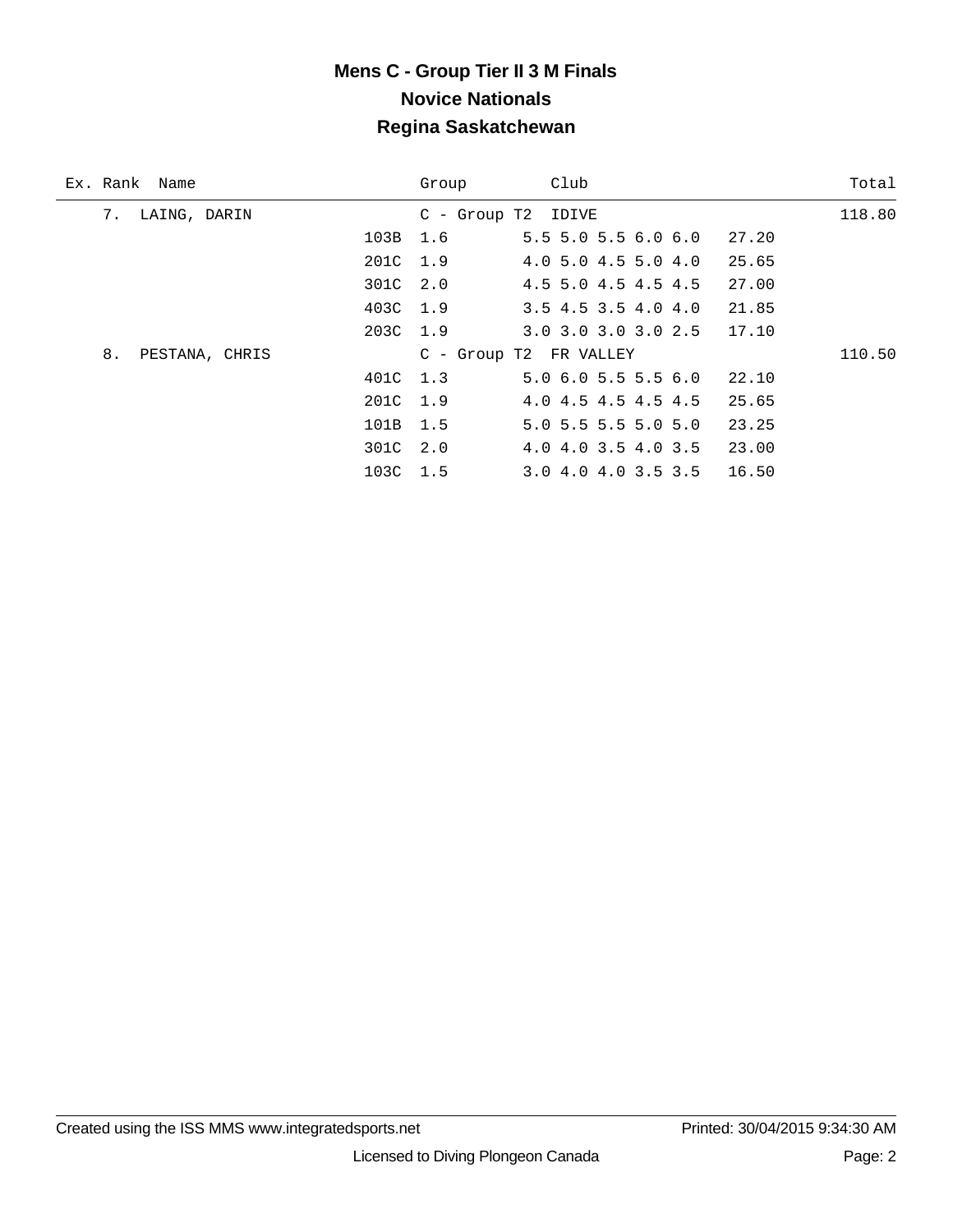# Mens C - Group Tier II 3 M Finals

## Novice Nationals

## Regina Saskatchewan

| Ex. | Rank | Name | Dive | DD | Club / Scores | | Total |
|---|---|---|---|---|---|---|---|
| | 7. | LAING, DARIN | | C - Group T2 | IDIVE | | 118.80 |
| | | | 103B | 1.6 | 5.5 5.0 5.5 6.0 6.0 | 27.20 | |
| | | | 201C | 1.9 | 4.0 5.0 4.5 5.0 4.0 | 25.65 | |
| | | | 301C | 2.0 | 4.5 5.0 4.5 4.5 4.5 | 27.00 | |
| | | | 403C | 1.9 | 3.5 4.5 3.5 4.0 4.0 | 21.85 | |
| | | | 203C | 1.9 | 3.0 3.0 3.0 3.0 2.5 | 17.10 | |
| | 8. | PESTANA, CHRIS | | C - Group T2 | FR VALLEY | | 110.50 |
| | | | 401C | 1.3 | 5.0 6.0 5.5 5.5 6.0 | 22.10 | |
| | | | 201C | 1.9 | 4.0 4.5 4.5 4.5 4.5 | 25.65 | |
| | | | 101B | 1.5 | 5.0 5.5 5.5 5.0 5.0 | 23.25 | |
| | | | 301C | 2.0 | 4.0 4.0 3.5 4.0 3.5 | 23.00 | |
| | | | 103C | 1.5 | 3.0 4.0 4.0 3.5 3.5 | 16.50 | |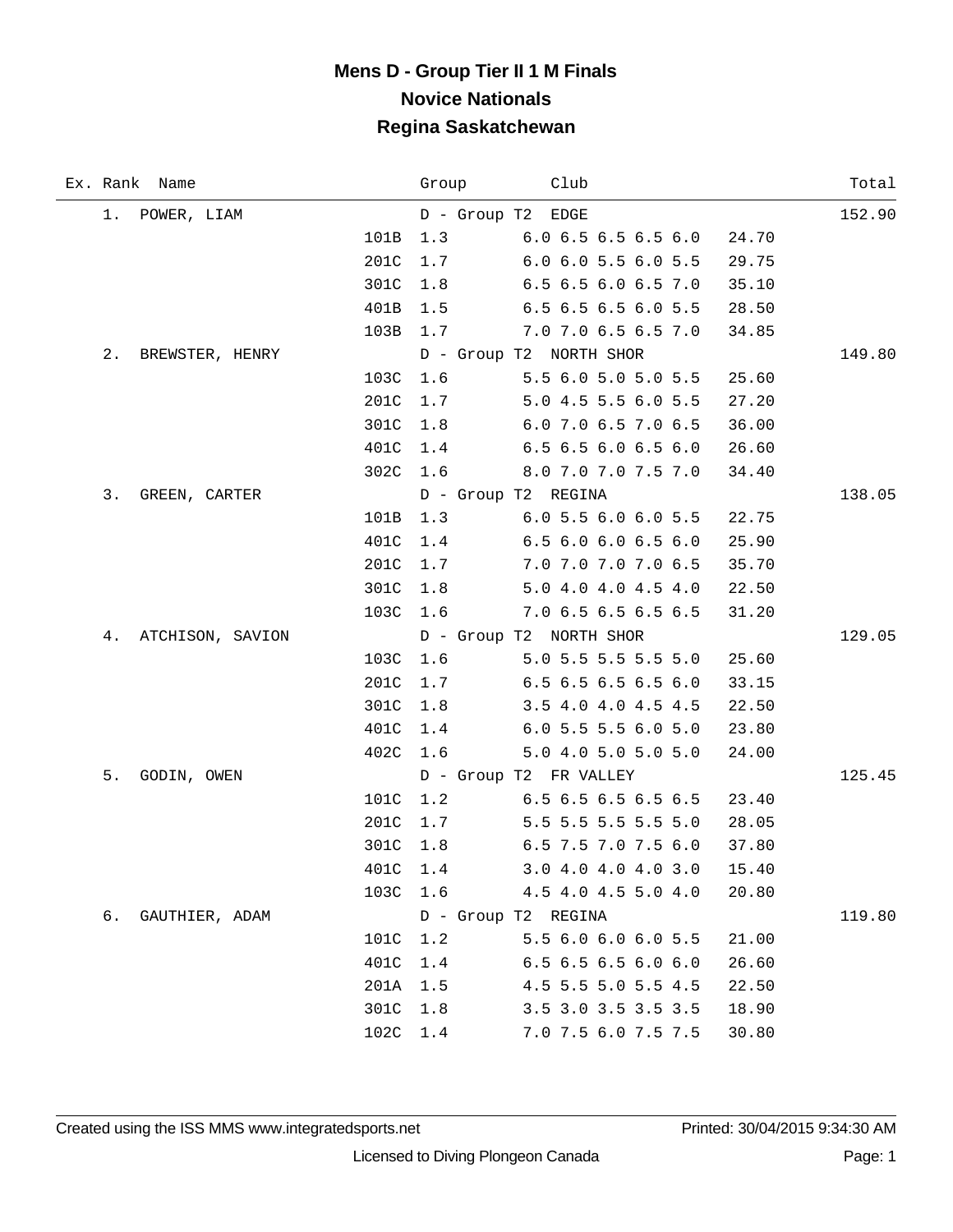# Mens D - Group Tier II 1 M Finals
## Novice Nationals
## Regina Saskatchewan

| Ex. | Rank | Name | Dive | DD | Group / Scores | Club | Points | Total |
|---|---|---|---|---|---|---|---|---|
| | 1. | POWER, LIAM | | | D - Group T2 | EDGE | | 152.90 |
| | | | 101B | 1.3 | 6.0 6.5 6.5 6.5 6.0 | | 24.70 | |
| | | | 201C | 1.7 | 6.0 6.0 5.5 6.0 5.5 | | 29.75 | |
| | | | 301C | 1.8 | 6.5 6.5 6.0 6.5 7.0 | | 35.10 | |
| | | | 401B | 1.5 | 6.5 6.5 6.5 6.0 5.5 | | 28.50 | |
| | | | 103B | 1.7 | 7.0 7.0 6.5 6.5 7.0 | | 34.85 | |
| | 2. | BREWSTER, HENRY | | | D - Group T2 | NORTH SHOR | | 149.80 |
| | | | 103C | 1.6 | 5.5 6.0 5.0 5.0 5.5 | | 25.60 | |
| | | | 201C | 1.7 | 5.0 4.5 5.5 6.0 5.5 | | 27.20 | |
| | | | 301C | 1.8 | 6.0 7.0 6.5 7.0 6.5 | | 36.00 | |
| | | | 401C | 1.4 | 6.5 6.5 6.0 6.5 6.0 | | 26.60 | |
| | | | 302C | 1.6 | 8.0 7.0 7.0 7.5 7.0 | | 34.40 | |
| | 3. | GREEN, CARTER | | | D - Group T2 | REGINA | | 138.05 |
| | | | 101B | 1.3 | 6.0 5.5 6.0 6.0 5.5 | | 22.75 | |
| | | | 401C | 1.4 | 6.5 6.0 6.0 6.5 6.0 | | 25.90 | |
| | | | 201C | 1.7 | 7.0 7.0 7.0 7.0 6.5 | | 35.70 | |
| | | | 301C | 1.8 | 5.0 4.0 4.0 4.5 4.0 | | 22.50 | |
| | | | 103C | 1.6 | 7.0 6.5 6.5 6.5 6.5 | | 31.20 | |
| | 4. | ATCHISON, SAVION | | | D - Group T2 | NORTH SHOR | | 129.05 |
| | | | 103C | 1.6 | 5.0 5.5 5.5 5.5 5.0 | | 25.60 | |
| | | | 201C | 1.7 | 6.5 6.5 6.5 6.5 6.0 | | 33.15 | |
| | | | 301C | 1.8 | 3.5 4.0 4.0 4.5 4.5 | | 22.50 | |
| | | | 401C | 1.4 | 6.0 5.5 5.5 6.0 5.0 | | 23.80 | |
| | | | 402C | 1.6 | 5.0 4.0 5.0 5.0 5.0 | | 24.00 | |
| | 5. | GODIN, OWEN | | | D - Group T2 | FR VALLEY | | 125.45 |
| | | | 101C | 1.2 | 6.5 6.5 6.5 6.5 6.5 | | 23.40 | |
| | | | 201C | 1.7 | 5.5 5.5 5.5 5.5 5.0 | | 28.05 | |
| | | | 301C | 1.8 | 6.5 7.5 7.0 7.5 6.0 | | 37.80 | |
| | | | 401C | 1.4 | 3.0 4.0 4.0 4.0 3.0 | | 15.40 | |
| | | | 103C | 1.6 | 4.5 4.0 4.5 5.0 4.0 | | 20.80 | |
| | 6. | GAUTHIER, ADAM | | | D - Group T2 | REGINA | | 119.80 |
| | | | 101C | 1.2 | 5.5 6.0 6.0 6.0 5.5 | | 21.00 | |
| | | | 401C | 1.4 | 6.5 6.5 6.5 6.0 6.0 | | 26.60 | |
| | | | 201A | 1.5 | 4.5 5.5 5.0 5.5 4.5 | | 22.50 | |
| | | | 301C | 1.8 | 3.5 3.0 3.5 3.5 3.5 | | 18.90 | |
| | | | 102C | 1.4 | 7.0 7.5 6.0 7.5 7.5 | | 30.80 | |

Created using the ISS MMS www.integratedsports.net

Printed: 30/04/2015 9:34:30 AM

Licensed to Diving Plongeon Canada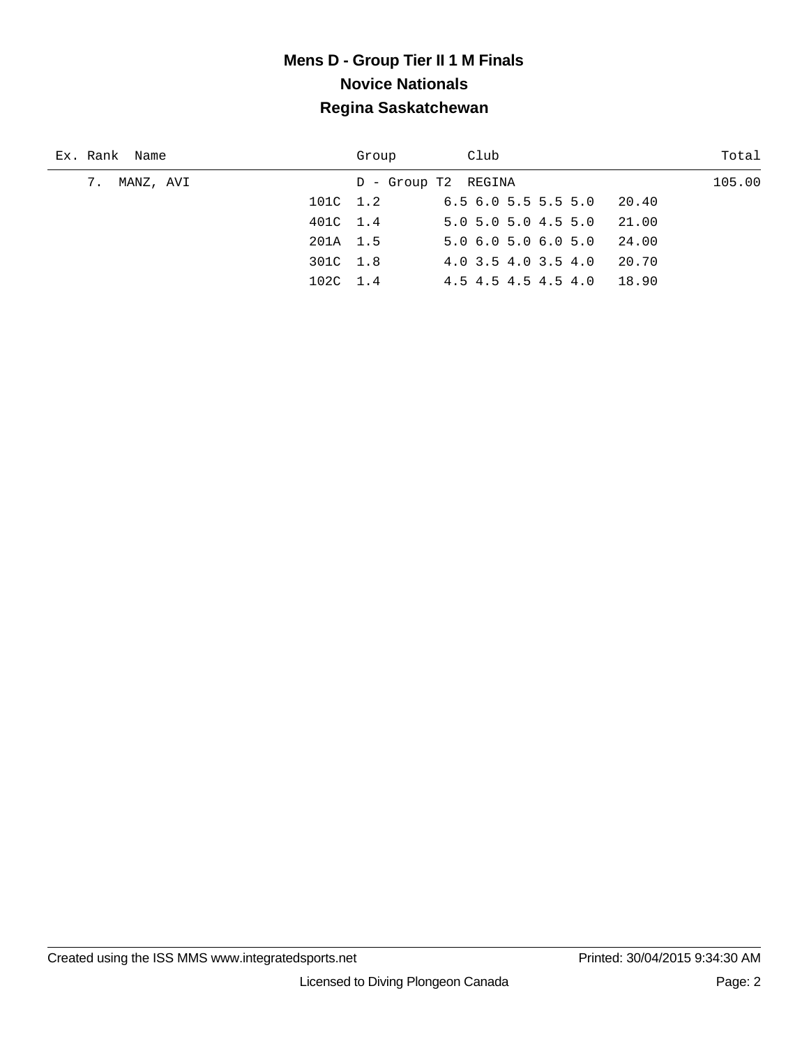# Mens D - Group Tier II 1 M Finals

## Novice Nationals

## Regina Saskatchewan

| Ex. | Rank | Name | Dive | DD | Group | Club | Scores | Points | Total |
|---|---|---|---|---|---|---|---|---|---|
| | 7. | MANZ, AVI | | | D - Group T2 | REGINA | | | 105.00 |
| | | | 101C | 1.2 | | | 6.5 6.0 5.5 5.5 5.0 | 20.40 | |
| | | | 401C | 1.4 | | | 5.0 5.0 5.0 4.5 5.0 | 21.00 | |
| | | | 201A | 1.5 | | | 5.0 6.0 5.0 6.0 5.0 | 24.00 | |
| | | | 301C | 1.8 | | | 4.0 3.5 4.0 3.5 4.0 | 20.70 | |
| | | | 102C | 1.4 | | | 4.5 4.5 4.5 4.5 4.0 | 18.90 | |

Created using the ISS MMS www.integratedsports.net — Printed: 30/04/2015 9:34:30 AM

Licensed to Diving Plongeon Canada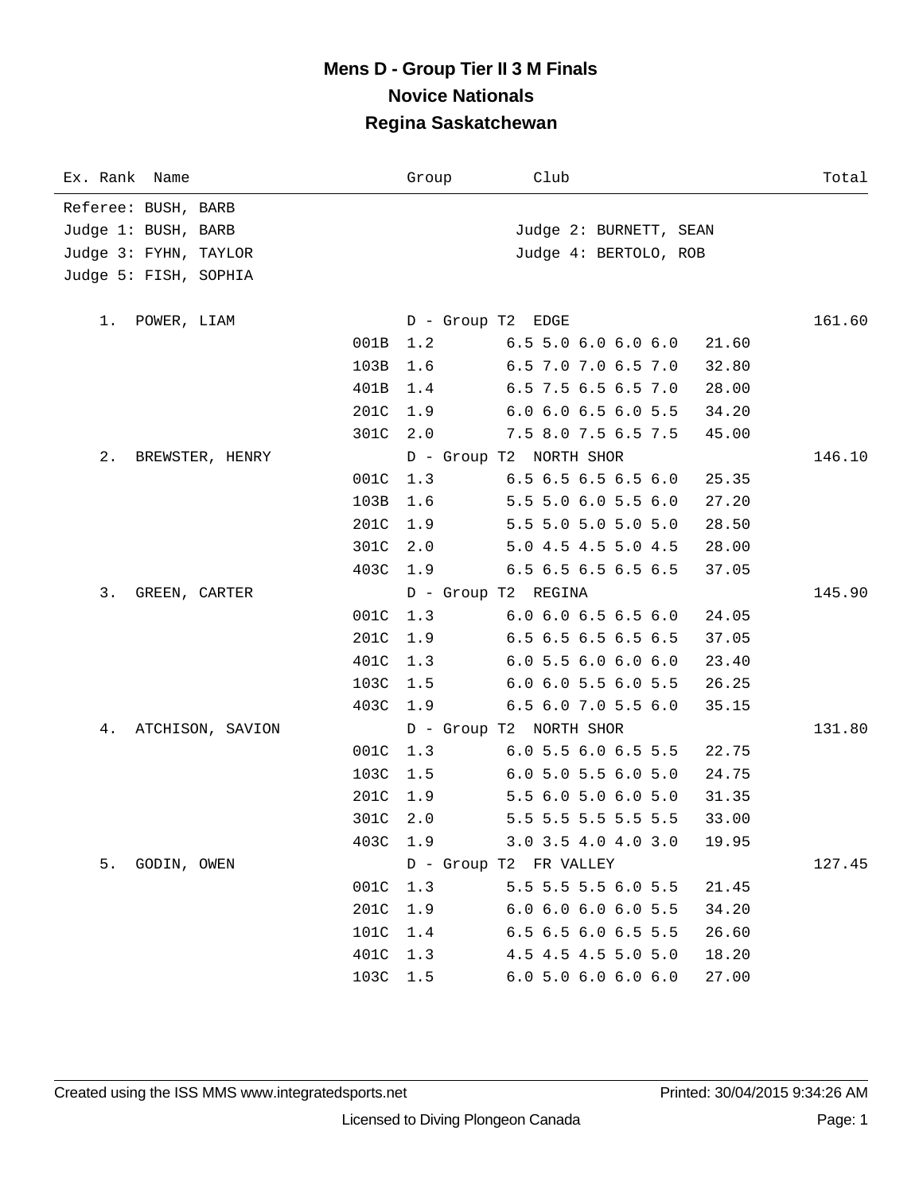# Mens D - Group Tier II 3 M Finals

## Novice Nationals

## Regina Saskatchewan

| Ex. Rank | Name | Group | Club | Total |
|---|---|---|---|---|

Referee: BUSH, BARB
Judge 1: BUSH, BARB — Judge 2: BURNETT, SEAN
Judge 3: FYHN, TAYLOR — Judge 4: BERTOLO, ROB
Judge 5: FISH, SOPHIA

| Rank | Name | Dive | DD | Scores | Points | Group | Club | Total |
|---|---|---|---|---|---|---|---|---|
| 1. | POWER, LIAM | | | | | D - Group T2 | EDGE | 161.60 |
| | | 001B | 1.2 | 6.5 5.0 6.0 6.0 6.0 | 21.60 | | | |
| | | 103B | 1.6 | 6.5 7.0 7.0 6.5 7.0 | 32.80 | | | |
| | | 401B | 1.4 | 6.5 7.5 6.5 6.5 7.0 | 28.00 | | | |
| | | 201C | 1.9 | 6.0 6.0 6.5 6.0 5.5 | 34.20 | | | |
| | | 301C | 2.0 | 7.5 8.0 7.5 6.5 7.5 | 45.00 | | | |
| 2. | BREWSTER, HENRY | | | | | D - Group T2 | NORTH SHOR | 146.10 |
| | | 001C | 1.3 | 6.5 6.5 6.5 6.5 6.0 | 25.35 | | | |
| | | 103B | 1.6 | 5.5 5.0 6.0 5.5 6.0 | 27.20 | | | |
| | | 201C | 1.9 | 5.5 5.0 5.0 5.0 5.0 | 28.50 | | | |
| | | 301C | 2.0 | 5.0 4.5 4.5 5.0 4.5 | 28.00 | | | |
| | | 403C | 1.9 | 6.5 6.5 6.5 6.5 6.5 | 37.05 | | | |
| 3. | GREEN, CARTER | | | | | D - Group T2 | REGINA | 145.90 |
| | | 001C | 1.3 | 6.0 6.0 6.5 6.5 6.0 | 24.05 | | | |
| | | 201C | 1.9 | 6.5 6.5 6.5 6.5 6.5 | 37.05 | | | |
| | | 401C | 1.3 | 6.0 5.5 6.0 6.0 6.0 | 23.40 | | | |
| | | 103C | 1.5 | 6.0 6.0 5.5 6.0 5.5 | 26.25 | | | |
| | | 403C | 1.9 | 6.5 6.0 7.0 5.5 6.0 | 35.15 | | | |
| 4. | ATCHISON, SAVION | | | | | D - Group T2 | NORTH SHOR | 131.80 |
| | | 001C | 1.3 | 6.0 5.5 6.0 6.5 5.5 | 22.75 | | | |
| | | 103C | 1.5 | 6.0 5.0 5.5 6.0 5.0 | 24.75 | | | |
| | | 201C | 1.9 | 5.5 6.0 5.0 6.0 5.0 | 31.35 | | | |
| | | 301C | 2.0 | 5.5 5.5 5.5 5.5 5.5 | 33.00 | | | |
| | | 403C | 1.9 | 3.0 3.5 4.0 4.0 3.0 | 19.95 | | | |
| 5. | GODIN, OWEN | | | | | D - Group T2 | FR VALLEY | 127.45 |
| | | 001C | 1.3 | 5.5 5.5 5.5 6.0 5.5 | 21.45 | | | |
| | | 201C | 1.9 | 6.0 6.0 6.0 6.0 5.5 | 34.20 | | | |
| | | 101C | 1.4 | 6.5 6.5 6.0 6.5 5.5 | 26.60 | | | |
| | | 401C | 1.3 | 4.5 4.5 4.5 5.0 5.0 | 18.20 | | | |
| | | 103C | 1.5 | 6.0 5.0 6.0 6.0 6.0 | 27.00 | | | |

Created using the ISS MMS www.integratedsports.net — Printed: 30/04/2015 9:34:26 AM

Licensed to Diving Plongeon Canada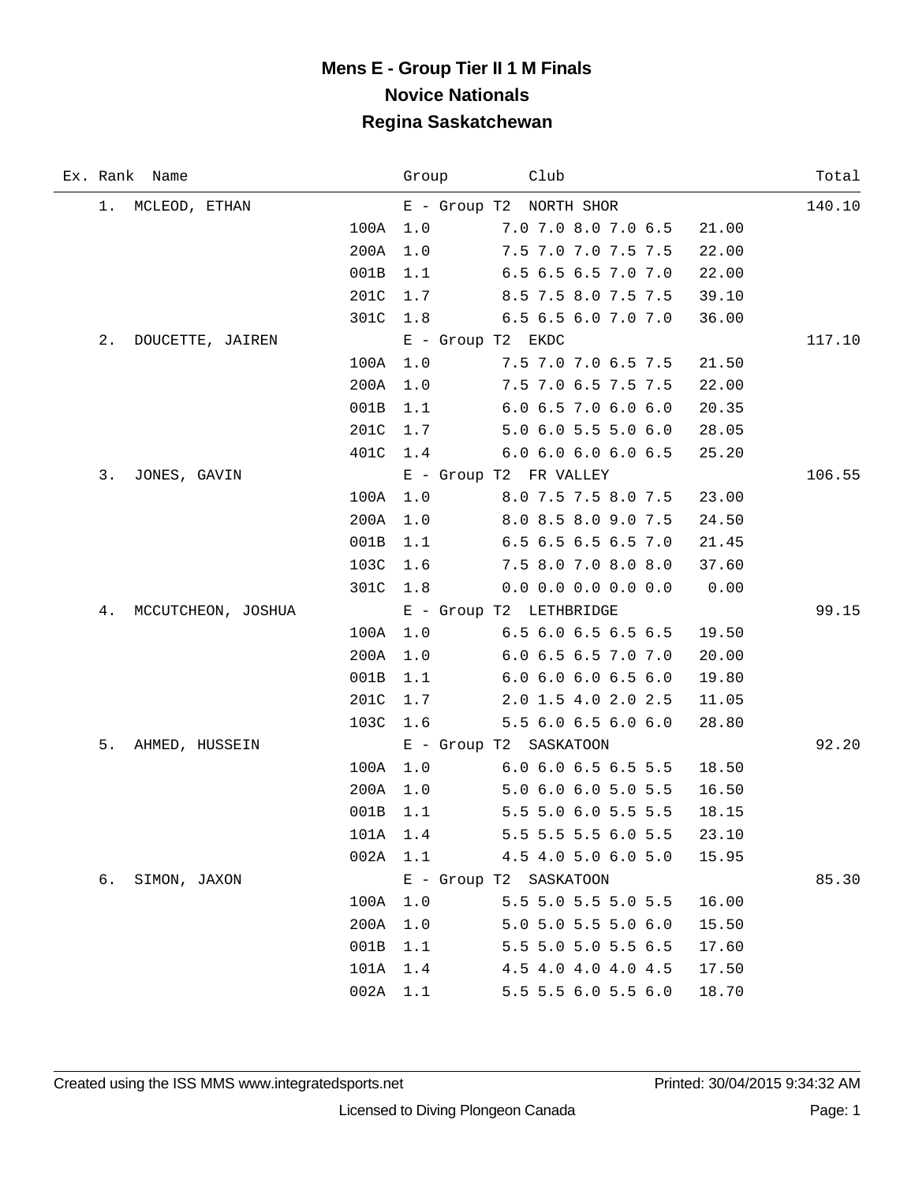# Mens E - Group Tier II 1 M Finals

## Novice Nationals

## Regina Saskatchewan

| Ex. | Rank | Name | Dive | DD | Group / Scores | Club | Points | Total |
|---|---|---|---|---|---|---|---|---|
| | 1. | MCLEOD, ETHAN | | | E - Group T2 | NORTH SHOR | | 140.10 |
| | | | 100A | 1.0 | 7.0 7.0 8.0 7.0 6.5 | | 21.00 | |
| | | | 200A | 1.0 | 7.5 7.0 7.0 7.5 7.5 | | 22.00 | |
| | | | 001B | 1.1 | 6.5 6.5 6.5 7.0 7.0 | | 22.00 | |
| | | | 201C | 1.7 | 8.5 7.5 8.0 7.5 7.5 | | 39.10 | |
| | | | 301C | 1.8 | 6.5 6.5 6.0 7.0 7.0 | | 36.00 | |
| | 2. | DOUCETTE, JAIREN | | | E - Group T2 | EKDC | | 117.10 |
| | | | 100A | 1.0 | 7.5 7.0 7.0 6.5 7.5 | | 21.50 | |
| | | | 200A | 1.0 | 7.5 7.0 6.5 7.5 7.5 | | 22.00 | |
| | | | 001B | 1.1 | 6.0 6.5 7.0 6.0 6.0 | | 20.35 | |
| | | | 201C | 1.7 | 5.0 6.0 5.5 5.0 6.0 | | 28.05 | |
| | | | 401C | 1.4 | 6.0 6.0 6.0 6.0 6.5 | | 25.20 | |
| | 3. | JONES, GAVIN | | | E - Group T2 | FR VALLEY | | 106.55 |
| | | | 100A | 1.0 | 8.0 7.5 7.5 8.0 7.5 | | 23.00 | |
| | | | 200A | 1.0 | 8.0 8.5 8.0 9.0 7.5 | | 24.50 | |
| | | | 001B | 1.1 | 6.5 6.5 6.5 6.5 7.0 | | 21.45 | |
| | | | 103C | 1.6 | 7.5 8.0 7.0 8.0 8.0 | | 37.60 | |
| | | | 301C | 1.8 | 0.0 0.0 0.0 0.0 0.0 | | 0.00 | |
| | 4. | MCCUTCHEON, JOSHUA | | | E - Group T2 | LETHBRIDGE | | 99.15 |
| | | | 100A | 1.0 | 6.5 6.0 6.5 6.5 6.5 | | 19.50 | |
| | | | 200A | 1.0 | 6.0 6.5 6.5 7.0 7.0 | | 20.00 | |
| | | | 001B | 1.1 | 6.0 6.0 6.0 6.5 6.0 | | 19.80 | |
| | | | 201C | 1.7 | 2.0 1.5 4.0 2.0 2.5 | | 11.05 | |
| | | | 103C | 1.6 | 5.5 6.0 6.5 6.0 6.0 | | 28.80 | |
| | 5. | AHMED, HUSSEIN | | | E - Group T2 | SASKATOON | | 92.20 |
| | | | 100A | 1.0 | 6.0 6.0 6.5 6.5 5.5 | | 18.50 | |
| | | | 200A | 1.0 | 5.0 6.0 6.0 5.0 5.5 | | 16.50 | |
| | | | 001B | 1.1 | 5.5 5.0 6.0 5.5 5.5 | | 18.15 | |
| | | | 101A | 1.4 | 5.5 5.5 5.5 6.0 5.5 | | 23.10 | |
| | | | 002A | 1.1 | 4.5 4.0 5.0 6.0 5.0 | | 15.95 | |
| | 6. | SIMON, JAXON | | | E - Group T2 | SASKATOON | | 85.30 |
| | | | 100A | 1.0 | 5.5 5.0 5.5 5.0 5.5 | | 16.00 | |
| | | | 200A | 1.0 | 5.0 5.0 5.5 5.0 6.0 | | 15.50 | |
| | | | 001B | 1.1 | 5.5 5.0 5.0 5.5 6.5 | | 17.60 | |
| | | | 101A | 1.4 | 4.5 4.0 4.0 4.0 4.5 | | 17.50 | |
| | | | 002A | 1.1 | 5.5 5.5 6.0 5.5 6.0 | | 18.70 | |

Created using the ISS MMS www.integratedsports.net Printed: 30/04/2015 9:34:32 AM

Licensed to Diving Plongeon Canada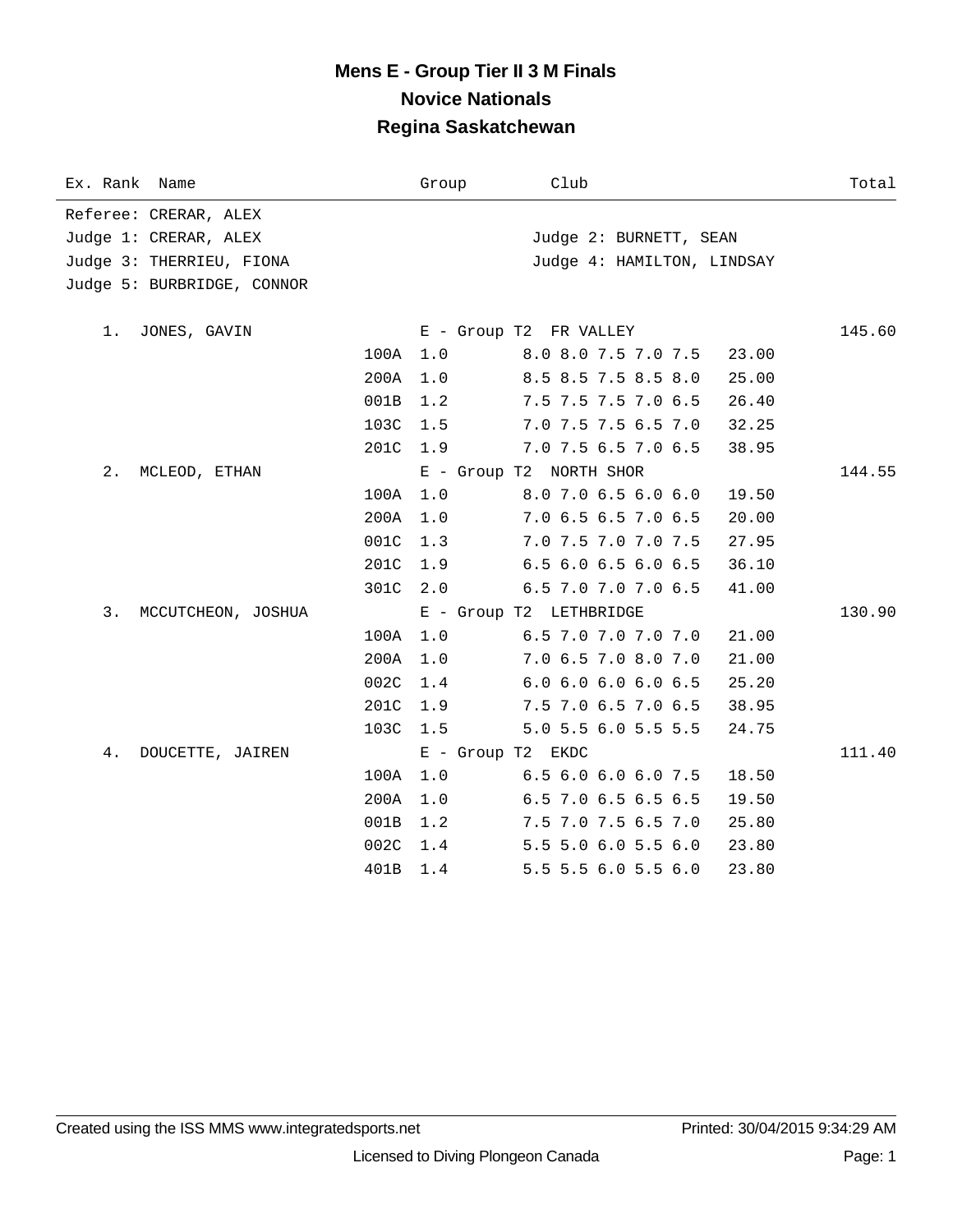# Mens E - Group Tier II 3 M Finals
## Novice Nationals
## Regina Saskatchewan

| Ex. Rank | Name | Group | Club | Total |
|---|---|---|---|---|

Referee: CRERAR, ALEX
Judge 1: CRERAR, ALEX
Judge 2: BURNETT, SEAN
Judge 3: THERRIEU, FIONA
Judge 4: HAMILTON, LINDSAY
Judge 5: BURBRIDGE, CONNOR

| Rank | Name | Dive | DD | Group / Scores | Club / Points | Total |
|---|---|---|---|---|---|---|
| 1. | JONES, GAVIN | | | E - Group T2 | FR VALLEY | 145.60 |
| | | 100A | 1.0 | 8.0 8.0 7.5 7.0 7.5 | 23.00 | |
| | | 200A | 1.0 | 8.5 8.5 7.5 8.5 8.0 | 25.00 | |
| | | 001B | 1.2 | 7.5 7.5 7.5 7.0 6.5 | 26.40 | |
| | | 103C | 1.5 | 7.0 7.5 7.5 6.5 7.0 | 32.25 | |
| | | 201C | 1.9 | 7.0 7.5 6.5 7.0 6.5 | 38.95 | |
| 2. | MCLEOD, ETHAN | | | E - Group T2 | NORTH SHOR | 144.55 |
| | | 100A | 1.0 | 8.0 7.0 6.5 6.0 6.0 | 19.50 | |
| | | 200A | 1.0 | 7.0 6.5 6.5 7.0 6.5 | 20.00 | |
| | | 001C | 1.3 | 7.0 7.5 7.0 7.0 7.5 | 27.95 | |
| | | 201C | 1.9 | 6.5 6.0 6.5 6.0 6.5 | 36.10 | |
| | | 301C | 2.0 | 6.5 7.0 7.0 7.0 6.5 | 41.00 | |
| 3. | MCCUTCHEON, JOSHUA | | | E - Group T2 | LETHBRIDGE | 130.90 |
| | | 100A | 1.0 | 6.5 7.0 7.0 7.0 7.0 | 21.00 | |
| | | 200A | 1.0 | 7.0 6.5 7.0 8.0 7.0 | 21.00 | |
| | | 002C | 1.4 | 6.0 6.0 6.0 6.0 6.5 | 25.20 | |
| | | 201C | 1.9 | 7.5 7.0 6.5 7.0 6.5 | 38.95 | |
| | | 103C | 1.5 | 5.0 5.5 6.0 5.5 5.5 | 24.75 | |
| 4. | DOUCETTE, JAIREN | | | E - Group T2 | EKDC | 111.40 |
| | | 100A | 1.0 | 6.5 6.0 6.0 6.0 7.5 | 18.50 | |
| | | 200A | 1.0 | 6.5 7.0 6.5 6.5 6.5 | 19.50 | |
| | | 001B | 1.2 | 7.5 7.0 7.5 6.5 7.0 | 25.80 | |
| | | 002C | 1.4 | 5.5 5.0 6.0 5.5 6.0 | 23.80 | |
| | | 401B | 1.4 | 5.5 5.5 6.0 5.5 6.0 | 23.80 | |

Created using the ISS MMS www.integratedsports.net    Printed: 30/04/2015 9:34:29 AM

Licensed to Diving Plongeon Canada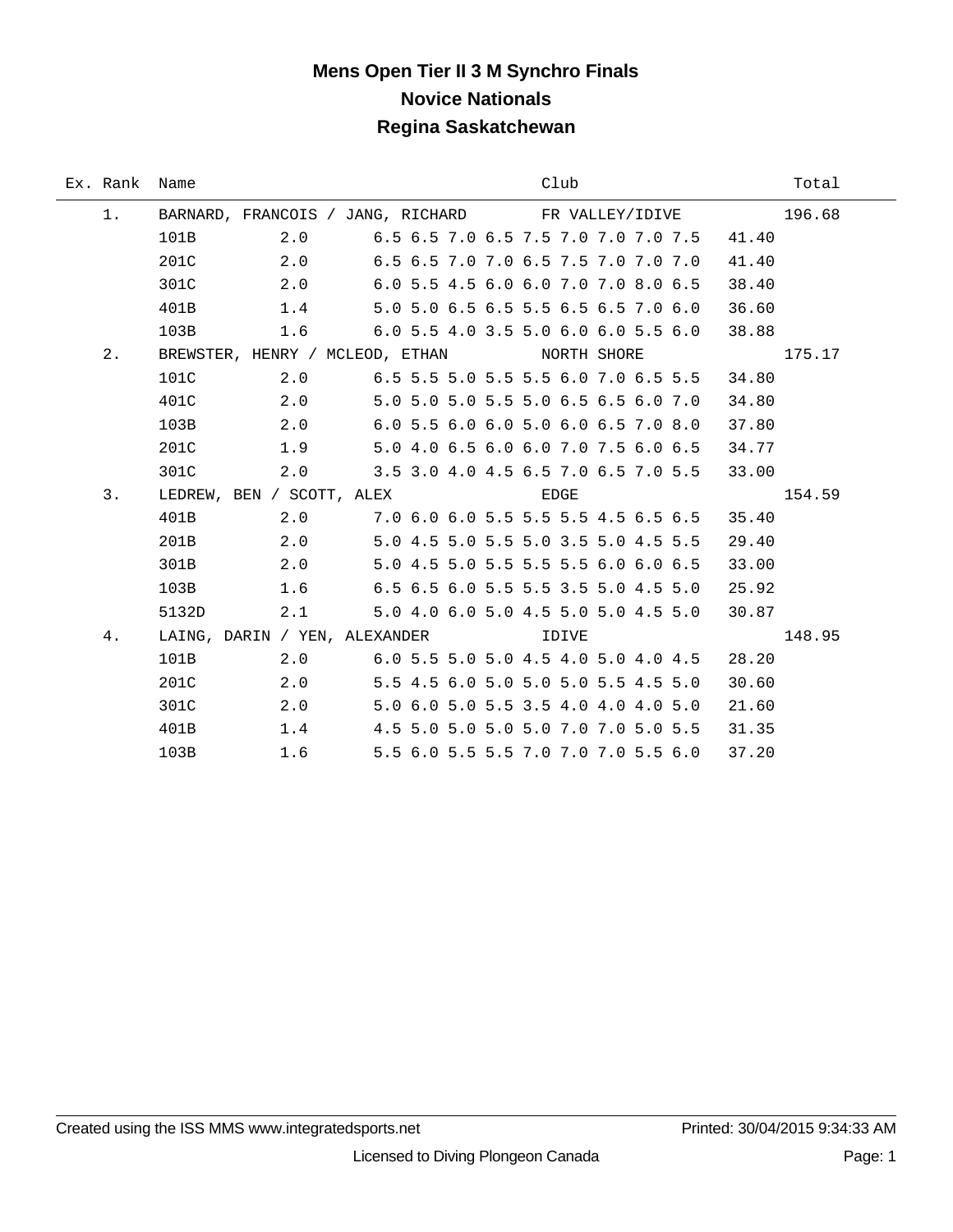# Mens Open Tier II 3 M Synchro Finals

## Novice Nationals

## Regina Saskatchewan

| Ex. | Rank | Name | | Club | | Total |
|---|---|---|---|---|---|---|
| | 1. | BARNARD, FRANCOIS / JANG, RICHARD | | FR VALLEY/IDIVE | | 196.68 |
| | | 101B | 2.0 | 6.5 6.5 7.0 6.5 7.5 7.0 7.0 7.0 7.5 | 41.40 | |
| | | 201C | 2.0 | 6.5 6.5 7.0 7.0 6.5 7.5 7.0 7.0 7.0 | 41.40 | |
| | | 301C | 2.0 | 6.0 5.5 4.5 6.0 6.0 7.0 7.0 8.0 6.5 | 38.40 | |
| | | 401B | 1.4 | 5.0 5.0 6.5 6.5 5.5 6.5 6.5 7.0 6.0 | 36.60 | |
| | | 103B | 1.6 | 6.0 5.5 4.0 3.5 5.0 6.0 6.0 5.5 6.0 | 38.88 | |
| | 2. | BREWSTER, HENRY / MCLEOD, ETHAN | | NORTH SHORE | | 175.17 |
| | | 101C | 2.0 | 6.5 5.5 5.0 5.5 5.5 6.0 7.0 6.5 5.5 | 34.80 | |
| | | 401C | 2.0 | 5.0 5.0 5.0 5.5 5.0 6.5 6.5 6.0 7.0 | 34.80 | |
| | | 103B | 2.0 | 6.0 5.5 6.0 6.0 5.0 6.0 6.5 7.0 8.0 | 37.80 | |
| | | 201C | 1.9 | 5.0 4.0 6.5 6.0 6.0 7.0 7.5 6.0 6.5 | 34.77 | |
| | | 301C | 2.0 | 3.5 3.0 4.0 4.5 6.5 7.0 6.5 7.0 5.5 | 33.00 | |
| | 3. | LEDREW, BEN / SCOTT, ALEX | | EDGE | | 154.59 |
| | | 401B | 2.0 | 7.0 6.0 6.0 5.5 5.5 5.5 4.5 6.5 6.5 | 35.40 | |
| | | 201B | 2.0 | 5.0 4.5 5.0 5.5 5.0 3.5 5.0 4.5 5.5 | 29.40 | |
| | | 301B | 2.0 | 5.0 4.5 5.0 5.5 5.5 5.5 6.0 6.0 6.5 | 33.00 | |
| | | 103B | 1.6 | 6.5 6.5 6.0 5.5 5.5 3.5 5.0 4.5 5.0 | 25.92 | |
| | | 5132D | 2.1 | 5.0 4.0 6.0 5.0 4.5 5.0 5.0 4.5 5.0 | 30.87 | |
| | 4. | LAING, DARIN / YEN, ALEXANDER | | IDIVE | | 148.95 |
| | | 101B | 2.0 | 6.0 5.5 5.0 5.0 4.5 4.0 5.0 4.0 4.5 | 28.20 | |
| | | 201C | 2.0 | 5.5 4.5 6.0 5.0 5.0 5.0 5.5 4.5 5.0 | 30.60 | |
| | | 301C | 2.0 | 5.0 6.0 5.0 5.5 3.5 4.0 4.0 4.0 5.0 | 21.60 | |
| | | 401B | 1.4 | 4.5 5.0 5.0 5.0 5.0 7.0 7.0 5.0 5.5 | 31.35 | |
| | | 103B | 1.6 | 5.5 6.0 5.5 5.5 7.0 7.0 7.0 5.5 6.0 | 37.20 | |

Created using the ISS MMS www.integratedsports.net Printed: 30/04/2015 9:34:33 AM

Licensed to Diving Plongeon Canada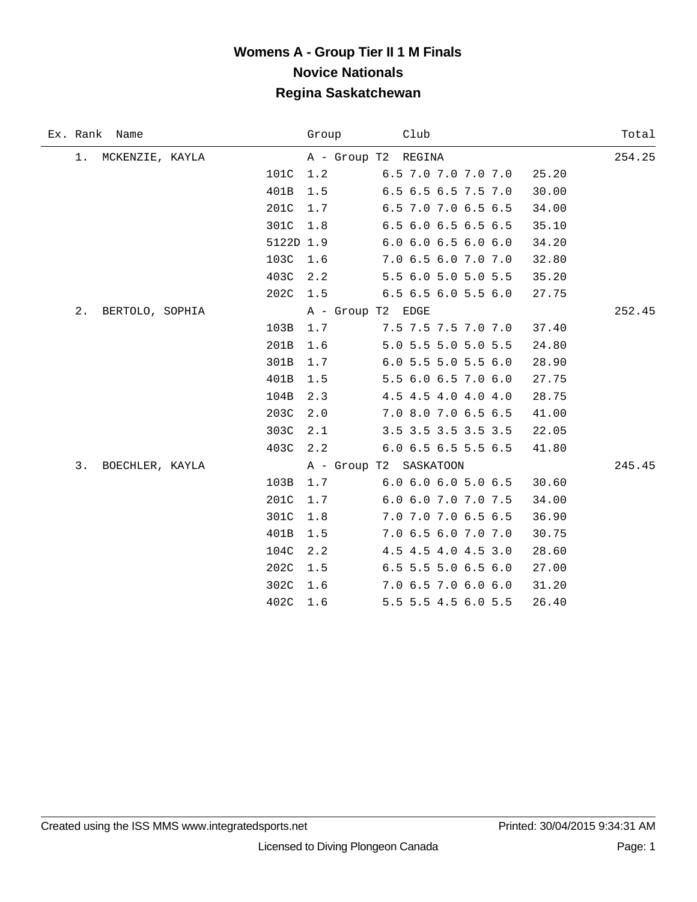# Womens A - Group Tier II 1 M Finals
## Novice Nationals
## Regina Saskatchewan

| Ex. Rank | Name | Dive | DD | Group / Scores | Club | Points | Total |
|---|---|---|---|---|---|---|---|
| 1. | MCKENZIE, KAYLA | | | A - Group T2 | REGINA | | 254.25 |
| | | 101C | 1.2 | 6.5 7.0 7.0 7.0 7.0 | | 25.20 | |
| | | 401B | 1.5 | 6.5 6.5 6.5 7.5 7.0 | | 30.00 | |
| | | 201C | 1.7 | 6.5 7.0 7.0 6.5 6.5 | | 34.00 | |
| | | 301C | 1.8 | 6.5 6.0 6.5 6.5 6.5 | | 35.10 | |
| | | 5122D | 1.9 | 6.0 6.0 6.5 6.0 6.0 | | 34.20 | |
| | | 103C | 1.6 | 7.0 6.5 6.0 7.0 7.0 | | 32.80 | |
| | | 403C | 2.2 | 5.5 6.0 5.0 5.0 5.5 | | 35.20 | |
| | | 202C | 1.5 | 6.5 6.5 6.0 5.5 6.0 | | 27.75 | |
| 2. | BERTOLO, SOPHIA | | | A - Group T2 | EDGE | | 252.45 |
| | | 103B | 1.7 | 7.5 7.5 7.5 7.0 7.0 | | 37.40 | |
| | | 201B | 1.6 | 5.0 5.5 5.0 5.0 5.5 | | 24.80 | |
| | | 301B | 1.7 | 6.0 5.5 5.0 5.5 6.0 | | 28.90 | |
| | | 401B | 1.5 | 5.5 6.0 6.5 7.0 6.0 | | 27.75 | |
| | | 104B | 2.3 | 4.5 4.5 4.0 4.0 4.0 | | 28.75 | |
| | | 203C | 2.0 | 7.0 8.0 7.0 6.5 6.5 | | 41.00 | |
| | | 303C | 2.1 | 3.5 3.5 3.5 3.5 3.5 | | 22.05 | |
| | | 403C | 2.2 | 6.0 6.5 6.5 5.5 6.5 | | 41.80 | |
| 3. | BOECHLER, KAYLA | | | A - Group T2 | SASKATOON | | 245.45 |
| | | 103B | 1.7 | 6.0 6.0 6.0 5.0 6.5 | | 30.60 | |
| | | 201C | 1.7 | 6.0 6.0 7.0 7.0 7.5 | | 34.00 | |
| | | 301C | 1.8 | 7.0 7.0 7.0 6.5 6.5 | | 36.90 | |
| | | 401B | 1.5 | 7.0 6.5 6.0 7.0 7.0 | | 30.75 | |
| | | 104C | 2.2 | 4.5 4.5 4.0 4.5 3.0 | | 28.60 | |
| | | 202C | 1.5 | 6.5 5.5 5.0 6.5 6.0 | | 27.00 | |
| | | 302C | 1.6 | 7.0 6.5 7.0 6.0 6.0 | | 31.20 | |
| | | 402C | 1.6 | 5.5 5.5 4.5 6.0 5.5 | | 26.40 | |

Created using the ISS MMS www.integratedsports.net — Printed: 30/04/2015 9:34:31 AM

Licensed to Diving Plongeon Canada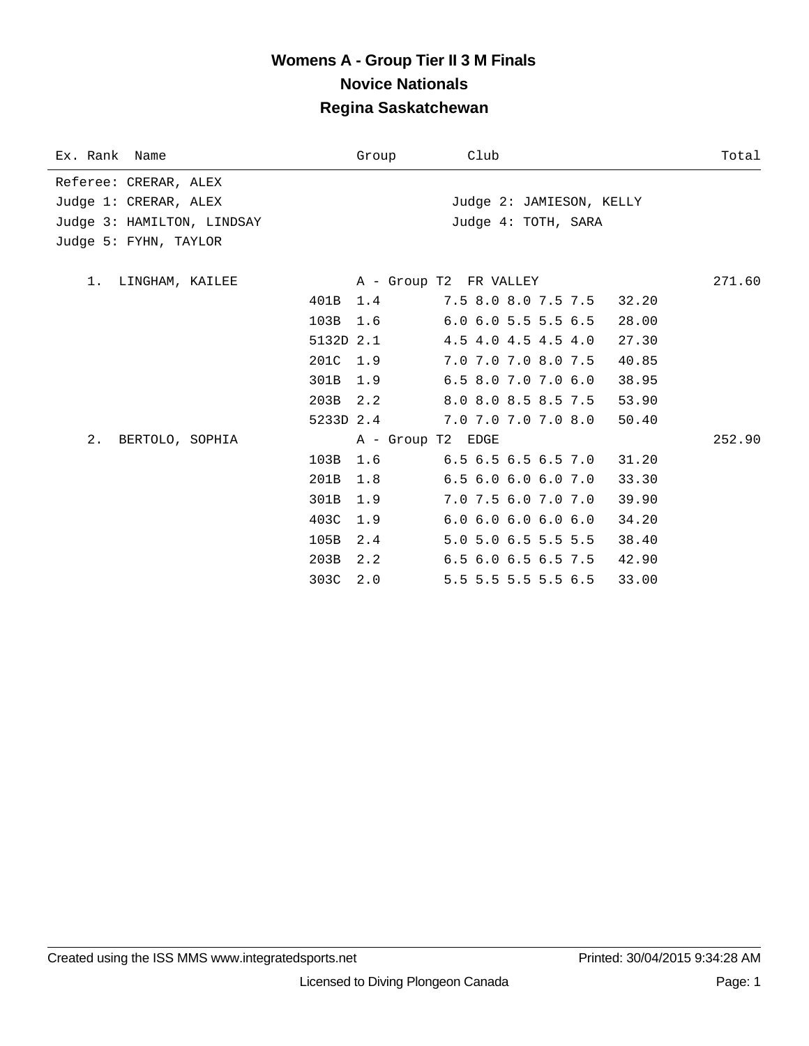# Womens A - Group Tier II 3 M Finals

## Novice Nationals

## Regina Saskatchewan

| Ex. Rank | Name | | Group | Club | | Total |
|---|---|---|---|---|---|---|

Referee: CRERAR, ALEX
Judge 1: CRERAR, ALEX — Judge 2: JAMIESON, KELLY
Judge 3: HAMILTON, LINDSAY — Judge 4: TOTH, SARA
Judge 5: FYHN, TAYLOR

| Ex. Rank | Name | Dive | DD | Group / Scores | Club / Points | Total |
|---|---|---|---|---|---|---|
| 1. | LINGHAM, KAILEE | | | A - Group T2 | FR VALLEY | 271.60 |
| | | 401B | 1.4 | 7.5 8.0 8.0 7.5 7.5 | 32.20 | |
| | | 103B | 1.6 | 6.0 6.0 5.5 5.5 6.5 | 28.00 | |
| | | 5132D | 2.1 | 4.5 4.0 4.5 4.5 4.0 | 27.30 | |
| | | 201C | 1.9 | 7.0 7.0 7.0 8.0 7.5 | 40.85 | |
| | | 301B | 1.9 | 6.5 8.0 7.0 7.0 6.0 | 38.95 | |
| | | 203B | 2.2 | 8.0 8.0 8.5 8.5 7.5 | 53.90 | |
| | | 5233D | 2.4 | 7.0 7.0 7.0 7.0 8.0 | 50.40 | |
| 2. | BERTOLO, SOPHIA | | | A - Group T2 | EDGE | 252.90 |
| | | 103B | 1.6 | 6.5 6.5 6.5 6.5 7.0 | 31.20 | |
| | | 201B | 1.8 | 6.5 6.0 6.0 6.0 7.0 | 33.30 | |
| | | 301B | 1.9 | 7.0 7.5 6.0 7.0 7.0 | 39.90 | |
| | | 403C | 1.9 | 6.0 6.0 6.0 6.0 6.0 | 34.20 | |
| | | 105B | 2.4 | 5.0 5.0 6.5 5.5 5.5 | 38.40 | |
| | | 203B | 2.2 | 6.5 6.0 6.5 6.5 7.5 | 42.90 | |
| | | 303C | 2.0 | 5.5 5.5 5.5 5.5 6.5 | 33.00 | |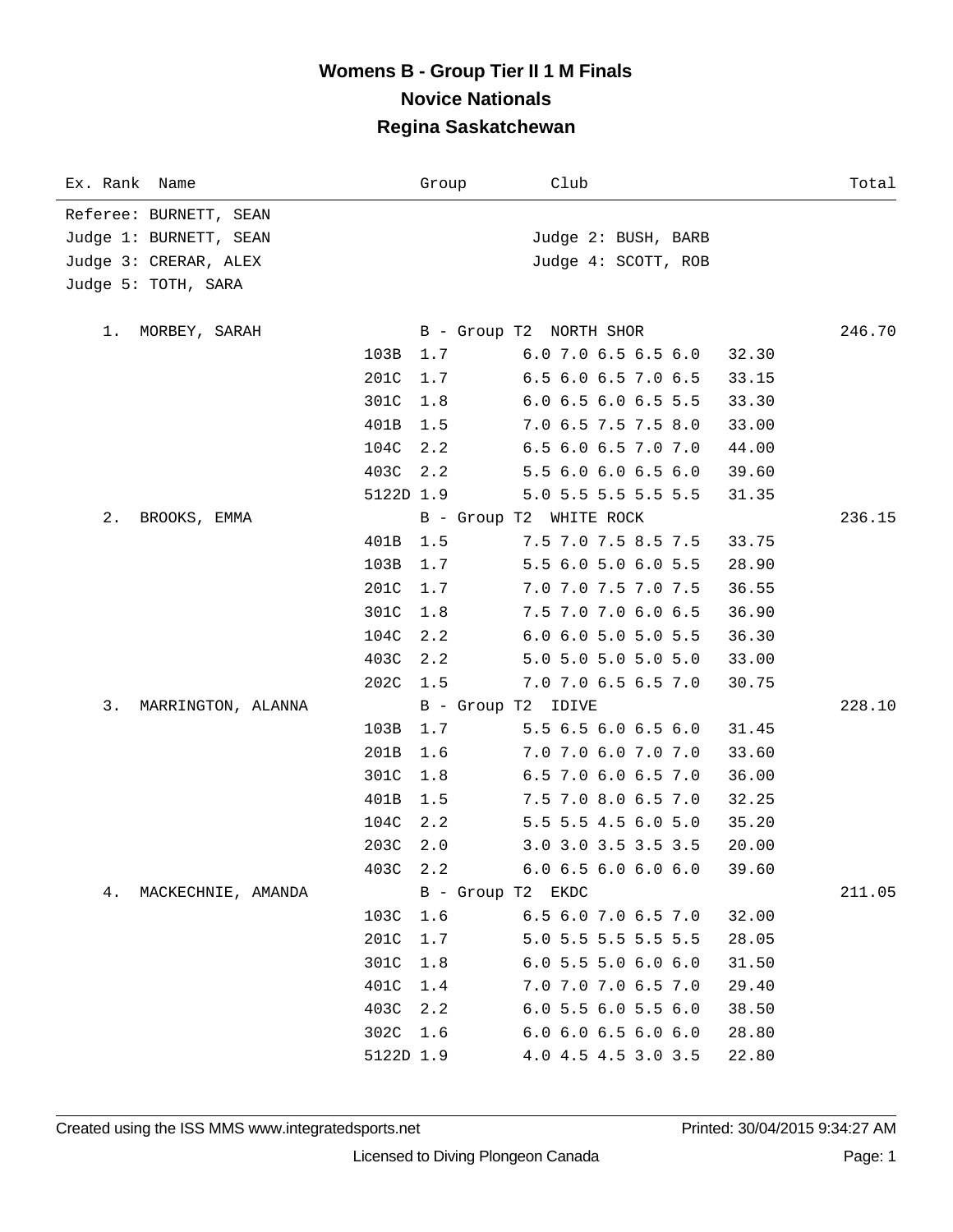# Womens B - Group Tier II 1 M Finals

## Novice Nationals

## Regina Saskatchewan

| Ex. Rank | Name | Dive | DD | Group | Club | Scores | Points | Total |
|---|---|---|---|---|---|---|---|---|
| Referee: BURNETT, SEAN | | | | | | | | |
| Judge 1: BURNETT, SEAN | | | | | Judge 2: BUSH, BARB | | | |
| Judge 3: CRERAR, ALEX | | | | | Judge 4: SCOTT, ROB | | | |
| Judge 5: TOTH, SARA | | | | | | | | |
| 1. | MORBEY, SARAH | | | B - Group T2 | NORTH SHOR | | | 246.70 |
| | | 103B | 1.7 | | | 6.0 7.0 6.5 6.5 6.0 | 32.30 | |
| | | 201C | 1.7 | | | 6.5 6.0 6.5 7.0 6.5 | 33.15 | |
| | | 301C | 1.8 | | | 6.0 6.5 6.0 6.5 5.5 | 33.30 | |
| | | 401B | 1.5 | | | 7.0 6.5 7.5 7.5 8.0 | 33.00 | |
| | | 104C | 2.2 | | | 6.5 6.0 6.5 7.0 7.0 | 44.00 | |
| | | 403C | 2.2 | | | 5.5 6.0 6.0 6.5 6.0 | 39.60 | |
| | | 5122D | 1.9 | | | 5.0 5.5 5.5 5.5 5.5 | 31.35 | |
| 2. | BROOKS, EMMA | | | B - Group T2 | WHITE ROCK | | | 236.15 |
| | | 401B | 1.5 | | | 7.5 7.0 7.5 8.5 7.5 | 33.75 | |
| | | 103B | 1.7 | | | 5.5 6.0 5.0 6.0 5.5 | 28.90 | |
| | | 201C | 1.7 | | | 7.0 7.0 7.5 7.0 7.5 | 36.55 | |
| | | 301C | 1.8 | | | 7.5 7.0 7.0 6.0 6.5 | 36.90 | |
| | | 104C | 2.2 | | | 6.0 6.0 5.0 5.0 5.5 | 36.30 | |
| | | 403C | 2.2 | | | 5.0 5.0 5.0 5.0 5.0 | 33.00 | |
| | | 202C | 1.5 | | | 7.0 7.0 6.5 6.5 7.0 | 30.75 | |
| 3. | MARRINGTON, ALANNA | | | B - Group T2 | IDIVE | | | 228.10 |
| | | 103B | 1.7 | | | 5.5 6.5 6.0 6.5 6.0 | 31.45 | |
| | | 201B | 1.6 | | | 7.0 7.0 6.0 7.0 7.0 | 33.60 | |
| | | 301C | 1.8 | | | 6.5 7.0 6.0 6.5 7.0 | 36.00 | |
| | | 401B | 1.5 | | | 7.5 7.0 8.0 6.5 7.0 | 32.25 | |
| | | 104C | 2.2 | | | 5.5 5.5 4.5 6.0 5.0 | 35.20 | |
| | | 203C | 2.0 | | | 3.0 3.0 3.5 3.5 3.5 | 20.00 | |
| | | 403C | 2.2 | | | 6.0 6.5 6.0 6.0 6.0 | 39.60 | |
| 4. | MACKECHNIE, AMANDA | | | B - Group T2 | EKDC | | | 211.05 |
| | | 103C | 1.6 | | | 6.5 6.0 7.0 6.5 7.0 | 32.00 | |
| | | 201C | 1.7 | | | 5.0 5.5 5.5 5.5 5.5 | 28.05 | |
| | | 301C | 1.8 | | | 6.0 5.5 5.0 6.0 6.0 | 31.50 | |
| | | 401C | 1.4 | | | 7.0 7.0 7.0 6.5 7.0 | 29.40 | |
| | | 403C | 2.2 | | | 6.0 5.5 6.0 5.5 6.0 | 38.50 | |
| | | 302C | 1.6 | | | 6.0 6.0 6.5 6.0 6.0 | 28.80 | |
| | | 5122D | 1.9 | | | 4.0 4.5 4.5 3.0 3.5 | 22.80 | |

Created using the ISS MMS www.integratedsports.net | Printed: 30/04/2015 9:34:27 AM

Licensed to Diving Plongeon Canada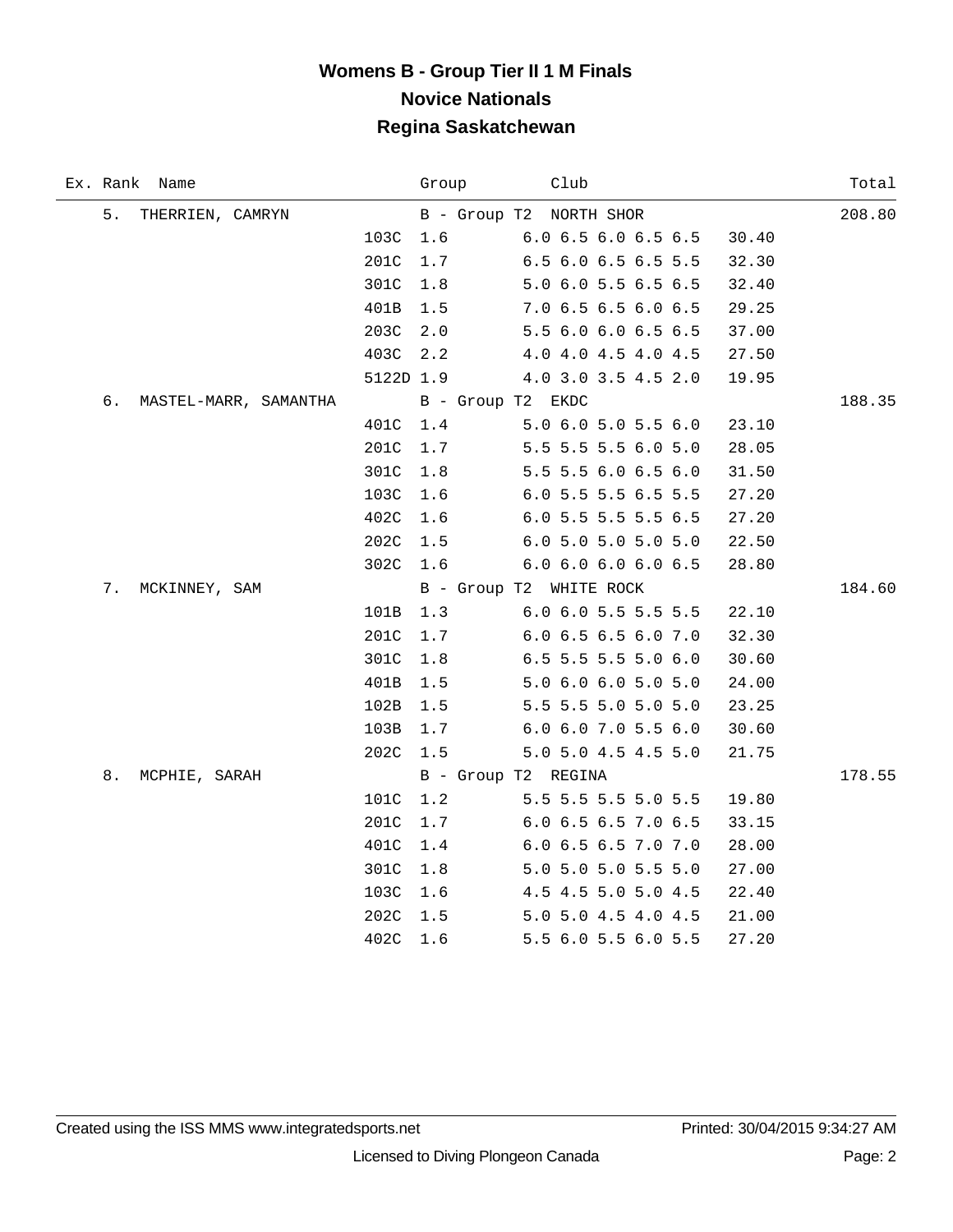# Womens B - Group Tier II 1 M Finals

## Novice Nationals

## Regina Saskatchewan

| Ex. Rank | Name | | Group | Club | | Total |
|---|---|---|---|---|---|---|
| 5. | THERRIEN, CAMRYN | | B - Group T2 | NORTH SHOR | | 208.80 |
| | | 103C | 1.6 | 6.0 6.5 6.0 6.5 6.5 | 30.40 | |
| | | 201C | 1.7 | 6.5 6.0 6.5 6.5 5.5 | 32.30 | |
| | | 301C | 1.8 | 5.0 6.0 5.5 6.5 6.5 | 32.40 | |
| | | 401B | 1.5 | 7.0 6.5 6.5 6.0 6.5 | 29.25 | |
| | | 203C | 2.0 | 5.5 6.0 6.0 6.5 6.5 | 37.00 | |
| | | 403C | 2.2 | 4.0 4.0 4.5 4.0 4.5 | 27.50 | |
| | | 5122D | 1.9 | 4.0 3.0 3.5 4.5 2.0 | 19.95 | |
| 6. | MASTEL-MARR, SAMANTHA | | B - Group T2 | EKDC | | 188.35 |
| | | 401C | 1.4 | 5.0 6.0 5.0 5.5 6.0 | 23.10 | |
| | | 201C | 1.7 | 5.5 5.5 5.5 6.0 5.0 | 28.05 | |
| | | 301C | 1.8 | 5.5 5.5 6.0 6.5 6.0 | 31.50 | |
| | | 103C | 1.6 | 6.0 5.5 5.5 6.5 5.5 | 27.20 | |
| | | 402C | 1.6 | 6.0 5.5 5.5 5.5 6.5 | 27.20 | |
| | | 202C | 1.5 | 6.0 5.0 5.0 5.0 5.0 | 22.50 | |
| | | 302C | 1.6 | 6.0 6.0 6.0 6.0 6.5 | 28.80 | |
| 7. | MCKINNEY, SAM | | B - Group T2 | WHITE ROCK | | 184.60 |
| | | 101B | 1.3 | 6.0 6.0 5.5 5.5 5.5 | 22.10 | |
| | | 201C | 1.7 | 6.0 6.5 6.5 6.0 7.0 | 32.30 | |
| | | 301C | 1.8 | 6.5 5.5 5.5 5.0 6.0 | 30.60 | |
| | | 401B | 1.5 | 5.0 6.0 6.0 5.0 5.0 | 24.00 | |
| | | 102B | 1.5 | 5.5 5.5 5.0 5.0 5.0 | 23.25 | |
| | | 103B | 1.7 | 6.0 6.0 7.0 5.5 6.0 | 30.60 | |
| | | 202C | 1.5 | 5.0 5.0 4.5 4.5 5.0 | 21.75 | |
| 8. | MCPHIE, SARAH | | B - Group T2 | REGINA | | 178.55 |
| | | 101C | 1.2 | 5.5 5.5 5.5 5.0 5.5 | 19.80 | |
| | | 201C | 1.7 | 6.0 6.5 6.5 7.0 6.5 | 33.15 | |
| | | 401C | 1.4 | 6.0 6.5 6.5 7.0 7.0 | 28.00 | |
| | | 301C | 1.8 | 5.0 5.0 5.0 5.5 5.0 | 27.00 | |
| | | 103C | 1.6 | 4.5 4.5 5.0 5.0 4.5 | 22.40 | |
| | | 202C | 1.5 | 5.0 5.0 4.5 4.0 4.5 | 21.00 | |
| | | 402C | 1.6 | 5.5 6.0 5.5 6.0 5.5 | 27.20 | |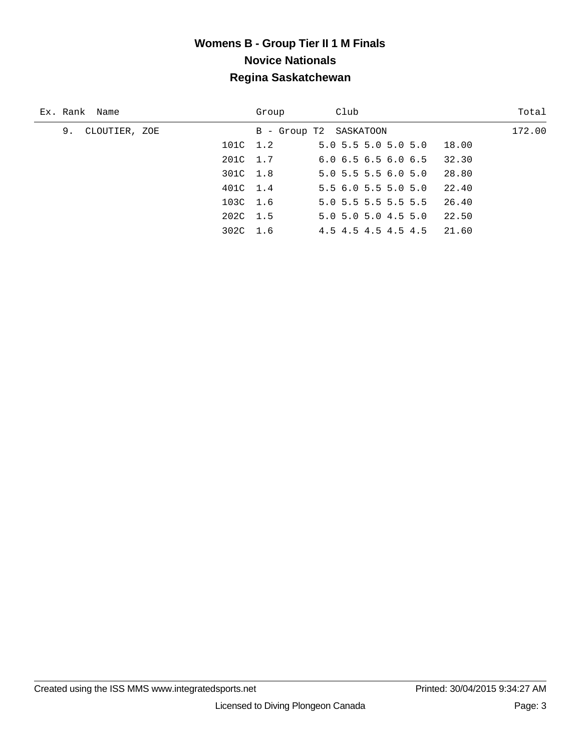# Womens B - Group Tier II 1 M Finals
## Novice Nationals
## Regina Saskatchewan

| Ex. | Rank | Name | | Group | Club | | Total |
|---|---|---|---|---|---|---|---|
| | 9. | CLOUTIER, ZOE | | B - Group T2 | SASKATOON | | 172.00 |
| | | | 101C | 1.2 | 5.0 5.5 5.0 5.0 5.0 | 18.00 | |
| | | | 201C | 1.7 | 6.0 6.5 6.5 6.0 6.5 | 32.30 | |
| | | | 301C | 1.8 | 5.0 5.5 5.5 6.0 5.0 | 28.80 | |
| | | | 401C | 1.4 | 5.5 6.0 5.5 5.0 5.0 | 22.40 | |
| | | | 103C | 1.6 | 5.0 5.5 5.5 5.5 5.5 | 26.40 | |
| | | | 202C | 1.5 | 5.0 5.0 5.0 4.5 5.0 | 22.50 | |
| | | | 302C | 1.6 | 4.5 4.5 4.5 4.5 4.5 | 21.60 | |

Created using the ISS MMS www.integratedsports.net    Printed: 30/04/2015 9:34:27 AM

Licensed to Diving Plongeon Canada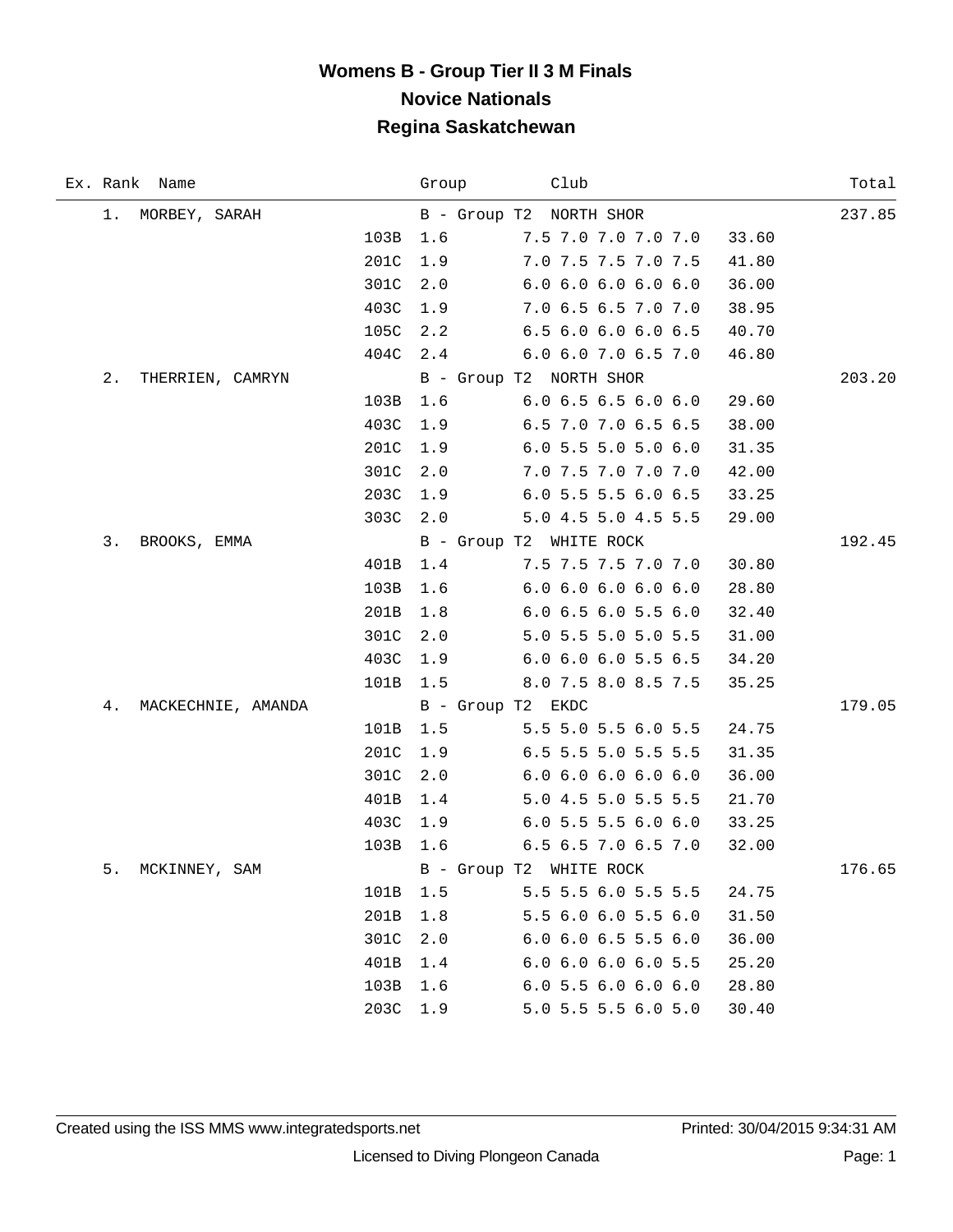# Womens B - Group Tier II 3 M Finals

## Novice Nationals

## Regina Saskatchewan

| Ex. | Rank | Name | | Group | Club | | Total |
|---|---|---|---|---|---|---|---|
| | 1. | MORBEY, SARAH | | B - Group T2 | NORTH SHOR | | 237.85 |
| | | | 103B | 1.6 | 7.5 7.0 7.0 7.0 7.0 | 33.60 | |
| | | | 201C | 1.9 | 7.0 7.5 7.5 7.0 7.5 | 41.80 | |
| | | | 301C | 2.0 | 6.0 6.0 6.0 6.0 6.0 | 36.00 | |
| | | | 403C | 1.9 | 7.0 6.5 6.5 7.0 7.0 | 38.95 | |
| | | | 105C | 2.2 | 6.5 6.0 6.0 6.0 6.5 | 40.70 | |
| | | | 404C | 2.4 | 6.0 6.0 7.0 6.5 7.0 | 46.80 | |
| | 2. | THERRIEN, CAMRYN | | B - Group T2 | NORTH SHOR | | 203.20 |
| | | | 103B | 1.6 | 6.0 6.5 6.5 6.0 6.0 | 29.60 | |
| | | | 403C | 1.9 | 6.5 7.0 7.0 6.5 6.5 | 38.00 | |
| | | | 201C | 1.9 | 6.0 5.5 5.0 5.0 6.0 | 31.35 | |
| | | | 301C | 2.0 | 7.0 7.5 7.0 7.0 7.0 | 42.00 | |
| | | | 203C | 1.9 | 6.0 5.5 5.5 6.0 6.5 | 33.25 | |
| | | | 303C | 2.0 | 5.0 4.5 5.0 4.5 5.5 | 29.00 | |
| | 3. | BROOKS, EMMA | | B - Group T2 | WHITE ROCK | | 192.45 |
| | | | 401B | 1.4 | 7.5 7.5 7.5 7.0 7.0 | 30.80 | |
| | | | 103B | 1.6 | 6.0 6.0 6.0 6.0 6.0 | 28.80 | |
| | | | 201B | 1.8 | 6.0 6.5 6.0 5.5 6.0 | 32.40 | |
| | | | 301C | 2.0 | 5.0 5.5 5.0 5.0 5.5 | 31.00 | |
| | | | 403C | 1.9 | 6.0 6.0 6.0 5.5 6.5 | 34.20 | |
| | | | 101B | 1.5 | 8.0 7.5 8.0 8.5 7.5 | 35.25 | |
| | 4. | MACKECHNIE, AMANDA | | B - Group T2 | EKDC | | 179.05 |
| | | | 101B | 1.5 | 5.5 5.0 5.5 6.0 5.5 | 24.75 | |
| | | | 201C | 1.9 | 6.5 5.5 5.0 5.5 5.5 | 31.35 | |
| | | | 301C | 2.0 | 6.0 6.0 6.0 6.0 6.0 | 36.00 | |
| | | | 401B | 1.4 | 5.0 4.5 5.0 5.5 5.5 | 21.70 | |
| | | | 403C | 1.9 | 6.0 5.5 5.5 6.0 6.0 | 33.25 | |
| | | | 103B | 1.6 | 6.5 6.5 7.0 6.5 7.0 | 32.00 | |
| | 5. | MCKINNEY, SAM | | B - Group T2 | WHITE ROCK | | 176.65 |
| | | | 101B | 1.5 | 5.5 5.5 6.0 5.5 5.5 | 24.75 | |
| | | | 201B | 1.8 | 5.5 6.0 6.0 5.5 6.0 | 31.50 | |
| | | | 301C | 2.0 | 6.0 6.0 6.5 5.5 6.0 | 36.00 | |
| | | | 401B | 1.4 | 6.0 6.0 6.0 6.0 5.5 | 25.20 | |
| | | | 103B | 1.6 | 6.0 5.5 6.0 6.0 6.0 | 28.80 | |
| | | | 203C | 1.9 | 5.0 5.5 5.5 6.0 5.0 | 30.40 | |

Created using the ISS MMS www.integratedsports.net | Printed: 30/04/2015 9:34:31 AM

Licensed to Diving Plongeon Canada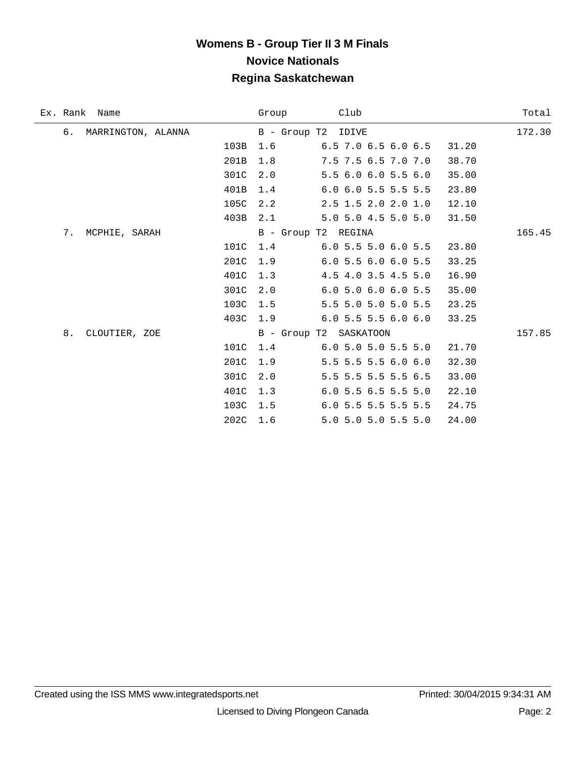# Womens B - Group Tier II 3 M Finals

## Novice Nationals

## Regina Saskatchewan

| Ex. Rank | Name | | Group | Club | | Total |
|---|---|---|---|---|---|---|
| 6. | MARRINGTON, ALANNA | | B - Group T2 | IDIVE | | 172.30 |
| | | 103B | 1.6 | 6.5 7.0 6.5 6.0 6.5 | 31.20 | |
| | | 201B | 1.8 | 7.5 7.5 6.5 7.0 7.0 | 38.70 | |
| | | 301C | 2.0 | 5.5 6.0 6.0 5.5 6.0 | 35.00 | |
| | | 401B | 1.4 | 6.0 6.0 5.5 5.5 5.5 | 23.80 | |
| | | 105C | 2.2 | 2.5 1.5 2.0 2.0 1.0 | 12.10 | |
| | | 403B | 2.1 | 5.0 5.0 4.5 5.0 5.0 | 31.50 | |
| 7. | MCPHIE, SARAH | | B - Group T2 | REGINA | | 165.45 |
| | | 101C | 1.4 | 6.0 5.5 5.0 6.0 5.5 | 23.80 | |
| | | 201C | 1.9 | 6.0 5.5 6.0 6.0 5.5 | 33.25 | |
| | | 401C | 1.3 | 4.5 4.0 3.5 4.5 5.0 | 16.90 | |
| | | 301C | 2.0 | 6.0 5.0 6.0 6.0 5.5 | 35.00 | |
| | | 103C | 1.5 | 5.5 5.0 5.0 5.0 5.5 | 23.25 | |
| | | 403C | 1.9 | 6.0 5.5 5.5 6.0 6.0 | 33.25 | |
| 8. | CLOUTIER, ZOE | | B - Group T2 | SASKATOON | | 157.85 |
| | | 101C | 1.4 | 6.0 5.0 5.0 5.5 5.0 | 21.70 | |
| | | 201C | 1.9 | 5.5 5.5 5.5 6.0 6.0 | 32.30 | |
| | | 301C | 2.0 | 5.5 5.5 5.5 5.5 6.5 | 33.00 | |
| | | 401C | 1.3 | 6.0 5.5 6.5 5.5 5.0 | 22.10 | |
| | | 103C | 1.5 | 6.0 5.5 5.5 5.5 5.5 | 24.75 | |
| | | 202C | 1.6 | 5.0 5.0 5.0 5.5 5.0 | 24.00 | |

Created using the ISS MMS www.integratedsports.net — Printed: 30/04/2015 9:34:31 AM

Licensed to Diving Plongeon Canada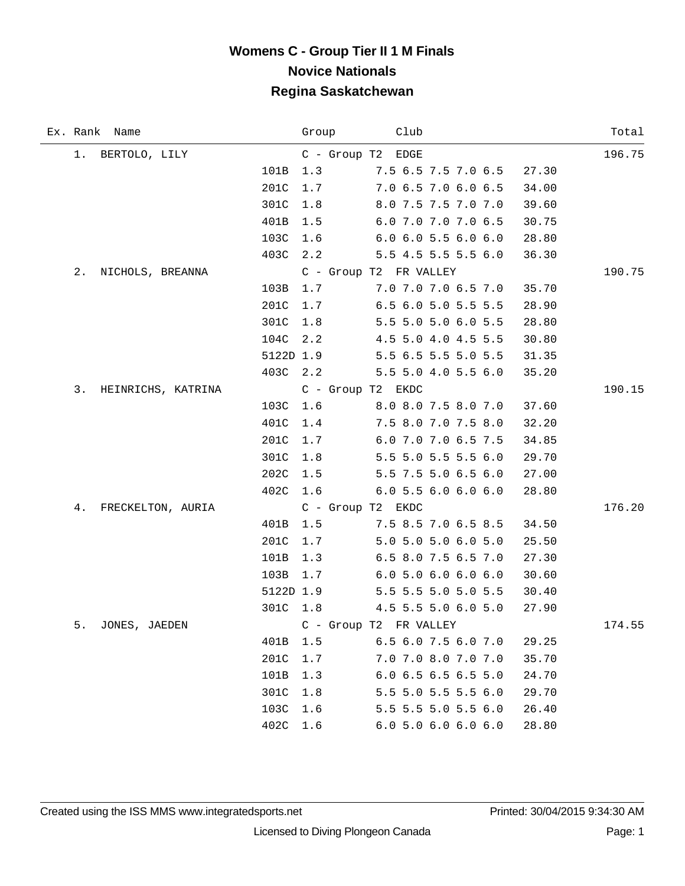# Womens C - Group Tier II 1 M Finals
## Novice Nationals
## Regina Saskatchewan

| Ex. Rank | Name | | Group | Club | | Total |
|---|---|---|---|---|---|---|
| 1. | BERTOLO, LILY | | C - Group T2 | EDGE | | 196.75 |
| | | 101B | 1.3 | 7.5 6.5 7.5 7.0 6.5 | 27.30 | |
| | | 201C | 1.7 | 7.0 6.5 7.0 6.0 6.5 | 34.00 | |
| | | 301C | 1.8 | 8.0 7.5 7.5 7.0 7.0 | 39.60 | |
| | | 401B | 1.5 | 6.0 7.0 7.0 7.0 6.5 | 30.75 | |
| | | 103C | 1.6 | 6.0 6.0 5.5 6.0 6.0 | 28.80 | |
| | | 403C | 2.2 | 5.5 4.5 5.5 5.5 6.0 | 36.30 | |
| 2. | NICHOLS, BREANNA | | C - Group T2 | FR VALLEY | | 190.75 |
| | | 103B | 1.7 | 7.0 7.0 7.0 6.5 7.0 | 35.70 | |
| | | 201C | 1.7 | 6.5 6.0 5.0 5.5 5.5 | 28.90 | |
| | | 301C | 1.8 | 5.5 5.0 5.0 6.0 5.5 | 28.80 | |
| | | 104C | 2.2 | 4.5 5.0 4.0 4.5 5.5 | 30.80 | |
| | | 5122D | 1.9 | 5.5 6.5 5.5 5.0 5.5 | 31.35 | |
| | | 403C | 2.2 | 5.5 5.0 4.0 5.5 6.0 | 35.20 | |
| 3. | HEINRICHS, KATRINA | | C - Group T2 | EKDC | | 190.15 |
| | | 103C | 1.6 | 8.0 8.0 7.5 8.0 7.0 | 37.60 | |
| | | 401C | 1.4 | 7.5 8.0 7.0 7.5 8.0 | 32.20 | |
| | | 201C | 1.7 | 6.0 7.0 7.0 6.5 7.5 | 34.85 | |
| | | 301C | 1.8 | 5.5 5.0 5.5 5.5 6.0 | 29.70 | |
| | | 202C | 1.5 | 5.5 7.5 5.0 6.5 6.0 | 27.00 | |
| | | 402C | 1.6 | 6.0 5.5 6.0 6.0 6.0 | 28.80 | |
| 4. | FRECKELTON, AURIA | | C - Group T2 | EKDC | | 176.20 |
| | | 401B | 1.5 | 7.5 8.5 7.0 6.5 8.5 | 34.50 | |
| | | 201C | 1.7 | 5.0 5.0 5.0 6.0 5.0 | 25.50 | |
| | | 101B | 1.3 | 6.5 8.0 7.5 6.5 7.0 | 27.30 | |
| | | 103B | 1.7 | 6.0 5.0 6.0 6.0 6.0 | 30.60 | |
| | | 5122D | 1.9 | 5.5 5.5 5.0 5.0 5.5 | 30.40 | |
| | | 301C | 1.8 | 4.5 5.5 5.0 6.0 5.0 | 27.90 | |
| 5. | JONES, JAEDEN | | C - Group T2 | FR VALLEY | | 174.55 |
| | | 401B | 1.5 | 6.5 6.0 7.5 6.0 7.0 | 29.25 | |
| | | 201C | 1.7 | 7.0 7.0 8.0 7.0 7.0 | 35.70 | |
| | | 101B | 1.3 | 6.0 6.5 6.5 6.5 5.0 | 24.70 | |
| | | 301C | 1.8 | 5.5 5.0 5.5 5.5 6.0 | 29.70 | |
| | | 103C | 1.6 | 5.5 5.5 5.0 5.5 6.0 | 26.40 | |
| | | 402C | 1.6 | 6.0 5.0 6.0 6.0 6.0 | 28.80 | |

Created using the ISS MMS www.integratedsports.net | Printed: 30/04/2015 9:34:30 AM

Licensed to Diving Plongeon Canada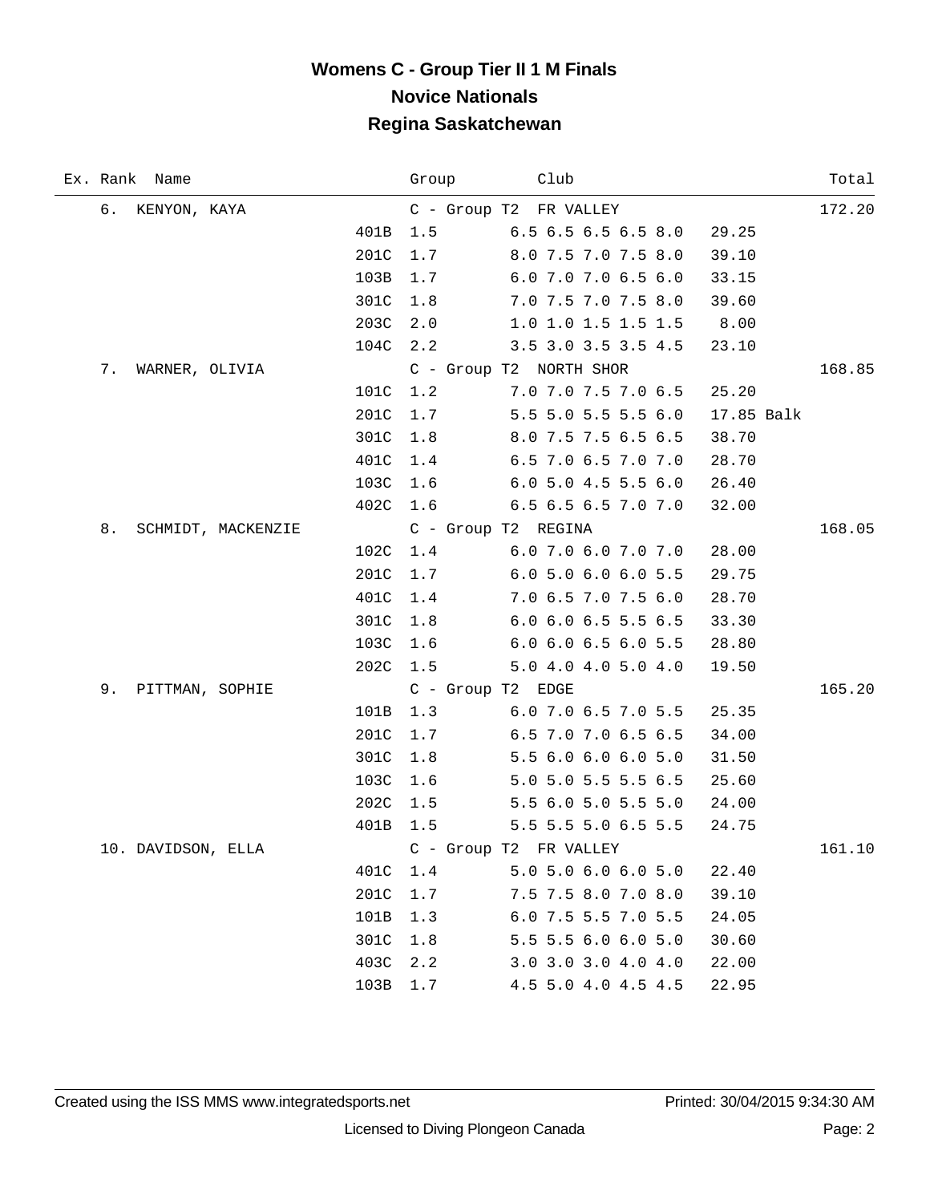# Womens C - Group Tier II 1 M Finals

## Novice Nationals

## Regina Saskatchewan

| Ex. | Rank | Name | Dive | DD | Group / Scores | Club | Points | Total |
|---|---|---|---|---|---|---|---|---|
| | 6. | KENYON, KAYA | | | C - Group T2 | FR VALLEY | | 172.20 |
| | | | 401B | 1.5 | 6.5 6.5 6.5 6.5 8.0 | | 29.25 | |
| | | | 201C | 1.7 | 8.0 7.5 7.0 7.5 8.0 | | 39.10 | |
| | | | 103B | 1.7 | 6.0 7.0 7.0 6.5 6.0 | | 33.15 | |
| | | | 301C | 1.8 | 7.0 7.5 7.0 7.5 8.0 | | 39.60 | |
| | | | 203C | 2.0 | 1.0 1.0 1.5 1.5 1.5 | | 8.00 | |
| | | | 104C | 2.2 | 3.5 3.0 3.5 3.5 4.5 | | 23.10 | |
| | 7. | WARNER, OLIVIA | | | C - Group T2 | NORTH SHOR | | 168.85 |
| | | | 101C | 1.2 | 7.0 7.0 7.5 7.0 6.5 | | 25.20 | |
| | | | 201C | 1.7 | 5.5 5.0 5.5 5.5 6.0 | | 17.85 Balk | |
| | | | 301C | 1.8 | 8.0 7.5 7.5 6.5 6.5 | | 38.70 | |
| | | | 401C | 1.4 | 6.5 7.0 6.5 7.0 7.0 | | 28.70 | |
| | | | 103C | 1.6 | 6.0 5.0 4.5 5.5 6.0 | | 26.40 | |
| | | | 402C | 1.6 | 6.5 6.5 6.5 7.0 7.0 | | 32.00 | |
| | 8. | SCHMIDT, MACKENZIE | | | C - Group T2 | REGINA | | 168.05 |
| | | | 102C | 1.4 | 6.0 7.0 6.0 7.0 7.0 | | 28.00 | |
| | | | 201C | 1.7 | 6.0 5.0 6.0 6.0 5.5 | | 29.75 | |
| | | | 401C | 1.4 | 7.0 6.5 7.0 7.5 6.0 | | 28.70 | |
| | | | 301C | 1.8 | 6.0 6.0 6.5 5.5 6.5 | | 33.30 | |
| | | | 103C | 1.6 | 6.0 6.0 6.5 6.0 5.5 | | 28.80 | |
| | | | 202C | 1.5 | 5.0 4.0 4.0 5.0 4.0 | | 19.50 | |
| | 9. | PITTMAN, SOPHIE | | | C - Group T2 | EDGE | | 165.20 |
| | | | 101B | 1.3 | 6.0 7.0 6.5 7.0 5.5 | | 25.35 | |
| | | | 201C | 1.7 | 6.5 7.0 7.0 6.5 6.5 | | 34.00 | |
| | | | 301C | 1.8 | 5.5 6.0 6.0 6.0 5.0 | | 31.50 | |
| | | | 103C | 1.6 | 5.0 5.0 5.5 5.5 6.5 | | 25.60 | |
| | | | 202C | 1.5 | 5.5 6.0 5.0 5.5 5.0 | | 24.00 | |
| | | | 401B | 1.5 | 5.5 5.5 5.0 6.5 5.5 | | 24.75 | |
| | 10. | DAVIDSON, ELLA | | | C - Group T2 | FR VALLEY | | 161.10 |
| | | | 401C | 1.4 | 5.0 5.0 6.0 6.0 5.0 | | 22.40 | |
| | | | 201C | 1.7 | 7.5 7.5 8.0 7.0 8.0 | | 39.10 | |
| | | | 101B | 1.3 | 6.0 7.5 5.5 7.0 5.5 | | 24.05 | |
| | | | 301C | 1.8 | 5.5 5.5 6.0 6.0 5.0 | | 30.60 | |
| | | | 403C | 2.2 | 3.0 3.0 3.0 4.0 4.0 | | 22.00 | |
| | | | 103B | 1.7 | 4.5 5.0 4.0 4.5 4.5 | | 22.95 | |

Created using the ISS MMS www.integratedsports.net

Printed: 30/04/2015 9:34:30 AM

Licensed to Diving Plongeon Canada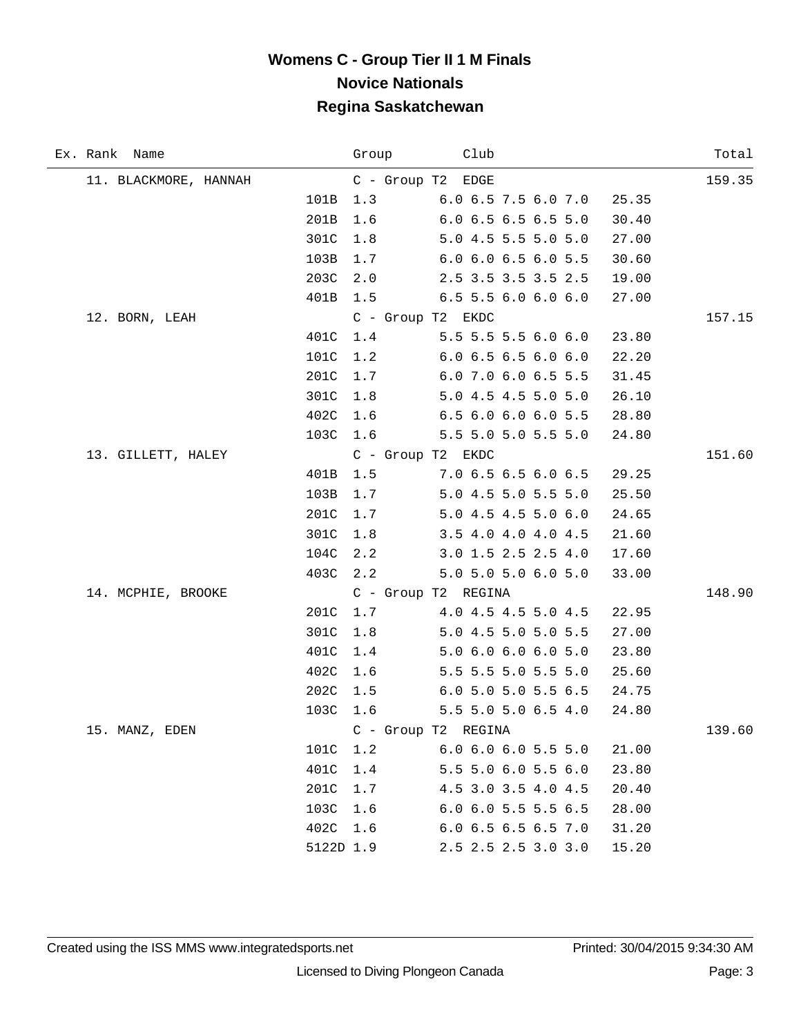# Womens C - Group Tier II 1 M Finals
## Novice Nationals
## Regina Saskatchewan

| Ex. | Rank | Name | Dive | DD | Group / Scores | Club | Points | Total |
|---|---|---|---|---|---|---|---|---|
| | 11. | BLACKMORE, HANNAH | | | C - Group T2 | EDGE | | 159.35 |
| | | | 101B | 1.3 | 6.0 6.5 7.5 6.0 7.0 | | 25.35 | |
| | | | 201B | 1.6 | 6.0 6.5 6.5 6.5 5.0 | | 30.40 | |
| | | | 301C | 1.8 | 5.0 4.5 5.5 5.0 5.0 | | 27.00 | |
| | | | 103B | 1.7 | 6.0 6.0 6.5 6.0 5.5 | | 30.60 | |
| | | | 203C | 2.0 | 2.5 3.5 3.5 3.5 2.5 | | 19.00 | |
| | | | 401B | 1.5 | 6.5 5.5 6.0 6.0 6.0 | | 27.00 | |
| | 12. | BORN, LEAH | | | C - Group T2 | EKDC | | 157.15 |
| | | | 401C | 1.4 | 5.5 5.5 5.5 6.0 6.0 | | 23.80 | |
| | | | 101C | 1.2 | 6.0 6.5 6.5 6.0 6.0 | | 22.20 | |
| | | | 201C | 1.7 | 6.0 7.0 6.0 6.5 5.5 | | 31.45 | |
| | | | 301C | 1.8 | 5.0 4.5 4.5 5.0 5.0 | | 26.10 | |
| | | | 402C | 1.6 | 6.5 6.0 6.0 6.0 5.5 | | 28.80 | |
| | | | 103C | 1.6 | 5.5 5.0 5.0 5.5 5.0 | | 24.80 | |
| | 13. | GILLETT, HALEY | | | C - Group T2 | EKDC | | 151.60 |
| | | | 401B | 1.5 | 7.0 6.5 6.5 6.0 6.5 | | 29.25 | |
| | | | 103B | 1.7 | 5.0 4.5 5.0 5.5 5.0 | | 25.50 | |
| | | | 201C | 1.7 | 5.0 4.5 4.5 5.0 6.0 | | 24.65 | |
| | | | 301C | 1.8 | 3.5 4.0 4.0 4.0 4.5 | | 21.60 | |
| | | | 104C | 2.2 | 3.0 1.5 2.5 2.5 4.0 | | 17.60 | |
| | | | 403C | 2.2 | 5.0 5.0 5.0 6.0 5.0 | | 33.00 | |
| | 14. | MCPHIE, BROOKE | | | C - Group T2 | REGINA | | 148.90 |
| | | | 201C | 1.7 | 4.0 4.5 4.5 5.0 4.5 | | 22.95 | |
| | | | 301C | 1.8 | 5.0 4.5 5.0 5.0 5.5 | | 27.00 | |
| | | | 401C | 1.4 | 5.0 6.0 6.0 6.0 5.0 | | 23.80 | |
| | | | 402C | 1.6 | 5.5 5.5 5.0 5.5 5.0 | | 25.60 | |
| | | | 202C | 1.5 | 6.0 5.0 5.0 5.5 6.5 | | 24.75 | |
| | | | 103C | 1.6 | 5.5 5.0 5.0 6.5 4.0 | | 24.80 | |
| | 15. | MANZ, EDEN | | | C - Group T2 | REGINA | | 139.60 |
| | | | 101C | 1.2 | 6.0 6.0 6.0 5.5 5.0 | | 21.00 | |
| | | | 401C | 1.4 | 5.5 5.0 6.0 5.5 6.0 | | 23.80 | |
| | | | 201C | 1.7 | 4.5 3.0 3.5 4.0 4.5 | | 20.40 | |
| | | | 103C | 1.6 | 6.0 6.0 5.5 5.5 6.5 | | 28.00 | |
| | | | 402C | 1.6 | 6.0 6.5 6.5 6.5 7.0 | | 31.20 | |
| | | | 5122D | 1.9 | 2.5 2.5 2.5 3.0 3.0 | | 15.20 | |

Created using the ISS MMS www.integratedsports.net — Printed: 30/04/2015 9:34:30 AM

Licensed to Diving Plongeon Canada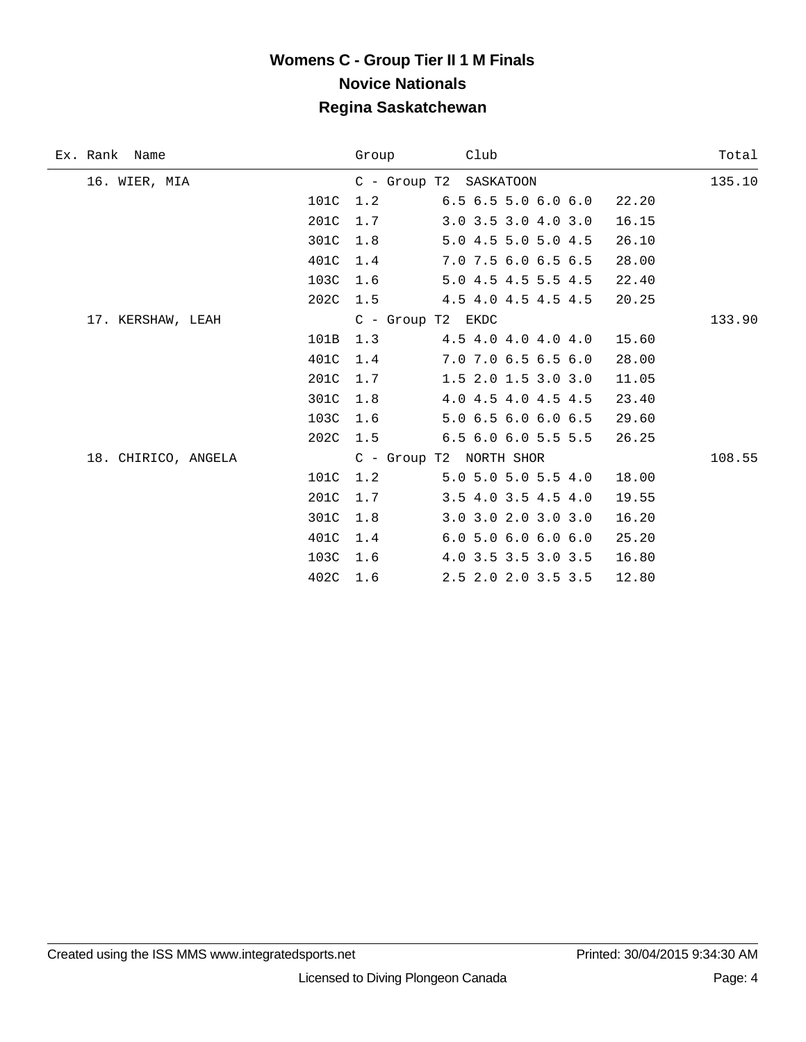# Womens C - Group Tier II 1 M Finals

## Novice Nationals

## Regina Saskatchewan

| Ex. | Rank | Name | Dive | Group / DD | Club / Scores | | Total |
|---|---|---|---|---|---|---|---|
| | 16. | WIER, MIA | | C - Group T2 | SASKATOON | | 135.10 |
| | | | 101C | 1.2 | 6.5 6.5 5.0 6.0 6.0 | 22.20 | |
| | | | 201C | 1.7 | 3.0 3.5 3.0 4.0 3.0 | 16.15 | |
| | | | 301C | 1.8 | 5.0 4.5 5.0 5.0 4.5 | 26.10 | |
| | | | 401C | 1.4 | 7.0 7.5 6.0 6.5 6.5 | 28.00 | |
| | | | 103C | 1.6 | 5.0 4.5 4.5 5.5 4.5 | 22.40 | |
| | | | 202C | 1.5 | 4.5 4.0 4.5 4.5 4.5 | 20.25 | |
| | 17. | KERSHAW, LEAH | | C - Group T2 | EKDC | | 133.90 |
| | | | 101B | 1.3 | 4.5 4.0 4.0 4.0 4.0 | 15.60 | |
| | | | 401C | 1.4 | 7.0 7.0 6.5 6.5 6.0 | 28.00 | |
| | | | 201C | 1.7 | 1.5 2.0 1.5 3.0 3.0 | 11.05 | |
| | | | 301C | 1.8 | 4.0 4.5 4.0 4.5 4.5 | 23.40 | |
| | | | 103C | 1.6 | 5.0 6.5 6.0 6.0 6.5 | 29.60 | |
| | | | 202C | 1.5 | 6.5 6.0 6.0 5.5 5.5 | 26.25 | |
| | 18. | CHIRICO, ANGELA | | C - Group T2 | NORTH SHOR | | 108.55 |
| | | | 101C | 1.2 | 5.0 5.0 5.0 5.5 4.0 | 18.00 | |
| | | | 201C | 1.7 | 3.5 4.0 3.5 4.5 4.0 | 19.55 | |
| | | | 301C | 1.8 | 3.0 3.0 2.0 3.0 3.0 | 16.20 | |
| | | | 401C | 1.4 | 6.0 5.0 6.0 6.0 6.0 | 25.20 | |
| | | | 103C | 1.6 | 4.0 3.5 3.5 3.0 3.5 | 16.80 | |
| | | | 402C | 1.6 | 2.5 2.0 2.0 3.5 3.5 | 12.80 | |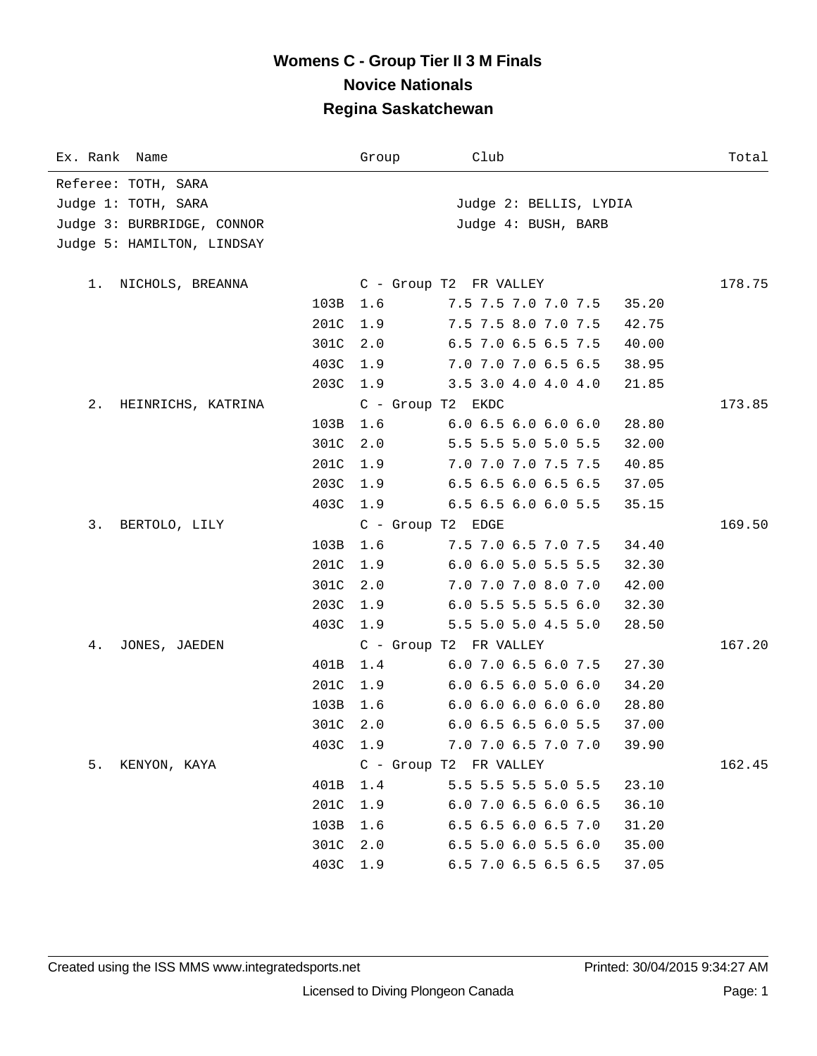# Womens C - Group Tier II 3 M Finals

## Novice Nationals

## Regina Saskatchewan

Referee: TOTH, SARA
Judge 1: TOTH, SARA
Judge 2: BELLIS, LYDIA
Judge 3: BURBRIDGE, CONNOR
Judge 4: BUSH, BARB
Judge 5: HAMILTON, LINDSAY

| Ex. Rank | Name | Dive | DD | Group / Scores | Club / Points | Total |
|---|---|---|---|---|---|---|
| 1. | NICHOLS, BREANNA | | | C - Group T2 | FR VALLEY | 178.75 |
| | | 103B | 1.6 | 7.5 7.5 7.0 7.0 7.5 | 35.20 | |
| | | 201C | 1.9 | 7.5 7.5 8.0 7.0 7.5 | 42.75 | |
| | | 301C | 2.0 | 6.5 7.0 6.5 6.5 7.5 | 40.00 | |
| | | 403C | 1.9 | 7.0 7.0 7.0 6.5 6.5 | 38.95 | |
| | | 203C | 1.9 | 3.5 3.0 4.0 4.0 4.0 | 21.85 | |
| 2. | HEINRICHS, KATRINA | | | C - Group T2 | EKDC | 173.85 |
| | | 103B | 1.6 | 6.0 6.5 6.0 6.0 6.0 | 28.80 | |
| | | 301C | 2.0 | 5.5 5.5 5.0 5.0 5.5 | 32.00 | |
| | | 201C | 1.9 | 7.0 7.0 7.0 7.5 7.5 | 40.85 | |
| | | 203C | 1.9 | 6.5 6.5 6.0 6.5 6.5 | 37.05 | |
| | | 403C | 1.9 | 6.5 6.5 6.0 6.0 5.5 | 35.15 | |
| 3. | BERTOLO, LILY | | | C - Group T2 | EDGE | 169.50 |
| | | 103B | 1.6 | 7.5 7.0 6.5 7.0 7.5 | 34.40 | |
| | | 201C | 1.9 | 6.0 6.0 5.0 5.5 5.5 | 32.30 | |
| | | 301C | 2.0 | 7.0 7.0 7.0 8.0 7.0 | 42.00 | |
| | | 203C | 1.9 | 6.0 5.5 5.5 5.5 6.0 | 32.30 | |
| | | 403C | 1.9 | 5.5 5.0 5.0 4.5 5.0 | 28.50 | |
| 4. | JONES, JAEDEN | | | C - Group T2 | FR VALLEY | 167.20 |
| | | 401B | 1.4 | 6.0 7.0 6.5 6.0 7.5 | 27.30 | |
| | | 201C | 1.9 | 6.0 6.5 6.0 5.0 6.0 | 34.20 | |
| | | 103B | 1.6 | 6.0 6.0 6.0 6.0 6.0 | 28.80 | |
| | | 301C | 2.0 | 6.0 6.5 6.5 6.0 5.5 | 37.00 | |
| | | 403C | 1.9 | 7.0 7.0 6.5 7.0 7.0 | 39.90 | |
| 5. | KENYON, KAYA | | | C - Group T2 | FR VALLEY | 162.45 |
| | | 401B | 1.4 | 5.5 5.5 5.5 5.0 5.5 | 23.10 | |
| | | 201C | 1.9 | 6.0 7.0 6.5 6.0 6.5 | 36.10 | |
| | | 103B | 1.6 | 6.5 6.5 6.0 6.5 7.0 | 31.20 | |
| | | 301C | 2.0 | 6.5 5.0 6.0 5.5 6.0 | 35.00 | |
| | | 403C | 1.9 | 6.5 7.0 6.5 6.5 6.5 | 37.05 | |

Created using the ISS MMS www.integratedsports.net Printed: 30/04/2015 9:34:27 AM

Licensed to Diving Plongeon Canada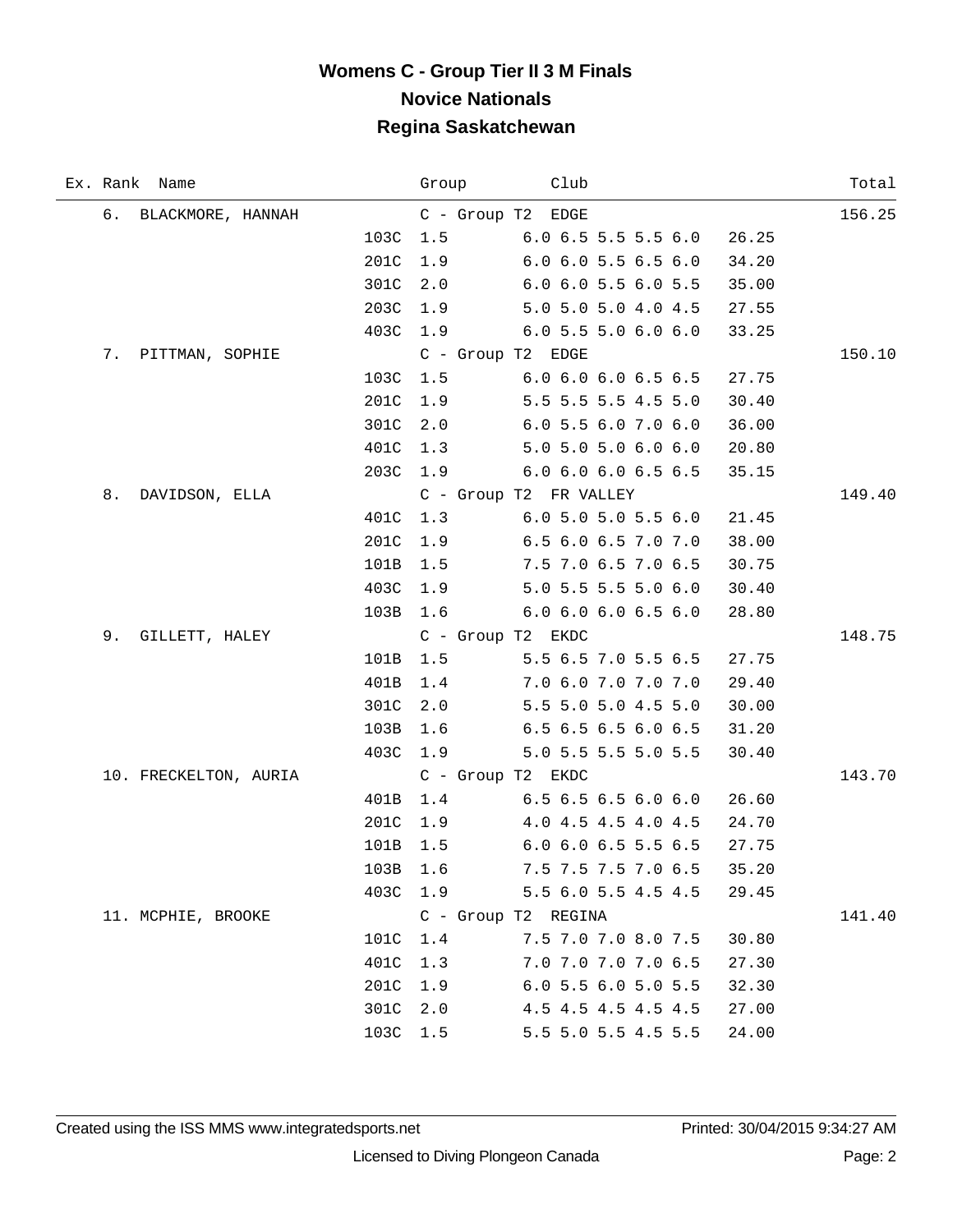# Womens C - Group Tier II 3 M Finals

## Novice Nationals

## Regina Saskatchewan

| Ex. | Rank | Name | Dive | DD | Group / Scores | Club | Points | Total |
|---|---|---|---|---|---|---|---|---|
| | 6. | BLACKMORE, HANNAH | | | C - Group T2 | EDGE | | 156.25 |
| | | | 103C | 1.5 | 6.0 6.5 5.5 5.5 6.0 | | 26.25 | |
| | | | 201C | 1.9 | 6.0 6.0 5.5 6.5 6.0 | | 34.20 | |
| | | | 301C | 2.0 | 6.0 6.0 5.5 6.0 5.5 | | 35.00 | |
| | | | 203C | 1.9 | 5.0 5.0 5.0 4.0 4.5 | | 27.55 | |
| | | | 403C | 1.9 | 6.0 5.5 5.0 6.0 6.0 | | 33.25 | |
| | 7. | PITTMAN, SOPHIE | | | C - Group T2 | EDGE | | 150.10 |
| | | | 103C | 1.5 | 6.0 6.0 6.0 6.5 6.5 | | 27.75 | |
| | | | 201C | 1.9 | 5.5 5.5 5.5 4.5 5.0 | | 30.40 | |
| | | | 301C | 2.0 | 6.0 5.5 6.0 7.0 6.0 | | 36.00 | |
| | | | 401C | 1.3 | 5.0 5.0 5.0 6.0 6.0 | | 20.80 | |
| | | | 203C | 1.9 | 6.0 6.0 6.0 6.5 6.5 | | 35.15 | |
| | 8. | DAVIDSON, ELLA | | | C - Group T2 | FR VALLEY | | 149.40 |
| | | | 401C | 1.3 | 6.0 5.0 5.0 5.5 6.0 | | 21.45 | |
| | | | 201C | 1.9 | 6.5 6.0 6.5 7.0 7.0 | | 38.00 | |
| | | | 101B | 1.5 | 7.5 7.0 6.5 7.0 6.5 | | 30.75 | |
| | | | 403C | 1.9 | 5.0 5.5 5.5 5.0 6.0 | | 30.40 | |
| | | | 103B | 1.6 | 6.0 6.0 6.0 6.5 6.0 | | 28.80 | |
| | 9. | GILLETT, HALEY | | | C - Group T2 | EKDC | | 148.75 |
| | | | 101B | 1.5 | 5.5 6.5 7.0 5.5 6.5 | | 27.75 | |
| | | | 401B | 1.4 | 7.0 6.0 7.0 7.0 7.0 | | 29.40 | |
| | | | 301C | 2.0 | 5.5 5.0 5.0 4.5 5.0 | | 30.00 | |
| | | | 103B | 1.6 | 6.5 6.5 6.5 6.0 6.5 | | 31.20 | |
| | | | 403C | 1.9 | 5.0 5.5 5.5 5.0 5.5 | | 30.40 | |
| | 10. | FRECKELTON, AURIA | | | C - Group T2 | EKDC | | 143.70 |
| | | | 401B | 1.4 | 6.5 6.5 6.5 6.0 6.0 | | 26.60 | |
| | | | 201C | 1.9 | 4.0 4.5 4.5 4.0 4.5 | | 24.70 | |
| | | | 101B | 1.5 | 6.0 6.0 6.5 5.5 6.5 | | 27.75 | |
| | | | 103B | 1.6 | 7.5 7.5 7.5 7.0 6.5 | | 35.20 | |
| | | | 403C | 1.9 | 5.5 6.0 5.5 4.5 4.5 | | 29.45 | |
| | 11. | MCPHIE, BROOKE | | | C - Group T2 | REGINA | | 141.40 |
| | | | 101C | 1.4 | 7.5 7.0 7.0 8.0 7.5 | | 30.80 | |
| | | | 401C | 1.3 | 7.0 7.0 7.0 7.0 6.5 | | 27.30 | |
| | | | 201C | 1.9 | 6.0 5.5 6.0 5.0 5.5 | | 32.30 | |
| | | | 301C | 2.0 | 4.5 4.5 4.5 4.5 4.5 | | 27.00 | |
| | | | 103C | 1.5 | 5.5 5.0 5.5 4.5 5.5 | | 24.00 | |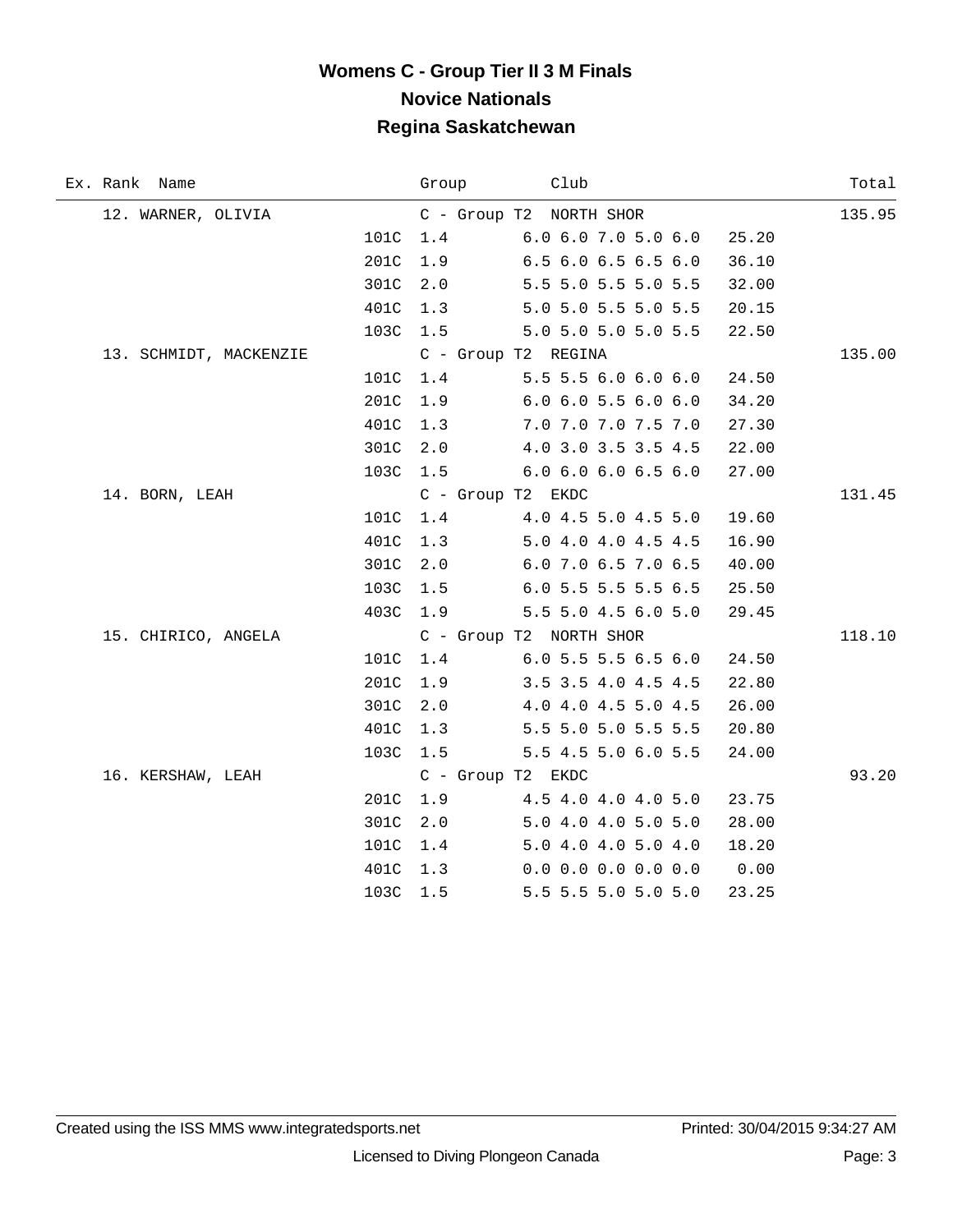# Womens C - Group Tier II 3 M Finals

## Novice Nationals

## Regina Saskatchewan

| Ex. | Rank | Name | Dive | DD | Group / Scores | Club | | Total |
|---|---|---|---|---|---|---|---|---|
| | 12. | WARNER, OLIVIA | | | C - Group T2 | NORTH SHOR | | 135.95 |
| | | | 101C | 1.4 | 6.0 6.0 7.0 5.0 6.0 | | 25.20 | |
| | | | 201C | 1.9 | 6.5 6.0 6.5 6.5 6.0 | | 36.10 | |
| | | | 301C | 2.0 | 5.5 5.0 5.5 5.0 5.5 | | 32.00 | |
| | | | 401C | 1.3 | 5.0 5.0 5.5 5.0 5.5 | | 20.15 | |
| | | | 103C | 1.5 | 5.0 5.0 5.0 5.0 5.5 | | 22.50 | |
| | 13. | SCHMIDT, MACKENZIE | | | C - Group T2 | REGINA | | 135.00 |
| | | | 101C | 1.4 | 5.5 5.5 6.0 6.0 6.0 | | 24.50 | |
| | | | 201C | 1.9 | 6.0 6.0 5.5 6.0 6.0 | | 34.20 | |
| | | | 401C | 1.3 | 7.0 7.0 7.0 7.5 7.0 | | 27.30 | |
| | | | 301C | 2.0 | 4.0 3.0 3.5 3.5 4.5 | | 22.00 | |
| | | | 103C | 1.5 | 6.0 6.0 6.0 6.5 6.0 | | 27.00 | |
| | 14. | BORN, LEAH | | | C - Group T2 | EKDC | | 131.45 |
| | | | 101C | 1.4 | 4.0 4.5 5.0 4.5 5.0 | | 19.60 | |
| | | | 401C | 1.3 | 5.0 4.0 4.0 4.5 4.5 | | 16.90 | |
| | | | 301C | 2.0 | 6.0 7.0 6.5 7.0 6.5 | | 40.00 | |
| | | | 103C | 1.5 | 6.0 5.5 5.5 5.5 6.5 | | 25.50 | |
| | | | 403C | 1.9 | 5.5 5.0 4.5 6.0 5.0 | | 29.45 | |
| | 15. | CHIRICO, ANGELA | | | C - Group T2 | NORTH SHOR | | 118.10 |
| | | | 101C | 1.4 | 6.0 5.5 5.5 6.5 6.0 | | 24.50 | |
| | | | 201C | 1.9 | 3.5 3.5 4.0 4.5 4.5 | | 22.80 | |
| | | | 301C | 2.0 | 4.0 4.0 4.5 5.0 4.5 | | 26.00 | |
| | | | 401C | 1.3 | 5.5 5.0 5.0 5.5 5.5 | | 20.80 | |
| | | | 103C | 1.5 | 5.5 4.5 5.0 6.0 5.5 | | 24.00 | |
| | 16. | KERSHAW, LEAH | | | C - Group T2 | EKDC | | 93.20 |
| | | | 201C | 1.9 | 4.5 4.0 4.0 4.0 5.0 | | 23.75 | |
| | | | 301C | 2.0 | 5.0 4.0 4.0 5.0 5.0 | | 28.00 | |
| | | | 101C | 1.4 | 5.0 4.0 4.0 5.0 4.0 | | 18.20 | |
| | | | 401C | 1.3 | 0.0 0.0 0.0 0.0 0.0 | | 0.00 | |
| | | | 103C | 1.5 | 5.5 5.5 5.0 5.0 5.0 | | 23.25 | |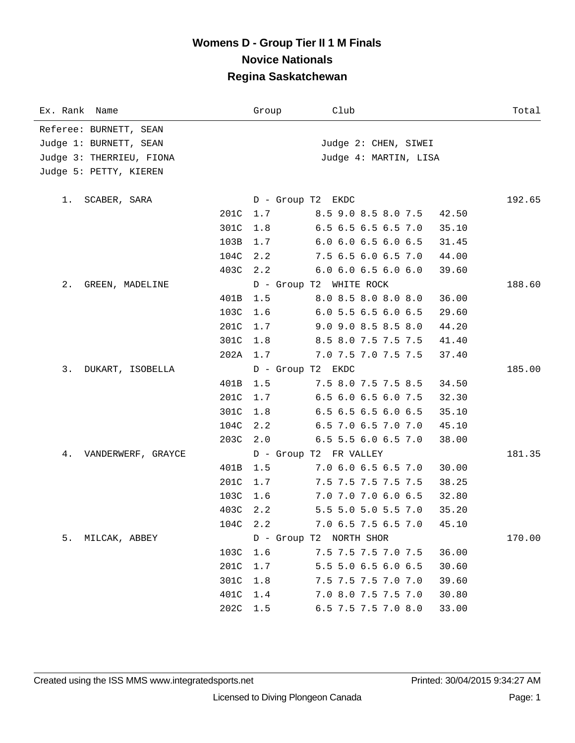# Womens D - Group Tier II 1 M Finals
## Novice Nationals
## Regina Saskatchewan

Referee: BURNETT, SEAN
Judge 1: BURNETT, SEAN
Judge 2: CHEN, SIWEI
Judge 3: THERRIEU, FIONA
Judge 4: MARTIN, LISA
Judge 5: PETTY, KIEREN

| Ex. Rank | Name | Dive | DD | Group / Scores | Club / Points | Total |
|---|---|---|---|---|---|---|
| 1. | SCABER, SARA | | | D - Group T2 | EKDC | 192.65 |
| | | 201C | 1.7 | 8.5 9.0 8.5 8.0 7.5 | 42.50 | |
| | | 301C | 1.8 | 6.5 6.5 6.5 6.5 7.0 | 35.10 | |
| | | 103B | 1.7 | 6.0 6.0 6.5 6.0 6.5 | 31.45 | |
| | | 104C | 2.2 | 7.5 6.5 6.0 6.5 7.0 | 44.00 | |
| | | 403C | 2.2 | 6.0 6.0 6.5 6.0 6.0 | 39.60 | |
| 2. | GREEN, MADELINE | | | D - Group T2 | WHITE ROCK | 188.60 |
| | | 401B | 1.5 | 8.0 8.5 8.0 8.0 8.0 | 36.00 | |
| | | 103C | 1.6 | 6.0 5.5 6.5 6.0 6.5 | 29.60 | |
| | | 201C | 1.7 | 9.0 9.0 8.5 8.5 8.0 | 44.20 | |
| | | 301C | 1.8 | 8.5 8.0 7.5 7.5 7.5 | 41.40 | |
| | | 202A | 1.7 | 7.0 7.5 7.0 7.5 7.5 | 37.40 | |
| 3. | DUKART, ISOBELLA | | | D - Group T2 | EKDC | 185.00 |
| | | 401B | 1.5 | 7.5 8.0 7.5 7.5 8.5 | 34.50 | |
| | | 201C | 1.7 | 6.5 6.0 6.5 6.0 7.5 | 32.30 | |
| | | 301C | 1.8 | 6.5 6.5 6.5 6.0 6.5 | 35.10 | |
| | | 104C | 2.2 | 6.5 7.0 6.5 7.0 7.0 | 45.10 | |
| | | 203C | 2.0 | 6.5 5.5 6.0 6.5 7.0 | 38.00 | |
| 4. | VANDERWERF, GRAYCE | | | D - Group T2 | FR VALLEY | 181.35 |
| | | 401B | 1.5 | 7.0 6.0 6.5 6.5 7.0 | 30.00 | |
| | | 201C | 1.7 | 7.5 7.5 7.5 7.5 7.5 | 38.25 | |
| | | 103C | 1.6 | 7.0 7.0 7.0 6.0 6.5 | 32.80 | |
| | | 403C | 2.2 | 5.5 5.0 5.0 5.5 7.0 | 35.20 | |
| | | 104C | 2.2 | 7.0 6.5 7.5 6.5 7.0 | 45.10 | |
| 5. | MILCAK, ABBEY | | | D - Group T2 | NORTH SHOR | 170.00 |
| | | 103C | 1.6 | 7.5 7.5 7.5 7.0 7.5 | 36.00 | |
| | | 201C | 1.7 | 5.5 5.0 6.5 6.0 6.5 | 30.60 | |
| | | 301C | 1.8 | 7.5 7.5 7.5 7.0 7.0 | 39.60 | |
| | | 401C | 1.4 | 7.0 8.0 7.5 7.5 7.0 | 30.80 | |
| | | 202C | 1.5 | 6.5 7.5 7.5 7.0 8.0 | 33.00 | |

Created using the ISS MMS www.integratedsports.net — Printed: 30/04/2015 9:34:27 AM

Licensed to Diving Plongeon Canada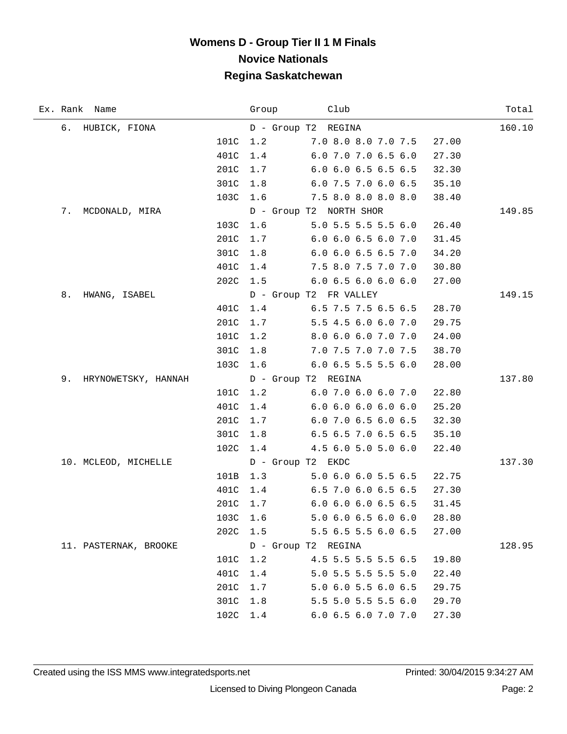# Womens D - Group Tier II 1 M Finals

## Novice Nationals

## Regina Saskatchewan

| Ex. Rank | Name | | Group | | Club | | Total |
|---|---|---|---|---|---|---|---|
| 6. | HUBICK, FIONA | | D - Group T2 | | REGINA | | 160.10 |
| | | 101C | 1.2 | 7.0 8.0 8.0 7.0 7.5 | | 27.00 | |
| | | 401C | 1.4 | 6.0 7.0 7.0 6.5 6.0 | | 27.30 | |
| | | 201C | 1.7 | 6.0 6.0 6.5 6.5 6.5 | | 32.30 | |
| | | 301C | 1.8 | 6.0 7.5 7.0 6.0 6.5 | | 35.10 | |
| | | 103C | 1.6 | 7.5 8.0 8.0 8.0 8.0 | | 38.40 | |
| 7. | MCDONALD, MIRA | | D - Group T2 | | NORTH SHOR | | 149.85 |
| | | 103C | 1.6 | 5.0 5.5 5.5 5.5 6.0 | | 26.40 | |
| | | 201C | 1.7 | 6.0 6.0 6.5 6.0 7.0 | | 31.45 | |
| | | 301C | 1.8 | 6.0 6.0 6.5 6.5 7.0 | | 34.20 | |
| | | 401C | 1.4 | 7.5 8.0 7.5 7.0 7.0 | | 30.80 | |
| | | 202C | 1.5 | 6.0 6.5 6.0 6.0 6.0 | | 27.00 | |
| 8. | HWANG, ISABEL | | D - Group T2 | | FR VALLEY | | 149.15 |
| | | 401C | 1.4 | 6.5 7.5 7.5 6.5 6.5 | | 28.70 | |
| | | 201C | 1.7 | 5.5 4.5 6.0 6.0 7.0 | | 29.75 | |
| | | 101C | 1.2 | 8.0 6.0 6.0 7.0 7.0 | | 24.00 | |
| | | 301C | 1.8 | 7.0 7.5 7.0 7.0 7.5 | | 38.70 | |
| | | 103C | 1.6 | 6.0 6.5 5.5 5.5 6.0 | | 28.00 | |
| 9. | HRYNOWETSKY, HANNAH | | D - Group T2 | | REGINA | | 137.80 |
| | | 101C | 1.2 | 6.0 7.0 6.0 6.0 7.0 | | 22.80 | |
| | | 401C | 1.4 | 6.0 6.0 6.0 6.0 6.0 | | 25.20 | |
| | | 201C | 1.7 | 6.0 7.0 6.5 6.0 6.5 | | 32.30 | |
| | | 301C | 1.8 | 6.5 6.5 7.0 6.5 6.5 | | 35.10 | |
| | | 102C | 1.4 | 4.5 6.0 5.0 5.0 6.0 | | 22.40 | |
| 10. | MCLEOD, MICHELLE | | D - Group T2 | | EKDC | | 137.30 |
| | | 101B | 1.3 | 5.0 6.0 6.0 5.5 6.5 | | 22.75 | |
| | | 401C | 1.4 | 6.5 7.0 6.0 6.5 6.5 | | 27.30 | |
| | | 201C | 1.7 | 6.0 6.0 6.0 6.5 6.5 | | 31.45 | |
| | | 103C | 1.6 | 5.0 6.0 6.5 6.0 6.0 | | 28.80 | |
| | | 202C | 1.5 | 5.5 6.5 5.5 6.0 6.5 | | 27.00 | |
| 11. | PASTERNAK, BROOKE | | D - Group T2 | | REGINA | | 128.95 |
| | | 101C | 1.2 | 4.5 5.5 5.5 5.5 6.5 | | 19.80 | |
| | | 401C | 1.4 | 5.0 5.5 5.5 5.5 5.0 | | 22.40 | |
| | | 201C | 1.7 | 5.0 6.0 5.5 6.0 6.5 | | 29.75 | |
| | | 301C | 1.8 | 5.5 5.0 5.5 5.5 6.0 | | 29.70 | |
| | | 102C | 1.4 | 6.0 6.5 6.0 7.0 7.0 | | 27.30 | |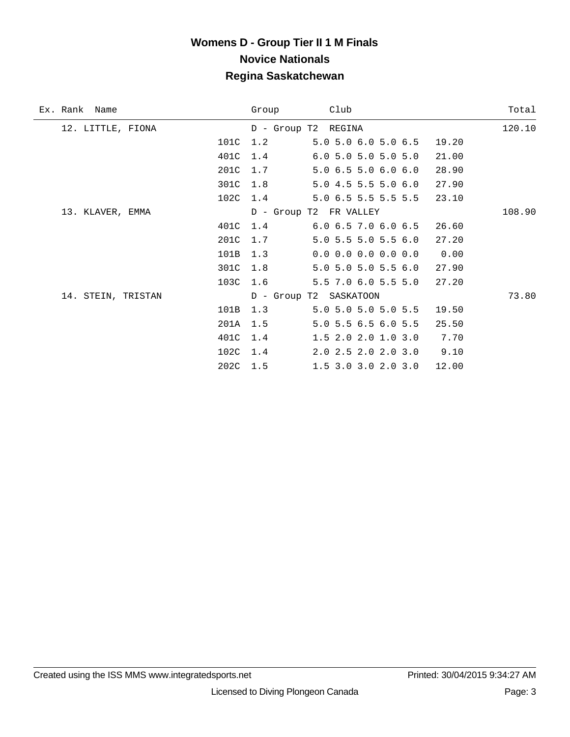# Womens D - Group Tier II 1 M Finals

## Novice Nationals

## Regina Saskatchewan

| Ex. Rank | Name | Dive | DD | Group / Scores | Club | Points | Total |
|---|---|---|---|---|---|---|---|
| 12. | LITTLE, FIONA | | | D - Group T2 | REGINA | | 120.10 |
| | | 101C | 1.2 | 5.0 5.0 6.0 5.0 6.5 | | 19.20 | |
| | | 401C | 1.4 | 6.0 5.0 5.0 5.0 5.0 | | 21.00 | |
| | | 201C | 1.7 | 5.0 6.5 5.0 6.0 6.0 | | 28.90 | |
| | | 301C | 1.8 | 5.0 4.5 5.5 5.0 6.0 | | 27.90 | |
| | | 102C | 1.4 | 5.0 6.5 5.5 5.5 5.5 | | 23.10 | |
| 13. | KLAVER, EMMA | | | D - Group T2 | FR VALLEY | | 108.90 |
| | | 401C | 1.4 | 6.0 6.5 7.0 6.0 6.5 | | 26.60 | |
| | | 201C | 1.7 | 5.0 5.5 5.0 5.5 6.0 | | 27.20 | |
| | | 101B | 1.3 | 0.0 0.0 0.0 0.0 0.0 | | 0.00 | |
| | | 301C | 1.8 | 5.0 5.0 5.0 5.5 6.0 | | 27.90 | |
| | | 103C | 1.6 | 5.5 7.0 6.0 5.5 5.0 | | 27.20 | |
| 14. | STEIN, TRISTAN | | | D - Group T2 | SASKATOON | | 73.80 |
| | | 101B | 1.3 | 5.0 5.0 5.0 5.0 5.5 | | 19.50 | |
| | | 201A | 1.5 | 5.0 5.5 6.5 6.0 5.5 | | 25.50 | |
| | | 401C | 1.4 | 1.5 2.0 2.0 1.0 3.0 | | 7.70 | |
| | | 102C | 1.4 | 2.0 2.5 2.0 2.0 3.0 | | 9.10 | |
| | | 202C | 1.5 | 1.5 3.0 3.0 2.0 3.0 | | 12.00 | |

Created using the ISS MMS www.integratedsports.net Printed: 30/04/2015 9:34:27 AM

Licensed to Diving Plongeon Canada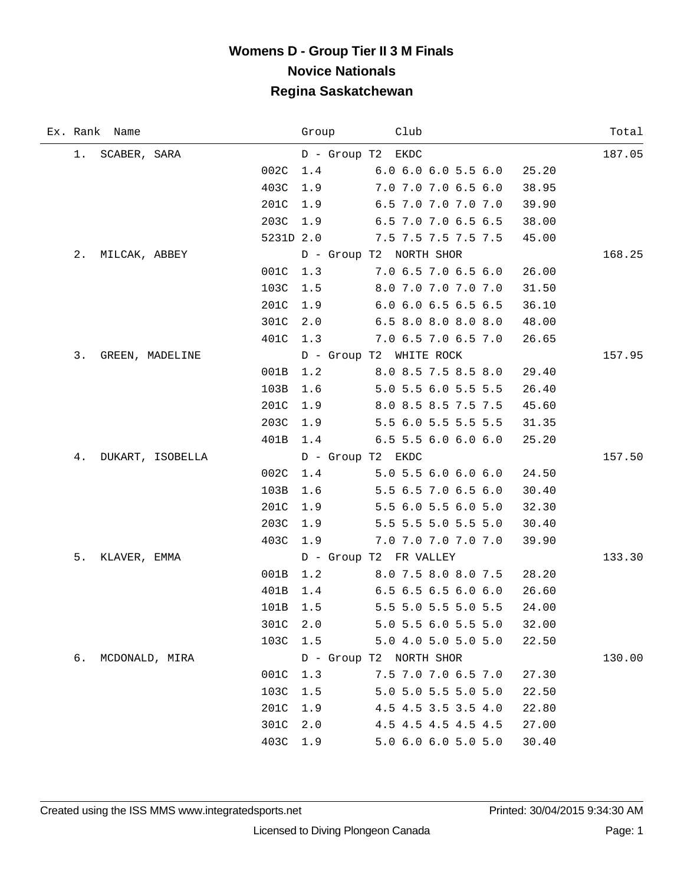# Womens D - Group Tier II 3 M Finals

## Novice Nationals

## Regina Saskatchewan

| Ex. | Rank | Name | Dive | DD | Group / Scores | Club | Points | Total |
|---|---|---|---|---|---|---|---|---|
| | 1. | SCABER, SARA | | | D - Group T2 | EKDC | | 187.05 |
| | | | 002C | 1.4 | 6.0 6.0 6.0 5.5 6.0 | | 25.20 | |
| | | | 403C | 1.9 | 7.0 7.0 7.0 6.5 6.0 | | 38.95 | |
| | | | 201C | 1.9 | 6.5 7.0 7.0 7.0 7.0 | | 39.90 | |
| | | | 203C | 1.9 | 6.5 7.0 7.0 6.5 6.5 | | 38.00 | |
| | | | 5231D | 2.0 | 7.5 7.5 7.5 7.5 7.5 | | 45.00 | |
| | 2. | MILCAK, ABBEY | | | D - Group T2 | NORTH SHOR | | 168.25 |
| | | | 001C | 1.3 | 7.0 6.5 7.0 6.5 6.0 | | 26.00 | |
| | | | 103C | 1.5 | 8.0 7.0 7.0 7.0 7.0 | | 31.50 | |
| | | | 201C | 1.9 | 6.0 6.0 6.5 6.5 6.5 | | 36.10 | |
| | | | 301C | 2.0 | 6.5 8.0 8.0 8.0 8.0 | | 48.00 | |
| | | | 401C | 1.3 | 7.0 6.5 7.0 6.5 7.0 | | 26.65 | |
| | 3. | GREEN, MADELINE | | | D - Group T2 | WHITE ROCK | | 157.95 |
| | | | 001B | 1.2 | 8.0 8.5 7.5 8.5 8.0 | | 29.40 | |
| | | | 103B | 1.6 | 5.0 5.5 6.0 5.5 5.5 | | 26.40 | |
| | | | 201C | 1.9 | 8.0 8.5 8.5 7.5 7.5 | | 45.60 | |
| | | | 203C | 1.9 | 5.5 6.0 5.5 5.5 5.5 | | 31.35 | |
| | | | 401B | 1.4 | 6.5 5.5 6.0 6.0 6.0 | | 25.20 | |
| | 4. | DUKART, ISOBELLA | | | D - Group T2 | EKDC | | 157.50 |
| | | | 002C | 1.4 | 5.0 5.5 6.0 6.0 6.0 | | 24.50 | |
| | | | 103B | 1.6 | 5.5 6.5 7.0 6.5 6.0 | | 30.40 | |
| | | | 201C | 1.9 | 5.5 6.0 5.5 6.0 5.0 | | 32.30 | |
| | | | 203C | 1.9 | 5.5 5.5 5.0 5.5 5.0 | | 30.40 | |
| | | | 403C | 1.9 | 7.0 7.0 7.0 7.0 7.0 | | 39.90 | |
| | 5. | KLAVER, EMMA | | | D - Group T2 | FR VALLEY | | 133.30 |
| | | | 001B | 1.2 | 8.0 7.5 8.0 8.0 7.5 | | 28.20 | |
| | | | 401B | 1.4 | 6.5 6.5 6.5 6.0 6.0 | | 26.60 | |
| | | | 101B | 1.5 | 5.5 5.0 5.5 5.0 5.5 | | 24.00 | |
| | | | 301C | 2.0 | 5.0 5.5 6.0 5.5 5.0 | | 32.00 | |
| | | | 103C | 1.5 | 5.0 4.0 5.0 5.0 5.0 | | 22.50 | |
| | 6. | MCDONALD, MIRA | | | D - Group T2 | NORTH SHOR | | 130.00 |
| | | | 001C | 1.3 | 7.5 7.0 7.0 6.5 7.0 | | 27.30 | |
| | | | 103C | 1.5 | 5.0 5.0 5.5 5.0 5.0 | | 22.50 | |
| | | | 201C | 1.9 | 4.5 4.5 3.5 3.5 4.0 | | 22.80 | |
| | | | 301C | 2.0 | 4.5 4.5 4.5 4.5 4.5 | | 27.00 | |
| | | | 403C | 1.9 | 5.0 6.0 6.0 5.0 5.0 | | 30.40 | |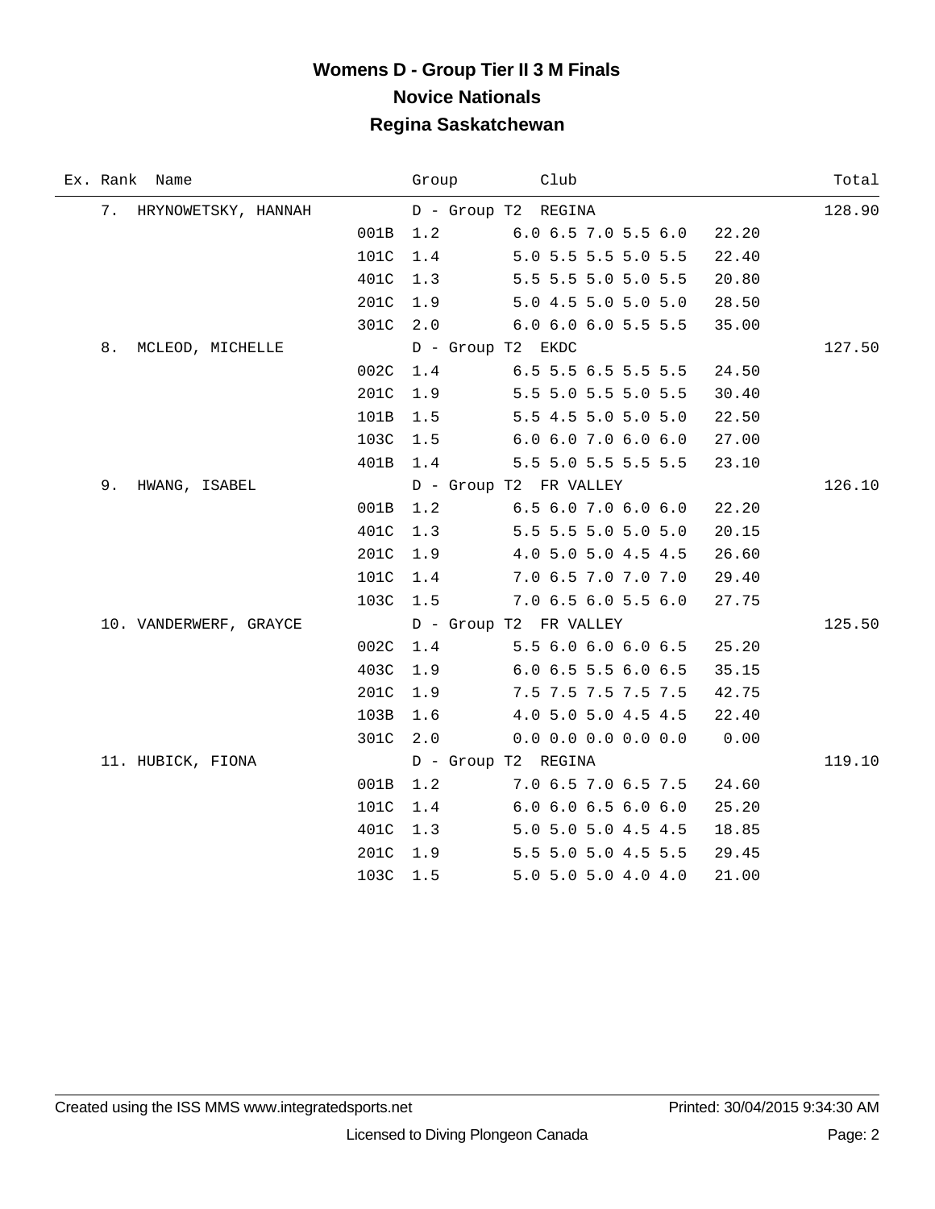# Womens D - Group Tier II 3 M Finals
## Novice Nationals
## Regina Saskatchewan

| Ex. | Rank | Name | Dive | DD | Group / Scores | Club | Points | Total |
|---|---|---|---|---|---|---|---|---|
| | 7. | HRYNOWETSKY, HANNAH | | | D - Group T2 | REGINA | | 128.90 |
| | | | 001B | 1.2 | 6.0 6.5 7.0 5.5 6.0 | | 22.20 | |
| | | | 101C | 1.4 | 5.0 5.5 5.5 5.0 5.5 | | 22.40 | |
| | | | 401C | 1.3 | 5.5 5.5 5.0 5.0 5.5 | | 20.80 | |
| | | | 201C | 1.9 | 5.0 4.5 5.0 5.0 5.0 | | 28.50 | |
| | | | 301C | 2.0 | 6.0 6.0 6.0 5.5 5.5 | | 35.00 | |
| | 8. | MCLEOD, MICHELLE | | | D - Group T2 | EKDC | | 127.50 |
| | | | 002C | 1.4 | 6.5 5.5 6.5 5.5 5.5 | | 24.50 | |
| | | | 201C | 1.9 | 5.5 5.0 5.5 5.0 5.5 | | 30.40 | |
| | | | 101B | 1.5 | 5.5 4.5 5.0 5.0 5.0 | | 22.50 | |
| | | | 103C | 1.5 | 6.0 6.0 7.0 6.0 6.0 | | 27.00 | |
| | | | 401B | 1.4 | 5.5 5.0 5.5 5.5 5.5 | | 23.10 | |
| | 9. | HWANG, ISABEL | | | D - Group T2 | FR VALLEY | | 126.10 |
| | | | 001B | 1.2 | 6.5 6.0 7.0 6.0 6.0 | | 22.20 | |
| | | | 401C | 1.3 | 5.5 5.5 5.0 5.0 5.0 | | 20.15 | |
| | | | 201C | 1.9 | 4.0 5.0 5.0 4.5 4.5 | | 26.60 | |
| | | | 101C | 1.4 | 7.0 6.5 7.0 7.0 7.0 | | 29.40 | |
| | | | 103C | 1.5 | 7.0 6.5 6.0 5.5 6.0 | | 27.75 | |
| | 10. | VANDERWERF, GRAYCE | | | D - Group T2 | FR VALLEY | | 125.50 |
| | | | 002C | 1.4 | 5.5 6.0 6.0 6.0 6.5 | | 25.20 | |
| | | | 403C | 1.9 | 6.0 6.5 5.5 6.0 6.5 | | 35.15 | |
| | | | 201C | 1.9 | 7.5 7.5 7.5 7.5 7.5 | | 42.75 | |
| | | | 103B | 1.6 | 4.0 5.0 5.0 4.5 4.5 | | 22.40 | |
| | | | 301C | 2.0 | 0.0 0.0 0.0 0.0 0.0 | | 0.00 | |
| | 11. | HUBICK, FIONA | | | D - Group T2 | REGINA | | 119.10 |
| | | | 001B | 1.2 | 7.0 6.5 7.0 6.5 7.5 | | 24.60 | |
| | | | 101C | 1.4 | 6.0 6.0 6.5 6.0 6.0 | | 25.20 | |
| | | | 401C | 1.3 | 5.0 5.0 5.0 4.5 4.5 | | 18.85 | |
| | | | 201C | 1.9 | 5.5 5.0 5.0 4.5 5.5 | | 29.45 | |
| | | | 103C | 1.5 | 5.0 5.0 5.0 4.0 4.0 | | 21.00 | |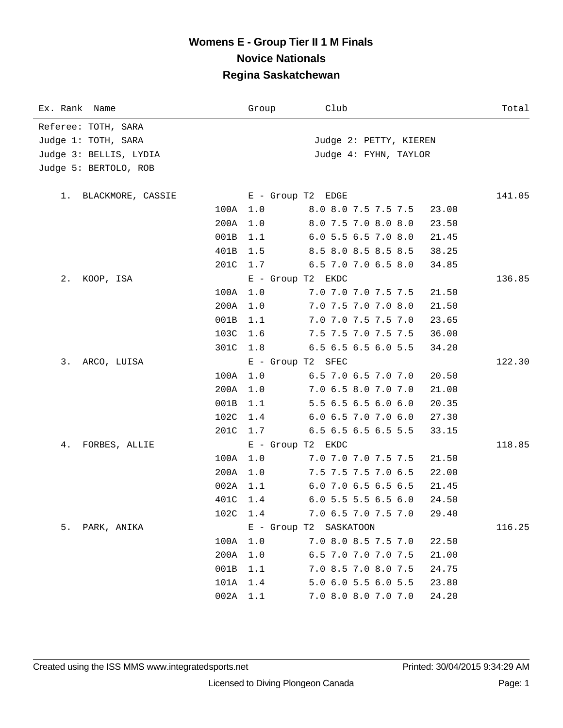# Womens E - Group Tier II 1 M Finals

## Novice Nationals

## Regina Saskatchewan

| Ex. Rank | Name | Group | Club | | Total |
|---|---|---|---|---|---|

Referee: TOTH, SARA

Judge 1: TOTH, SARA — Judge 2: PETTY, KIEREN

Judge 3: BELLIS, LYDIA — Judge 4: FYHN, TAYLOR

Judge 5: BERTOLO, ROB

| Rank | Name / Dive | DD / Group | Scores / Club | Points | Total |
|---|---|---|---|---|---|
| 1. | BLACKMORE, CASSIE | E - Group T2 | EDGE | | 141.05 |
| | 100A | 1.0 | 8.0 8.0 7.5 7.5 7.5 | 23.00 | |
| | 200A | 1.0 | 8.0 7.5 7.0 8.0 8.0 | 23.50 | |
| | 001B | 1.1 | 6.0 5.5 6.5 7.0 8.0 | 21.45 | |
| | 401B | 1.5 | 8.5 8.0 8.5 8.5 8.5 | 38.25 | |
| | 201C | 1.7 | 6.5 7.0 7.0 6.5 8.0 | 34.85 | |
| 2. | KOOP, ISA | E - Group T2 | EKDC | | 136.85 |
| | 100A | 1.0 | 7.0 7.0 7.0 7.5 7.5 | 21.50 | |
| | 200A | 1.0 | 7.0 7.5 7.0 7.0 8.0 | 21.50 | |
| | 001B | 1.1 | 7.0 7.0 7.5 7.5 7.0 | 23.65 | |
| | 103C | 1.6 | 7.5 7.5 7.0 7.5 7.5 | 36.00 | |
| | 301C | 1.8 | 6.5 6.5 6.5 6.0 5.5 | 34.20 | |
| 3. | ARCO, LUISA | E - Group T2 | SFEC | | 122.30 |
| | 100A | 1.0 | 6.5 7.0 6.5 7.0 7.0 | 20.50 | |
| | 200A | 1.0 | 7.0 6.5 8.0 7.0 7.0 | 21.00 | |
| | 001B | 1.1 | 5.5 6.5 6.5 6.0 6.0 | 20.35 | |
| | 102C | 1.4 | 6.0 6.5 7.0 7.0 6.0 | 27.30 | |
| | 201C | 1.7 | 6.5 6.5 6.5 6.5 5.5 | 33.15 | |
| 4. | FORBES, ALLIE | E - Group T2 | EKDC | | 118.85 |
| | 100A | 1.0 | 7.0 7.0 7.0 7.5 7.5 | 21.50 | |
| | 200A | 1.0 | 7.5 7.5 7.5 7.0 6.5 | 22.00 | |
| | 002A | 1.1 | 6.0 7.0 6.5 6.5 6.5 | 21.45 | |
| | 401C | 1.4 | 6.0 5.5 5.5 6.5 6.0 | 24.50 | |
| | 102C | 1.4 | 7.0 6.5 7.0 7.5 7.0 | 29.40 | |
| 5. | PARK, ANIKA | E - Group T2 | SASKATOON | | 116.25 |
| | 100A | 1.0 | 7.0 8.0 8.5 7.5 7.0 | 22.50 | |
| | 200A | 1.0 | 6.5 7.0 7.0 7.0 7.5 | 21.00 | |
| | 001B | 1.1 | 7.0 8.5 7.0 8.0 7.5 | 24.75 | |
| | 101A | 1.4 | 5.0 6.0 5.5 6.0 5.5 | 23.80 | |
| | 002A | 1.1 | 7.0 8.0 8.0 7.0 7.0 | 24.20 | |

Created using the ISS MMS www.integratedsports.net — Printed: 30/04/2015 9:34:29 AM

Licensed to Diving Plongeon Canada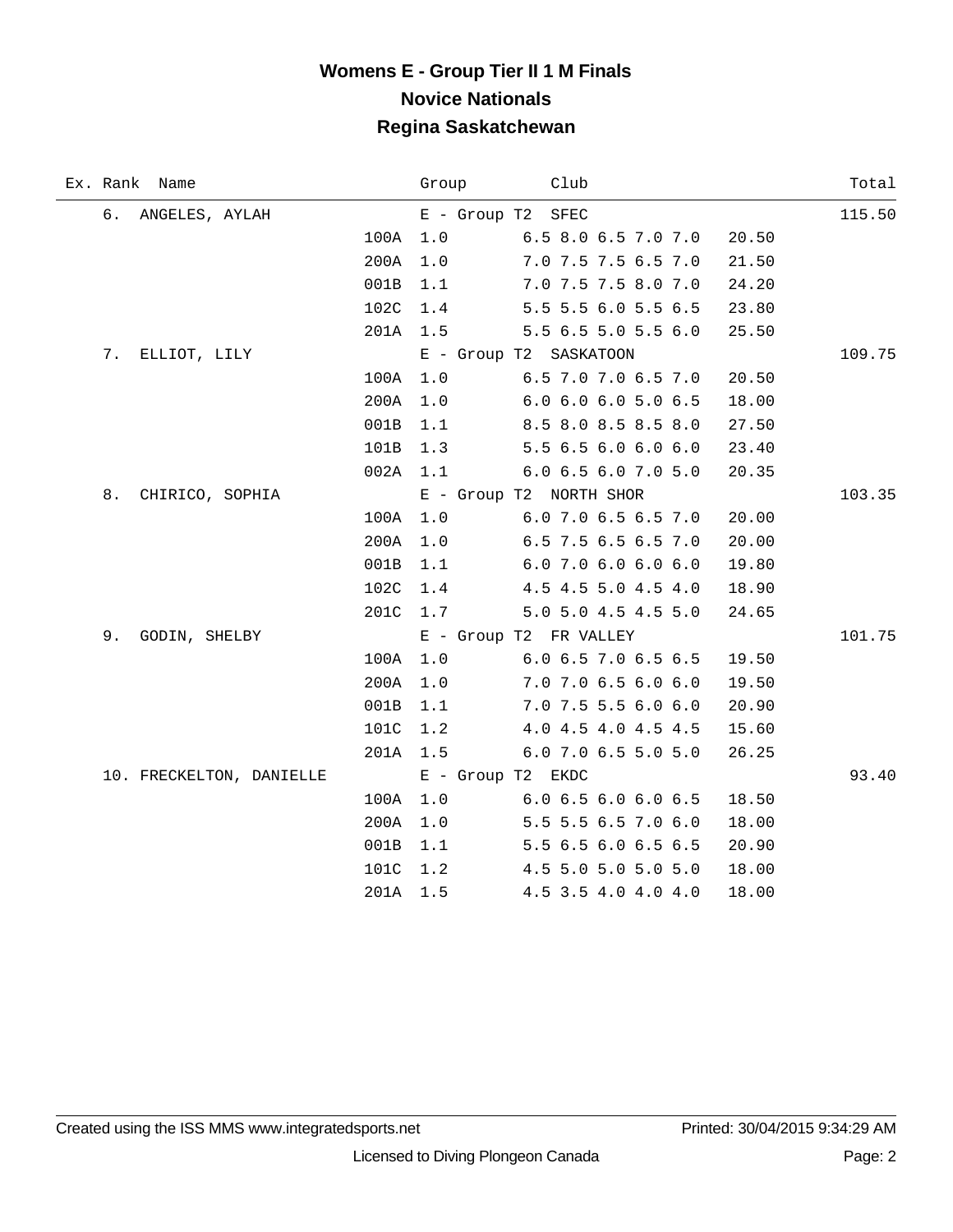# Womens E - Group Tier II 1 M Finals
## Novice Nationals
## Regina Saskatchewan

| Ex. Rank | Name | | Group | Club | | Total |
|---|---|---|---|---|---|---|
| 6. | ANGELES, AYLAH | | E - Group T2 | SFEC | | 115.50 |
| | | 100A | 1.0 | 6.5 8.0 6.5 7.0 7.0 | 20.50 | |
| | | 200A | 1.0 | 7.0 7.5 7.5 6.5 7.0 | 21.50 | |
| | | 001B | 1.1 | 7.0 7.5 7.5 8.0 7.0 | 24.20 | |
| | | 102C | 1.4 | 5.5 5.5 6.0 5.5 6.5 | 23.80 | |
| | | 201A | 1.5 | 5.5 6.5 5.0 5.5 6.0 | 25.50 | |
| 7. | ELLIOT, LILY | | E - Group T2 | SASKATOON | | 109.75 |
| | | 100A | 1.0 | 6.5 7.0 7.0 6.5 7.0 | 20.50 | |
| | | 200A | 1.0 | 6.0 6.0 6.0 5.0 6.5 | 18.00 | |
| | | 001B | 1.1 | 8.5 8.0 8.5 8.5 8.0 | 27.50 | |
| | | 101B | 1.3 | 5.5 6.5 6.0 6.0 6.0 | 23.40 | |
| | | 002A | 1.1 | 6.0 6.5 6.0 7.0 5.0 | 20.35 | |
| 8. | CHIRICO, SOPHIA | | E - Group T2 | NORTH SHOR | | 103.35 |
| | | 100A | 1.0 | 6.0 7.0 6.5 6.5 7.0 | 20.00 | |
| | | 200A | 1.0 | 6.5 7.5 6.5 6.5 7.0 | 20.00 | |
| | | 001B | 1.1 | 6.0 7.0 6.0 6.0 6.0 | 19.80 | |
| | | 102C | 1.4 | 4.5 4.5 5.0 4.5 4.0 | 18.90 | |
| | | 201C | 1.7 | 5.0 5.0 4.5 4.5 5.0 | 24.65 | |
| 9. | GODIN, SHELBY | | E - Group T2 | FR VALLEY | | 101.75 |
| | | 100A | 1.0 | 6.0 6.5 7.0 6.5 6.5 | 19.50 | |
| | | 200A | 1.0 | 7.0 7.0 6.5 6.0 6.0 | 19.50 | |
| | | 001B | 1.1 | 7.0 7.5 5.5 6.0 6.0 | 20.90 | |
| | | 101C | 1.2 | 4.0 4.5 4.0 4.5 4.5 | 15.60 | |
| | | 201A | 1.5 | 6.0 7.0 6.5 5.0 5.0 | 26.25 | |
| 10. | FRECKELTON, DANIELLE | | E - Group T2 | EKDC | | 93.40 |
| | | 100A | 1.0 | 6.0 6.5 6.0 6.0 6.5 | 18.50 | |
| | | 200A | 1.0 | 5.5 5.5 6.5 7.0 6.0 | 18.00 | |
| | | 001B | 1.1 | 5.5 6.5 6.0 6.5 6.5 | 20.90 | |
| | | 101C | 1.2 | 4.5 5.0 5.0 5.0 5.0 | 18.00 | |
| | | 201A | 1.5 | 4.5 3.5 4.0 4.0 4.0 | 18.00 | |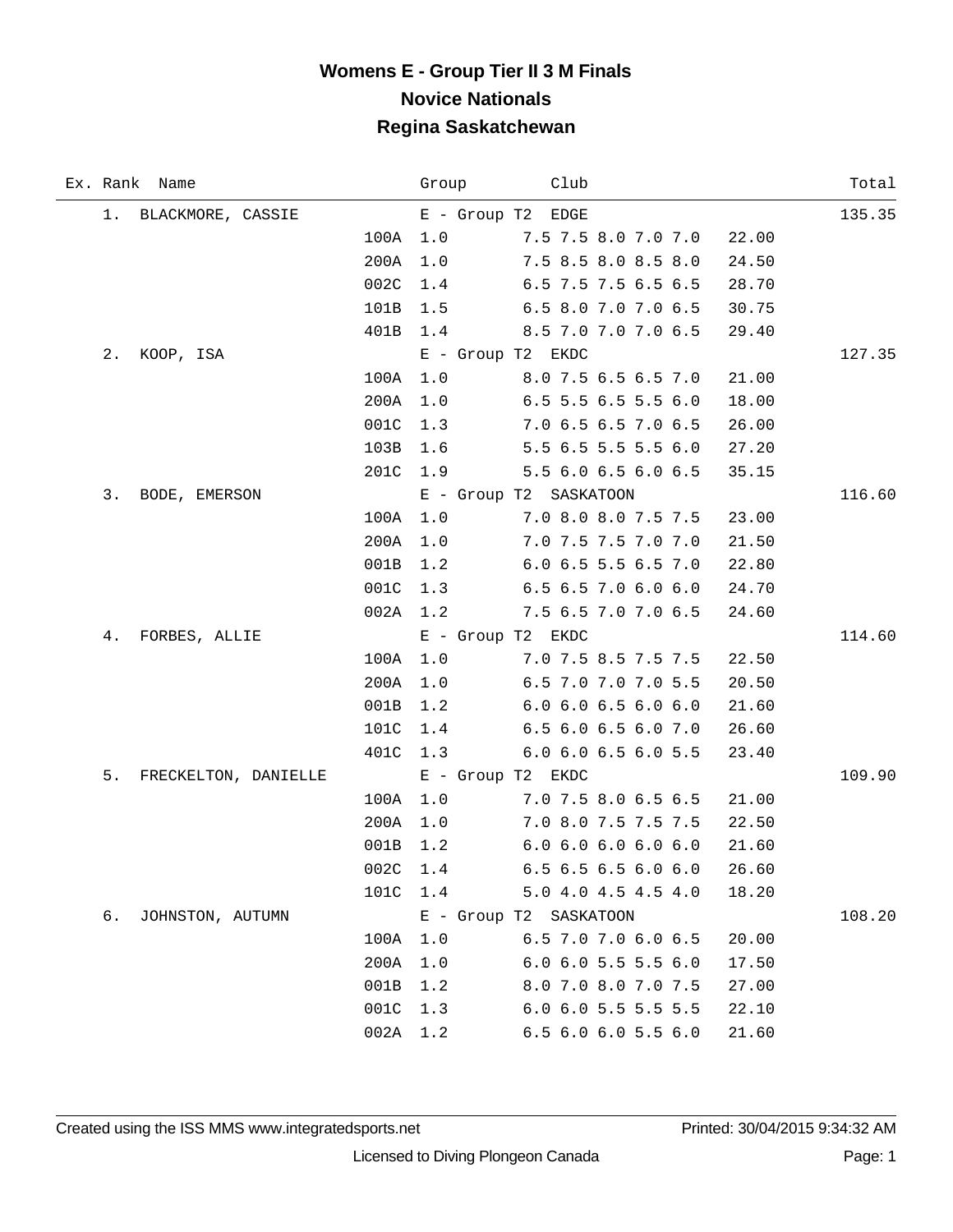# Womens E - Group Tier II 3 M Finals

## Novice Nationals

## Regina Saskatchewan

| Ex. | Rank | Name | Dive | DD | Group / Scores | Club | Points | Total |
|---|---|---|---|---|---|---|---|---|
| | 1. | BLACKMORE, CASSIE | | | E - Group T2 | EDGE | | 135.35 |
| | | | 100A | 1.0 | 7.5 7.5 8.0 7.0 7.0 | | 22.00 | |
| | | | 200A | 1.0 | 7.5 8.5 8.0 8.5 8.0 | | 24.50 | |
| | | | 002C | 1.4 | 6.5 7.5 7.5 6.5 6.5 | | 28.70 | |
| | | | 101B | 1.5 | 6.5 8.0 7.0 7.0 6.5 | | 30.75 | |
| | | | 401B | 1.4 | 8.5 7.0 7.0 7.0 6.5 | | 29.40 | |
| | 2. | KOOP, ISA | | | E - Group T2 | EKDC | | 127.35 |
| | | | 100A | 1.0 | 8.0 7.5 6.5 6.5 7.0 | | 21.00 | |
| | | | 200A | 1.0 | 6.5 5.5 6.5 5.5 6.0 | | 18.00 | |
| | | | 001C | 1.3 | 7.0 6.5 6.5 7.0 6.5 | | 26.00 | |
| | | | 103B | 1.6 | 5.5 6.5 5.5 5.5 6.0 | | 27.20 | |
| | | | 201C | 1.9 | 5.5 6.0 6.5 6.0 6.5 | | 35.15 | |
| | 3. | BODE, EMERSON | | | E - Group T2 | SASKATOON | | 116.60 |
| | | | 100A | 1.0 | 7.0 8.0 8.0 7.5 7.5 | | 23.00 | |
| | | | 200A | 1.0 | 7.0 7.5 7.5 7.0 7.0 | | 21.50 | |
| | | | 001B | 1.2 | 6.0 6.5 5.5 6.5 7.0 | | 22.80 | |
| | | | 001C | 1.3 | 6.5 6.5 7.0 6.0 6.0 | | 24.70 | |
| | | | 002A | 1.2 | 7.5 6.5 7.0 7.0 6.5 | | 24.60 | |
| | 4. | FORBES, ALLIE | | | E - Group T2 | EKDC | | 114.60 |
| | | | 100A | 1.0 | 7.0 7.5 8.5 7.5 7.5 | | 22.50 | |
| | | | 200A | 1.0 | 6.5 7.0 7.0 7.0 5.5 | | 20.50 | |
| | | | 001B | 1.2 | 6.0 6.0 6.5 6.0 6.0 | | 21.60 | |
| | | | 101C | 1.4 | 6.5 6.0 6.5 6.0 7.0 | | 26.60 | |
| | | | 401C | 1.3 | 6.0 6.0 6.5 6.0 5.5 | | 23.40 | |
| | 5. | FRECKELTON, DANIELLE | | | E - Group T2 | EKDC | | 109.90 |
| | | | 100A | 1.0 | 7.0 7.5 8.0 6.5 6.5 | | 21.00 | |
| | | | 200A | 1.0 | 7.0 8.0 7.5 7.5 7.5 | | 22.50 | |
| | | | 001B | 1.2 | 6.0 6.0 6.0 6.0 6.0 | | 21.60 | |
| | | | 002C | 1.4 | 6.5 6.5 6.5 6.0 6.0 | | 26.60 | |
| | | | 101C | 1.4 | 5.0 4.0 4.5 4.5 4.0 | | 18.20 | |
| | 6. | JOHNSTON, AUTUMN | | | E - Group T2 | SASKATOON | | 108.20 |
| | | | 100A | 1.0 | 6.5 7.0 7.0 6.0 6.5 | | 20.00 | |
| | | | 200A | 1.0 | 6.0 6.0 5.5 5.5 6.0 | | 17.50 | |
| | | | 001B | 1.2 | 8.0 7.0 8.0 7.0 7.5 | | 27.00 | |
| | | | 001C | 1.3 | 6.0 6.0 5.5 5.5 5.5 | | 22.10 | |
| | | | 002A | 1.2 | 6.5 6.0 6.0 5.5 6.0 | | 21.60 | |

Created using the ISS MMS www.integratedsports.net — Printed: 30/04/2015 9:34:32 AM

Licensed to Diving Plongeon Canada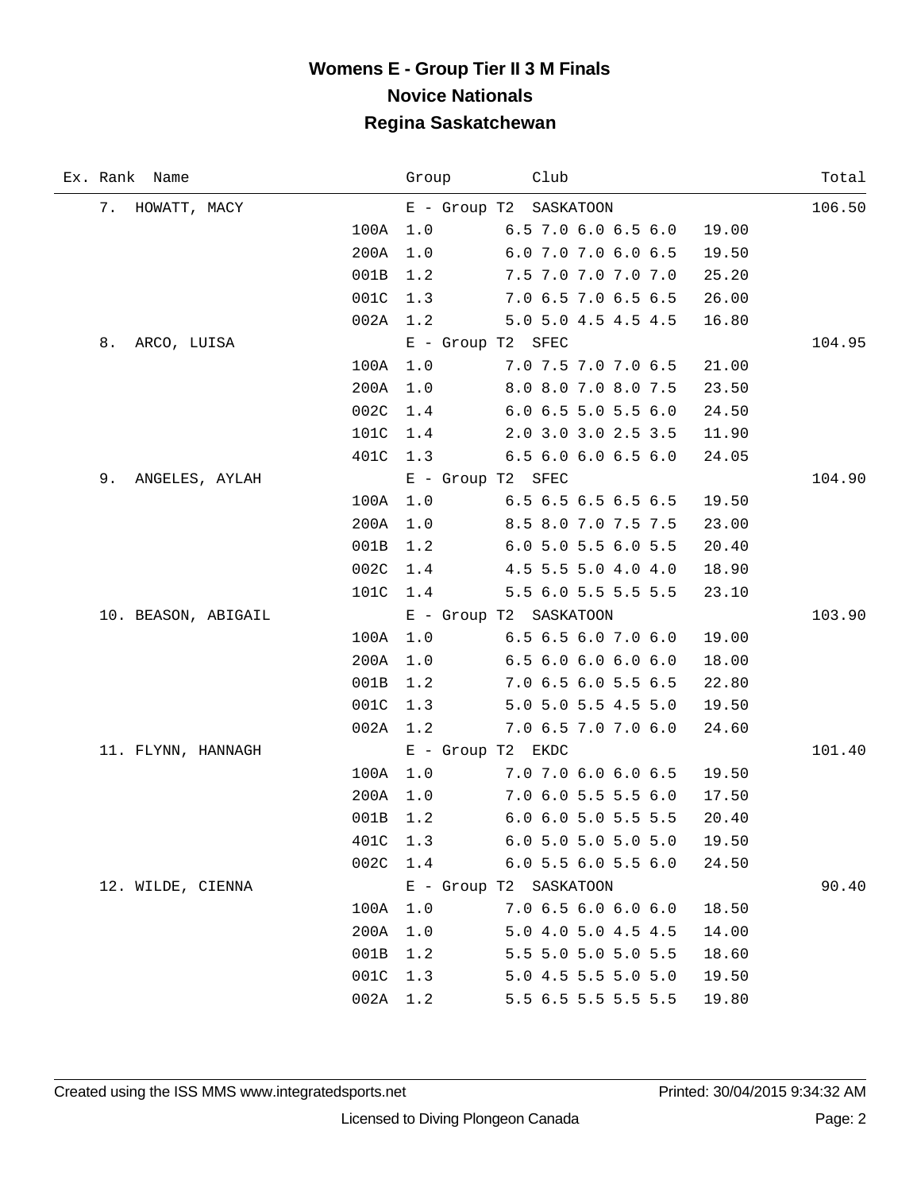# Womens E - Group Tier II 3 M Finals
## Novice Nationals
## Regina Saskatchewan

| Ex. Rank | Name | | Group | Club | | Total |
|---|---|---|---|---|---|---|
| 7. | HOWATT, MACY | | E - Group T2 | SASKATOON | | 106.50 |
| | | 100A | 1.0 | 6.5 7.0 6.0 6.5 6.0 | 19.00 | |
| | | 200A | 1.0 | 6.0 7.0 7.0 6.0 6.5 | 19.50 | |
| | | 001B | 1.2 | 7.5 7.0 7.0 7.0 7.0 | 25.20 | |
| | | 001C | 1.3 | 7.0 6.5 7.0 6.5 6.5 | 26.00 | |
| | | 002A | 1.2 | 5.0 5.0 4.5 4.5 4.5 | 16.80 | |
| 8. | ARCO, LUISA | | E - Group T2 | SFEC | | 104.95 |
| | | 100A | 1.0 | 7.0 7.5 7.0 7.0 6.5 | 21.00 | |
| | | 200A | 1.0 | 8.0 8.0 7.0 8.0 7.5 | 23.50 | |
| | | 002C | 1.4 | 6.0 6.5 5.0 5.5 6.0 | 24.50 | |
| | | 101C | 1.4 | 2.0 3.0 3.0 2.5 3.5 | 11.90 | |
| | | 401C | 1.3 | 6.5 6.0 6.0 6.5 6.0 | 24.05 | |
| 9. | ANGELES, AYLAH | | E - Group T2 | SFEC | | 104.90 |
| | | 100A | 1.0 | 6.5 6.5 6.5 6.5 6.5 | 19.50 | |
| | | 200A | 1.0 | 8.5 8.0 7.0 7.5 7.5 | 23.00 | |
| | | 001B | 1.2 | 6.0 5.0 5.5 6.0 5.5 | 20.40 | |
| | | 002C | 1.4 | 4.5 5.5 5.0 4.0 4.0 | 18.90 | |
| | | 101C | 1.4 | 5.5 6.0 5.5 5.5 5.5 | 23.10 | |
| 10. | BEASON, ABIGAIL | | E - Group T2 | SASKATOON | | 103.90 |
| | | 100A | 1.0 | 6.5 6.5 6.0 7.0 6.0 | 19.00 | |
| | | 200A | 1.0 | 6.5 6.0 6.0 6.0 6.0 | 18.00 | |
| | | 001B | 1.2 | 7.0 6.5 6.0 5.5 6.5 | 22.80 | |
| | | 001C | 1.3 | 5.0 5.0 5.5 4.5 5.0 | 19.50 | |
| | | 002A | 1.2 | 7.0 6.5 7.0 7.0 6.0 | 24.60 | |
| 11. | FLYNN, HANNAGH | | E - Group T2 | EKDC | | 101.40 |
| | | 100A | 1.0 | 7.0 7.0 6.0 6.0 6.5 | 19.50 | |
| | | 200A | 1.0 | 7.0 6.0 5.5 5.5 6.0 | 17.50 | |
| | | 001B | 1.2 | 6.0 6.0 5.0 5.5 5.5 | 20.40 | |
| | | 401C | 1.3 | 6.0 5.0 5.0 5.0 5.0 | 19.50 | |
| | | 002C | 1.4 | 6.0 5.5 6.0 5.5 6.0 | 24.50 | |
| 12. | WILDE, CIENNA | | E - Group T2 | SASKATOON | | 90.40 |
| | | 100A | 1.0 | 7.0 6.5 6.0 6.0 6.0 | 18.50 | |
| | | 200A | 1.0 | 5.0 4.0 5.0 4.5 4.5 | 14.00 | |
| | | 001B | 1.2 | 5.5 5.0 5.0 5.0 5.5 | 18.60 | |
| | | 001C | 1.3 | 5.0 4.5 5.5 5.0 5.0 | 19.50 | |
| | | 002A | 1.2 | 5.5 6.5 5.5 5.5 5.5 | 19.80 | |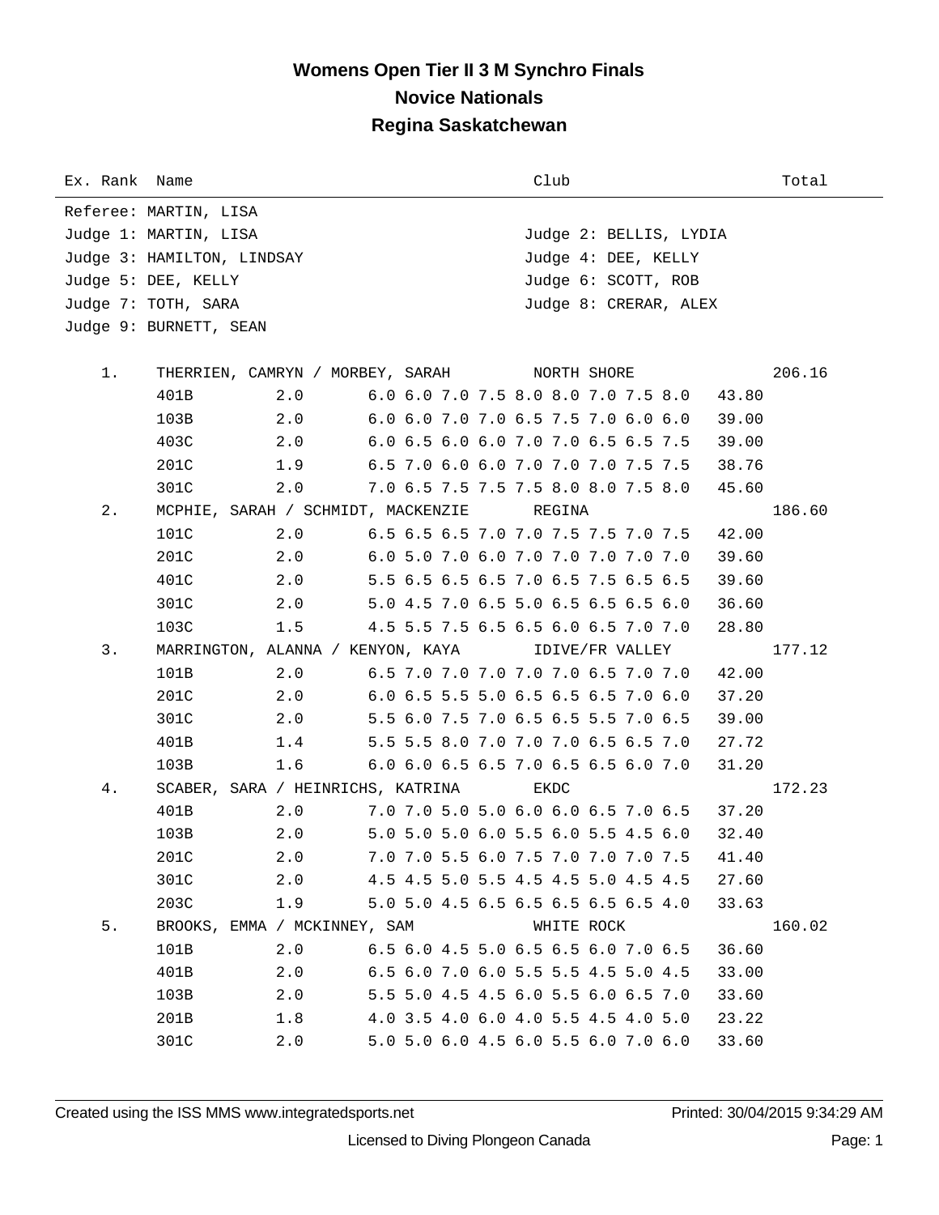# Womens Open Tier II 3 M Synchro Finals
## Novice Nationals
## Regina Saskatchewan

| Ex. Rank | Name | Club | Total |
|---|---|---|---|

Referee: MARTIN, LISA

Judge 1: MARTIN, LISA — Judge 2: BELLIS, LYDIA
Judge 3: HAMILTON, LINDSAY — Judge 4: DEE, KELLY
Judge 5: DEE, KELLY — Judge 6: SCOTT, ROB
Judge 7: TOTH, SARA — Judge 8: CRERAR, ALEX
Judge 9: BURNETT, SEAN

| Rank | Name / Dive | DD | Scores | Points | Club | Total |
|---|---|---|---|---|---|---|
| 1. | THERRIEN, CAMRYN / MORBEY, SARAH | | | | NORTH SHORE | 206.16 |
| | 401B | 2.0 | 6.0 6.0 7.0 7.5 8.0 8.0 7.0 7.5 8.0 | 43.80 | | |
| | 103B | 2.0 | 6.0 6.0 7.0 7.0 6.5 7.5 7.0 6.0 6.0 | 39.00 | | |
| | 403C | 2.0 | 6.0 6.5 6.0 6.0 7.0 7.0 6.5 6.5 7.5 | 39.00 | | |
| | 201C | 1.9 | 6.5 7.0 6.0 6.0 7.0 7.0 7.0 7.5 7.5 | 38.76 | | |
| | 301C | 2.0 | 7.0 6.5 7.5 7.5 7.5 8.0 8.0 7.5 8.0 | 45.60 | | |
| 2. | MCPHIE, SARAH / SCHMIDT, MACKENZIE | | | | REGINA | 186.60 |
| | 101C | 2.0 | 6.5 6.5 6.5 7.0 7.0 7.5 7.5 7.0 7.5 | 42.00 | | |
| | 201C | 2.0 | 6.0 5.0 7.0 6.0 7.0 7.0 7.0 7.0 7.0 | 39.60 | | |
| | 401C | 2.0 | 5.5 6.5 6.5 6.5 7.0 6.5 7.5 6.5 6.5 | 39.60 | | |
| | 301C | 2.0 | 5.0 4.5 7.0 6.5 5.0 6.5 6.5 6.5 6.0 | 36.60 | | |
| | 103C | 1.5 | 4.5 5.5 7.5 6.5 6.5 6.0 6.5 7.0 7.0 | 28.80 | | |
| 3. | MARRINGTON, ALANNA / KENYON, KAYA | | | | IDIVE/FR VALLEY | 177.12 |
| | 101B | 2.0 | 6.5 7.0 7.0 7.0 7.0 7.0 6.5 7.0 7.0 | 42.00 | | |
| | 201C | 2.0 | 6.0 6.5 5.5 5.0 6.5 6.5 6.5 7.0 6.0 | 37.20 | | |
| | 301C | 2.0 | 5.5 6.0 7.5 7.0 6.5 6.5 5.5 7.0 6.5 | 39.00 | | |
| | 401B | 1.4 | 5.5 5.5 8.0 7.0 7.0 7.0 6.5 6.5 7.0 | 27.72 | | |
| | 103B | 1.6 | 6.0 6.0 6.5 6.5 7.0 6.5 6.5 6.0 7.0 | 31.20 | | |
| 4. | SCABER, SARA / HEINRICHS, KATRINA | | | | EKDC | 172.23 |
| | 401B | 2.0 | 7.0 7.0 5.0 5.0 6.0 6.0 6.5 7.0 6.5 | 37.20 | | |
| | 103B | 2.0 | 5.0 5.0 5.0 6.0 5.5 6.0 5.5 4.5 6.0 | 32.40 | | |
| | 201C | 2.0 | 7.0 7.0 5.5 6.0 7.5 7.0 7.0 7.0 7.5 | 41.40 | | |
| | 301C | 2.0 | 4.5 4.5 5.0 5.5 4.5 4.5 5.0 4.5 4.5 | 27.60 | | |
| | 203C | 1.9 | 5.0 5.0 4.5 6.5 6.5 6.5 6.5 6.5 4.0 | 33.63 | | |
| 5. | BROOKS, EMMA / MCKINNEY, SAM | | | | WHITE ROCK | 160.02 |
| | 101B | 2.0 | 6.5 6.0 4.5 5.0 6.5 6.5 6.0 7.0 6.5 | 36.60 | | |
| | 401B | 2.0 | 6.5 6.0 7.0 6.0 5.5 5.5 4.5 5.0 4.5 | 33.00 | | |
| | 103B | 2.0 | 5.5 5.0 4.5 4.5 6.0 5.5 6.0 6.5 7.0 | 33.60 | | |
| | 201B | 1.8 | 4.0 3.5 4.0 6.0 4.0 5.5 4.5 4.0 5.0 | 23.22 | | |
| | 301C | 2.0 | 5.0 5.0 6.0 4.5 6.0 5.5 6.0 7.0 6.0 | 33.60 | | |

Created using the ISS MMS www.integratedsports.net — Printed: 30/04/2015 9:34:29 AM

Licensed to Diving Plongeon Canada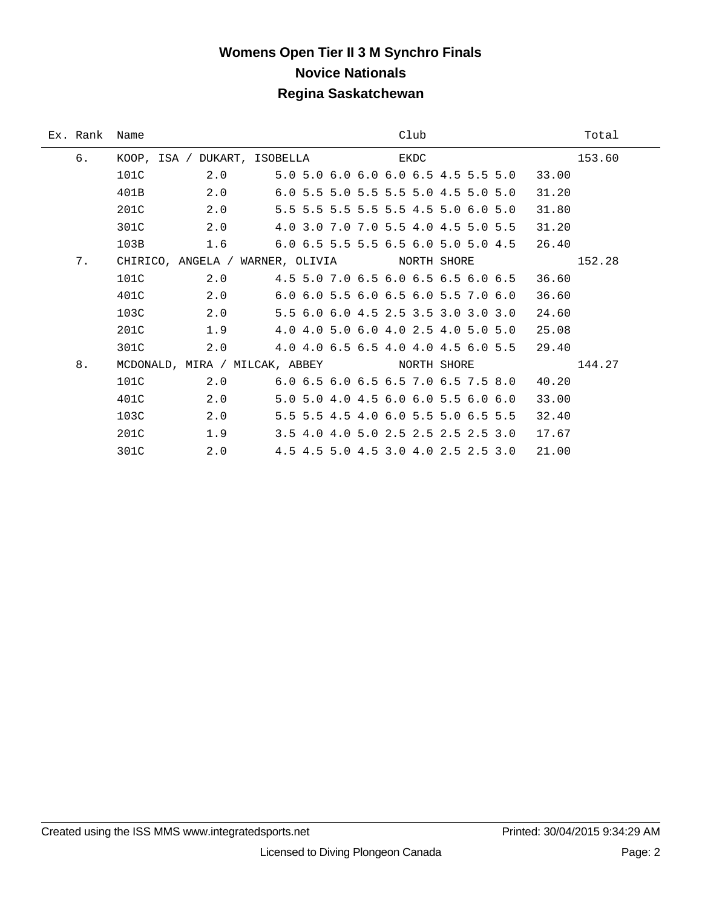# Womens Open Tier II 3 M Synchro Finals

## Novice Nationals

## Regina Saskatchewan

| Ex. Rank | Name | | | Club | Total |
|---|---|---|---|---|---|
| 6. | KOOP, ISA / DUKART, ISOBELLA | | | EKDC | 153.60 |
| | 101C | 2.0 | 5.0 5.0 6.0 6.0 6.0 6.5 4.5 5.5 5.0 | 33.00 | |
| | 401B | 2.0 | 6.0 5.5 5.0 5.5 5.5 5.0 4.5 5.0 5.0 | 31.20 | |
| | 201C | 2.0 | 5.5 5.5 5.5 5.5 5.5 4.5 5.0 6.0 5.0 | 31.80 | |
| | 301C | 2.0 | 4.0 3.0 7.0 7.0 5.5 4.0 4.5 5.0 5.5 | 31.20 | |
| | 103B | 1.6 | 6.0 6.5 5.5 5.5 6.5 6.0 5.0 5.0 4.5 | 26.40 | |
| 7. | CHIRICO, ANGELA / WARNER, OLIVIA | | | NORTH SHORE | 152.28 |
| | 101C | 2.0 | 4.5 5.0 7.0 6.5 6.0 6.5 6.5 6.0 6.5 | 36.60 | |
| | 401C | 2.0 | 6.0 6.0 5.5 6.0 6.5 6.0 5.5 7.0 6.0 | 36.60 | |
| | 103C | 2.0 | 5.5 6.0 6.0 4.5 2.5 3.5 3.0 3.0 3.0 | 24.60 | |
| | 201C | 1.9 | 4.0 4.0 5.0 6.0 4.0 2.5 4.0 5.0 5.0 | 25.08 | |
| | 301C | 2.0 | 4.0 4.0 6.5 6.5 4.0 4.0 4.5 6.0 5.5 | 29.40 | |
| 8. | MCDONALD, MIRA / MILCAK, ABBEY | | | NORTH SHORE | 144.27 |
| | 101C | 2.0 | 6.0 6.5 6.0 6.5 6.5 7.0 6.5 7.5 8.0 | 40.20 | |
| | 401C | 2.0 | 5.0 5.0 4.0 4.5 6.0 6.0 5.5 6.0 6.0 | 33.00 | |
| | 103C | 2.0 | 5.5 5.5 4.5 4.0 6.0 5.5 5.0 6.5 5.5 | 32.40 | |
| | 201C | 1.9 | 3.5 4.0 4.0 5.0 2.5 2.5 2.5 2.5 3.0 | 17.67 | |
| | 301C | 2.0 | 4.5 4.5 5.0 4.5 3.0 4.0 2.5 2.5 3.0 | 21.00 | |

Created using the ISS MMS www.integratedsports.net    Printed: 30/04/2015 9:34:29 AM

Licensed to Diving Plongeon Canada